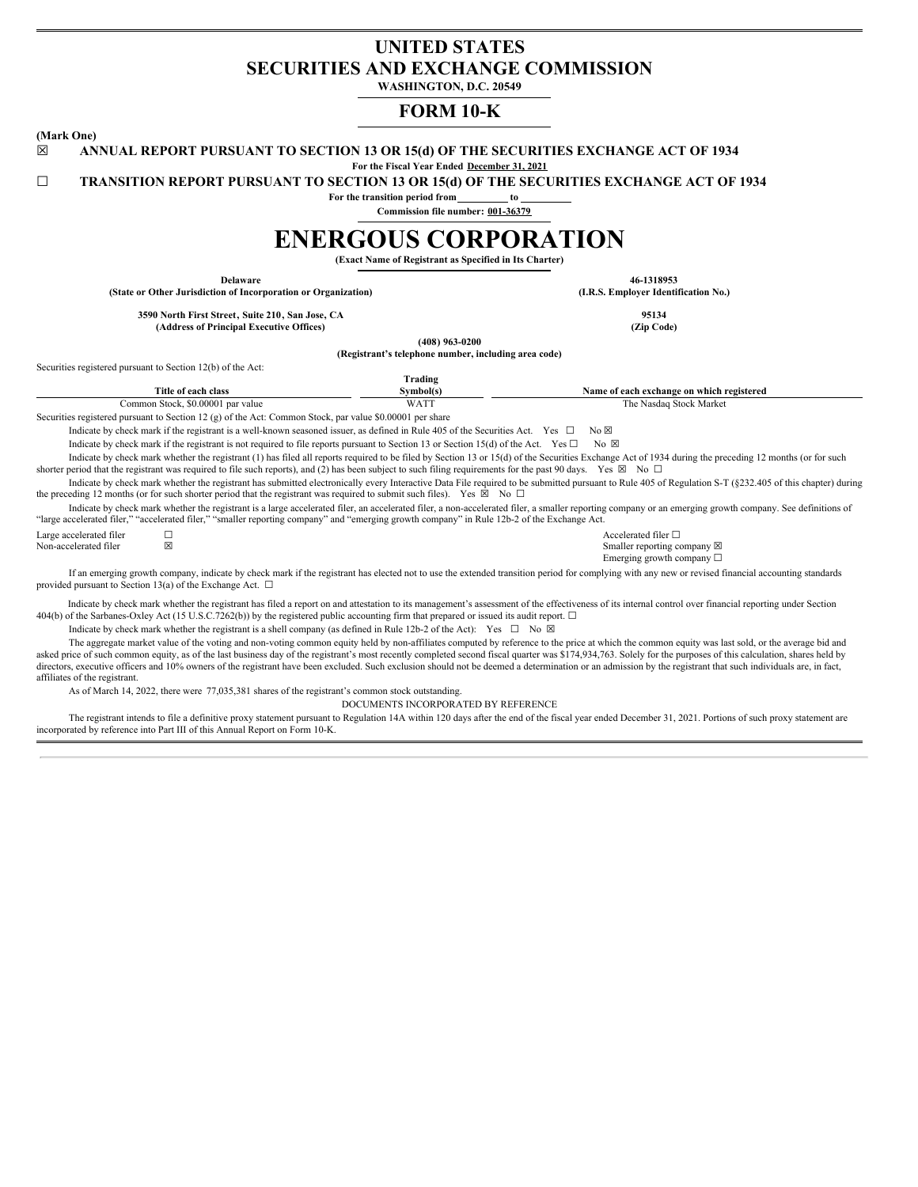# UNITED STATES
# SECURITIES AND EXCHANGE COMMISSION

**WASHINGTON, D.C. 20549**

## FORM 10-K

**(Mark One)**

☒ **ANNUAL REPORT PURSUANT TO SECTION 13 OR 15(d) OF THE SECURITIES EXCHANGE ACT OF 1934**

**For the Fiscal Year Ended December 31, 2021**

☐ **TRANSITION REPORT PURSUANT TO SECTION 13 OR 15(d) OF THE SECURITIES EXCHANGE ACT OF 1934**

**For the transition period from \_\_\_\_\_\_\_\_\_\_ to \_\_\_\_\_\_\_\_\_\_**

**Commission file number: 001-36379**

# ENERGOUS CORPORATION

**(Exact Name of Registrant as Specified in Its Charter)**

| | |
|---|---|
| **Delaware**<br>**(State or Other Jurisdiction of Incorporation or Organization)** | **46-1318953**<br>**(I.R.S. Employer Identification No.)** |
| **3590 North First Street, Suite 210, San Jose, CA**<br>**(Address of Principal Executive Offices)** | **95134**<br>**(Zip Code)** |

**(408) 963-0200**
**(Registrant's telephone number, including area code)**

Securities registered pursuant to Section 12(b) of the Act:

| Title of each class | Trading Symbol(s) | Name of each exchange on which registered |
|---|---|---|
| Common Stock, $0.00001 par value | WATT | The Nasdaq Stock Market |

Securities registered pursuant to Section 12 (g) of the Act: Common Stock, par value $0.00001 per share

Indicate by check mark if the registrant is a well-known seasoned issuer, as defined in Rule 405 of the Securities Act. Yes ☐ No ☒

Indicate by check mark if the registrant is not required to file reports pursuant to Section 13 or Section 15(d) of the Act. Yes ☐ No ☒

Indicate by check mark whether the registrant (1) has filed all reports required to be filed by Section 13 or 15(d) of the Securities Exchange Act of 1934 during the preceding 12 months (or for such shorter period that the registrant was required to file such reports), and (2) has been subject to such filing requirements for the past 90 days. Yes ☒ No ☐

Indicate by check mark whether the registrant has submitted electronically every Interactive Data File required to be submitted pursuant to Rule 405 of Regulation S-T (§232.405 of this chapter) during the preceding 12 months (or for such shorter period that the registrant was required to submit such files). Yes ☒ No ☐

Indicate by check mark whether the registrant is a large accelerated filer, an accelerated filer, a non-accelerated filer, a smaller reporting company or an emerging growth company. See definitions of "large accelerated filer," "accelerated filer," "smaller reporting company" and "emerging growth company" in Rule 12b-2 of the Exchange Act.

| | | |
|---|---|---|
| Large accelerated filer | ☐ | Accelerated filer ☐ |
| Non-accelerated filer | ☒ | Smaller reporting company ☒ |
| | | Emerging growth company ☐ |

If an emerging growth company, indicate by check mark if the registrant has elected not to use the extended transition period for complying with any new or revised financial accounting standards provided pursuant to Section 13(a) of the Exchange Act. ☐

Indicate by check mark whether the registrant has filed a report on and attestation to its management's assessment of the effectiveness of its internal control over financial reporting under Section 404(b) of the Sarbanes-Oxley Act (15 U.S.C.7262(b)) by the registered public accounting firm that prepared or issued its audit report. ☐

Indicate by check mark whether the registrant is a shell company (as defined in Rule 12b-2 of the Act): Yes ☐ No ☒

The aggregate market value of the voting and non-voting common equity held by non-affiliates computed by reference to the price at which the common equity was last sold, or the average bid and asked price of such common equity, as of the last business day of the registrant's most recently completed second fiscal quarter was $174,934,763. Solely for the purposes of this calculation, shares held by directors, executive officers and 10% owners of the registrant have been excluded. Such exclusion should not be deemed a determination or an admission by the registrant that such individuals are, in fact, affiliates of the registrant.

As of March 14, 2022, there were 77,035,381 shares of the registrant's common stock outstanding.

DOCUMENTS INCORPORATED BY REFERENCE

The registrant intends to file a definitive proxy statement pursuant to Regulation 14A within 120 days after the end of the fiscal year ended December 31, 2021. Portions of such proxy statement are incorporated by reference into Part III of this Annual Report on Form 10-K.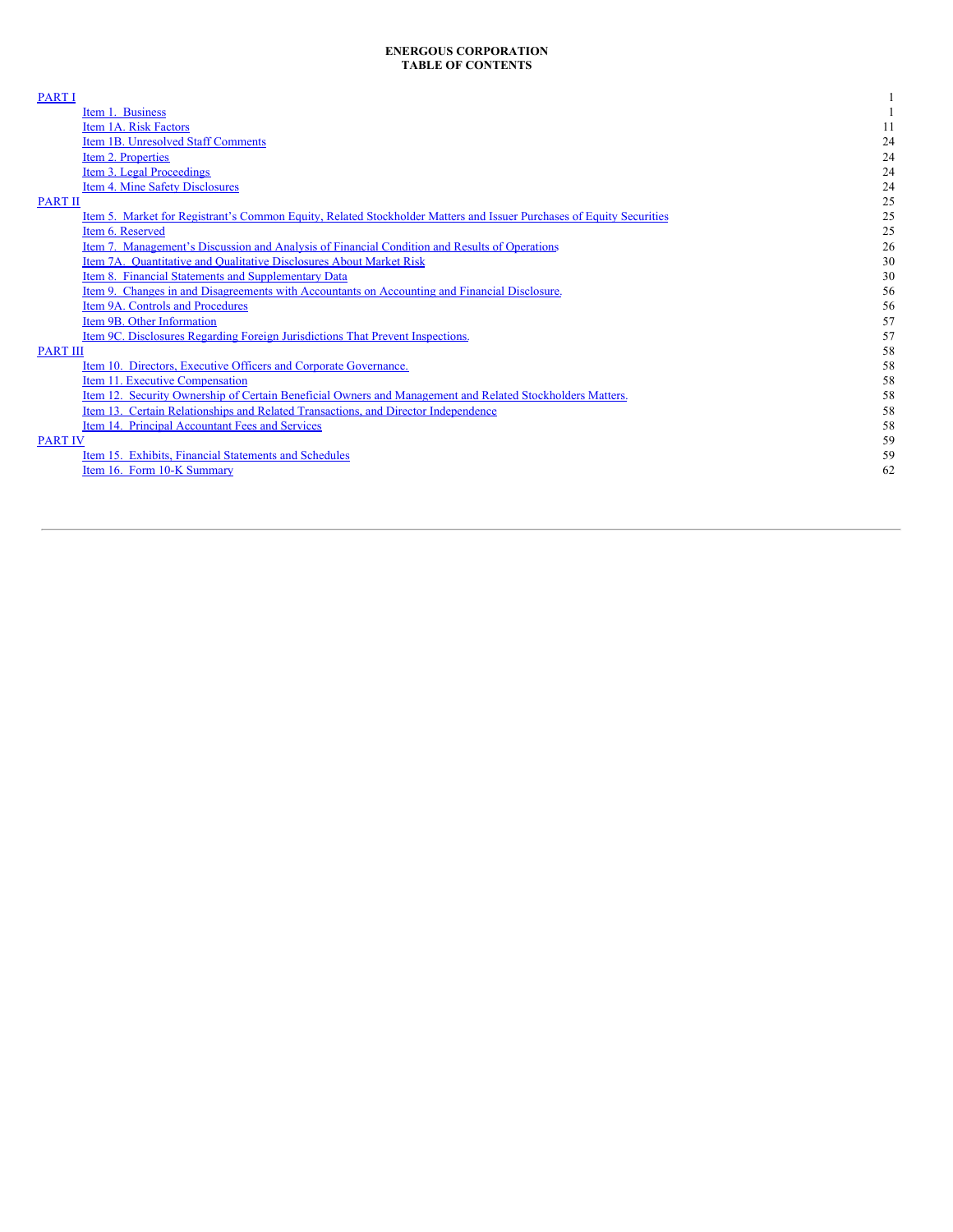**ENERGOUS CORPORATION**
**TABLE OF CONTENTS**

| | |
|---|---|
| PART I | 1 |
| Item 1. Business | 1 |
| Item 1A. Risk Factors | 11 |
| Item 1B. Unresolved Staff Comments | 24 |
| Item 2. Properties | 24 |
| Item 3. Legal Proceedings | 24 |
| Item 4. Mine Safety Disclosures | 24 |
| PART II | 25 |
| Item 5. Market for Registrant's Common Equity, Related Stockholder Matters and Issuer Purchases of Equity Securities | 25 |
| Item 6. Reserved | 25 |
| Item 7. Management's Discussion and Analysis of Financial Condition and Results of Operations | 26 |
| Item 7A. Quantitative and Qualitative Disclosures About Market Risk | 30 |
| Item 8. Financial Statements and Supplementary Data | 30 |
| Item 9. Changes in and Disagreements with Accountants on Accounting and Financial Disclosure. | 56 |
| Item 9A. Controls and Procedures | 56 |
| Item 9B. Other Information | 57 |
| Item 9C. Disclosures Regarding Foreign Jurisdictions That Prevent Inspections. | 57 |
| PART III | 58 |
| Item 10. Directors, Executive Officers and Corporate Governance. | 58 |
| Item 11. Executive Compensation | 58 |
| Item 12. Security Ownership of Certain Beneficial Owners and Management and Related Stockholders Matters. | 58 |
| Item 13. Certain Relationships and Related Transactions, and Director Independence | 58 |
| Item 14. Principal Accountant Fees and Services | 58 |
| PART IV | 59 |
| Item 15. Exhibits, Financial Statements and Schedules | 59 |
| Item 16. Form 10-K Summary | 62 |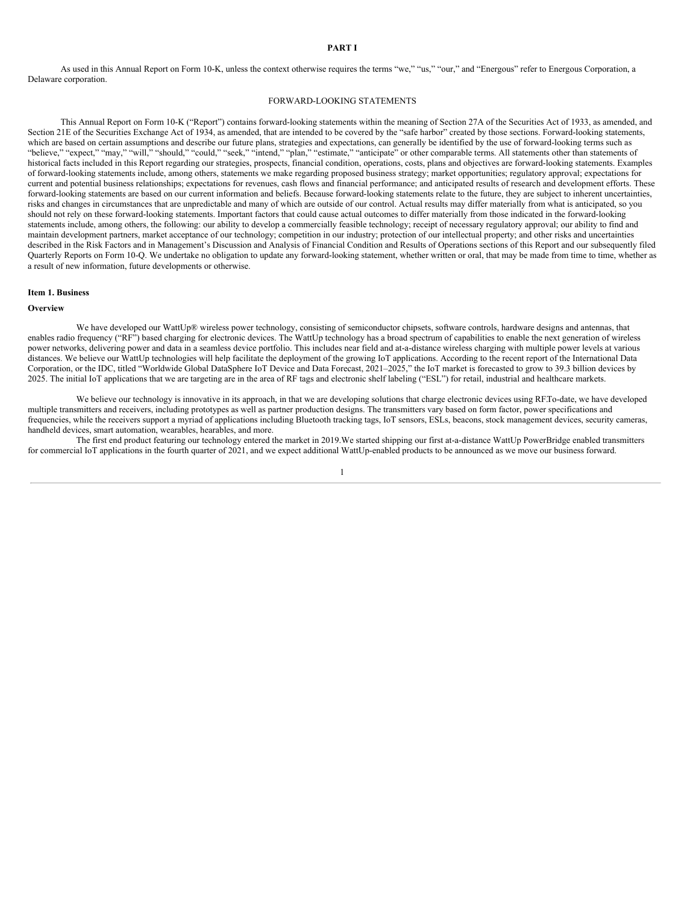# PART I

As used in this Annual Report on Form 10-K, unless the context otherwise requires the terms "we," "us," "our," and "Energous" refer to Energous Corporation, a Delaware corporation.

## FORWARD-LOOKING STATEMENTS

This Annual Report on Form 10-K ("Report") contains forward-looking statements within the meaning of Section 27A of the Securities Act of 1933, as amended, and Section 21E of the Securities Exchange Act of 1934, as amended, that are intended to be covered by the "safe harbor" created by those sections. Forward-looking statements, which are based on certain assumptions and describe our future plans, strategies and expectations, can generally be identified by the use of forward-looking terms such as "believe," "expect," "may," "will," "should," "could," "seek," "intend," "plan," "estimate," "anticipate" or other comparable terms. All statements other than statements of historical facts included in this Report regarding our strategies, prospects, financial condition, operations, costs, plans and objectives are forward-looking statements. Examples of forward-looking statements include, among others, statements we make regarding proposed business strategy; market opportunities; regulatory approval; expectations for current and potential business relationships; expectations for revenues, cash flows and financial performance; and anticipated results of research and development efforts. These forward-looking statements are based on our current information and beliefs. Because forward-looking statements relate to the future, they are subject to inherent uncertainties, risks and changes in circumstances that are unpredictable and many of which are outside of our control. Actual results may differ materially from what is anticipated, so you should not rely on these forward-looking statements. Important factors that could cause actual outcomes to differ materially from those indicated in the forward-looking statements include, among others, the following: our ability to develop a commercially feasible technology; receipt of necessary regulatory approval; our ability to find and maintain development partners, market acceptance of our technology; competition in our industry; protection of our intellectual property; and other risks and uncertainties described in the Risk Factors and in Management's Discussion and Analysis of Financial Condition and Results of Operations sections of this Report and our subsequently filed Quarterly Reports on Form 10-Q. We undertake no obligation to update any forward-looking statement, whether written or oral, that may be made from time to time, whether as a result of new information, future developments or otherwise.

## Item 1. Business

### Overview

We have developed our WattUp® wireless power technology, consisting of semiconductor chipsets, software controls, hardware designs and antennas, that enables radio frequency ("RF") based charging for electronic devices. The WattUp technology has a broad spectrum of capabilities to enable the next generation of wireless power networks, delivering power and data in a seamless device portfolio. This includes near field and at-a-distance wireless charging with multiple power levels at various distances. We believe our WattUp technologies will help facilitate the deployment of the growing IoT applications. According to the recent report of the International Data Corporation, or the IDC, titled "Worldwide Global DataSphere IoT Device and Data Forecast, 2021–2025," the IoT market is forecasted to grow to 39.3 billion devices by 2025. The initial IoT applications that we are targeting are in the area of RF tags and electronic shelf labeling ("ESL") for retail, industrial and healthcare markets.

We believe our technology is innovative in its approach, in that we are developing solutions that charge electronic devices using RF.To-date, we have developed multiple transmitters and receivers, including prototypes as well as partner production designs. The transmitters vary based on form factor, power specifications and frequencies, while the receivers support a myriad of applications including Bluetooth tracking tags, IoT sensors, ESLs, beacons, stock management devices, security cameras, handheld devices, smart automation, wearables, hearables, and more.

The first end product featuring our technology entered the market in 2019.We started shipping our first at-a-distance WattUp PowerBridge enabled transmitters for commercial IoT applications in the fourth quarter of 2021, and we expect additional WattUp-enabled products to be announced as we move our business forward.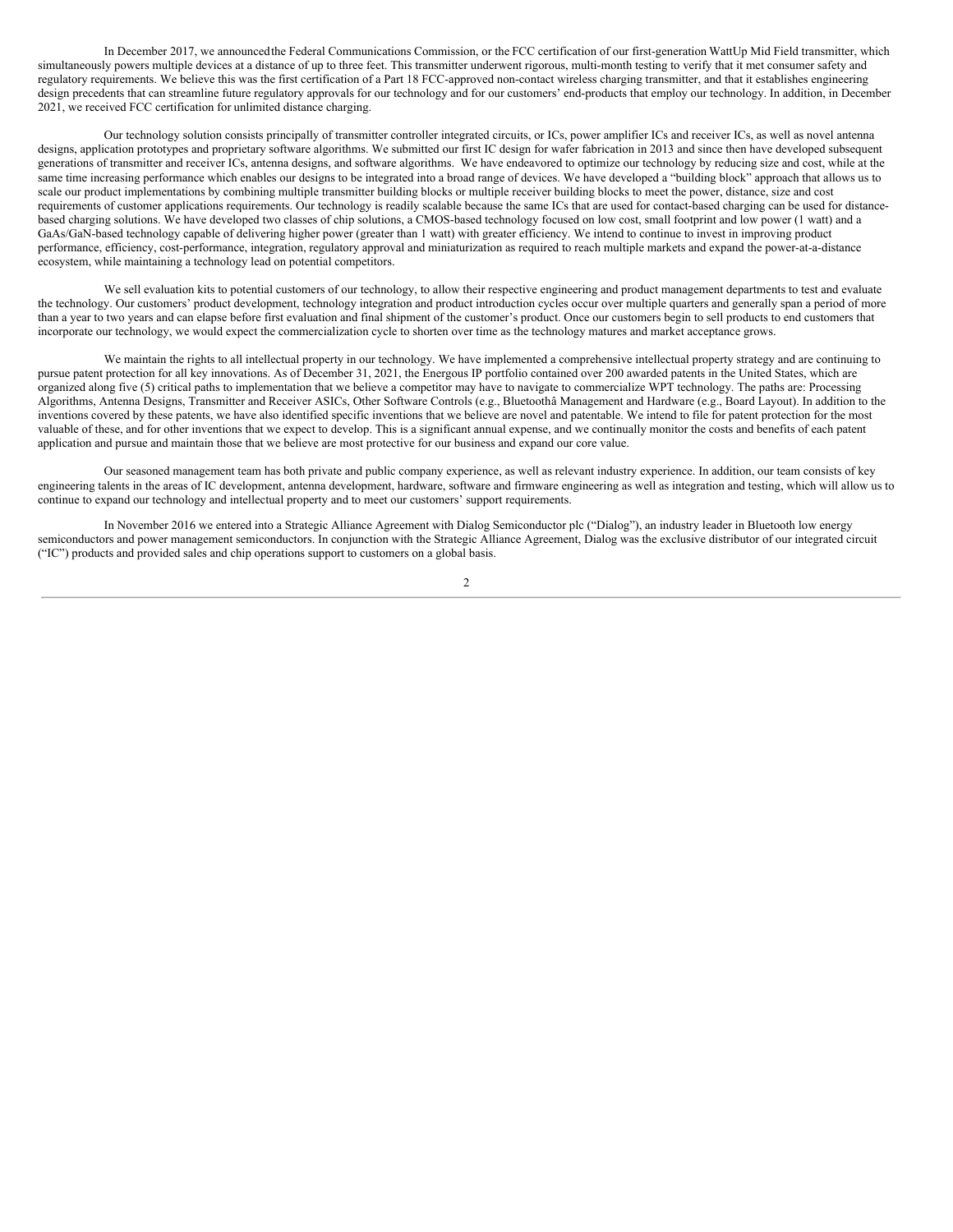In December 2017, we announced the Federal Communications Commission, or the FCC certification of our first-generation WattUp Mid Field transmitter, which simultaneously powers multiple devices at a distance of up to three feet. This transmitter underwent rigorous, multi-month testing to verify that it met consumer safety and regulatory requirements. We believe this was the first certification of a Part 18 FCC-approved non-contact wireless charging transmitter, and that it establishes engineering design precedents that can streamline future regulatory approvals for our technology and for our customers' end-products that employ our technology. In addition, in December 2021, we received FCC certification for unlimited distance charging.

Our technology solution consists principally of transmitter controller integrated circuits, or ICs, power amplifier ICs and receiver ICs, as well as novel antenna designs, application prototypes and proprietary software algorithms. We submitted our first IC design for wafer fabrication in 2013 and since then have developed subsequent generations of transmitter and receiver ICs, antenna designs, and software algorithms. We have endeavored to optimize our technology by reducing size and cost, while at the same time increasing performance which enables our designs to be integrated into a broad range of devices. We have developed a "building block" approach that allows us to scale our product implementations by combining multiple transmitter building blocks or multiple receiver building blocks to meet the power, distance, size and cost requirements of customer applications requirements. Our technology is readily scalable because the same ICs that are used for contact-based charging can be used for distance-based charging solutions. We have developed two classes of chip solutions, a CMOS-based technology focused on low cost, small footprint and low power (1 watt) and a GaAs/GaN-based technology capable of delivering higher power (greater than 1 watt) with greater efficiency. We intend to continue to invest in improving product performance, efficiency, cost-performance, integration, regulatory approval and miniaturization as required to reach multiple markets and expand the power-at-a-distance ecosystem, while maintaining a technology lead on potential competitors.

We sell evaluation kits to potential customers of our technology, to allow their respective engineering and product management departments to test and evaluate the technology. Our customers' product development, technology integration and product introduction cycles occur over multiple quarters and generally span a period of more than a year to two years and can elapse before first evaluation and final shipment of the customer's product. Once our customers begin to sell products to end customers that incorporate our technology, we would expect the commercialization cycle to shorten over time as the technology matures and market acceptance grows.

We maintain the rights to all intellectual property in our technology. We have implemented a comprehensive intellectual property strategy and are continuing to pursue patent protection for all key innovations. As of December 31, 2021, the Energous IP portfolio contained over 200 awarded patents in the United States, which are organized along five (5) critical paths to implementation that we believe a competitor may have to navigate to commercialize WPT technology. The paths are: Processing Algorithms, Antenna Designs, Transmitter and Receiver ASICs, Other Software Controls (e.g., Bluetoothâ Management and Hardware (e.g., Board Layout). In addition to the inventions covered by these patents, we have also identified specific inventions that we believe are novel and patentable. We intend to file for patent protection for the most valuable of these, and for other inventions that we expect to develop. This is a significant annual expense, and we continually monitor the costs and benefits of each patent application and pursue and maintain those that we believe are most protective for our business and expand our core value.

Our seasoned management team has both private and public company experience, as well as relevant industry experience. In addition, our team consists of key engineering talents in the areas of IC development, antenna development, hardware, software and firmware engineering as well as integration and testing, which will allow us to continue to expand our technology and intellectual property and to meet our customers' support requirements.

In November 2016 we entered into a Strategic Alliance Agreement with Dialog Semiconductor plc ("Dialog"), an industry leader in Bluetooth low energy semiconductors and power management semiconductors. In conjunction with the Strategic Alliance Agreement, Dialog was the exclusive distributor of our integrated circuit ("IC") products and provided sales and chip operations support to customers on a global basis.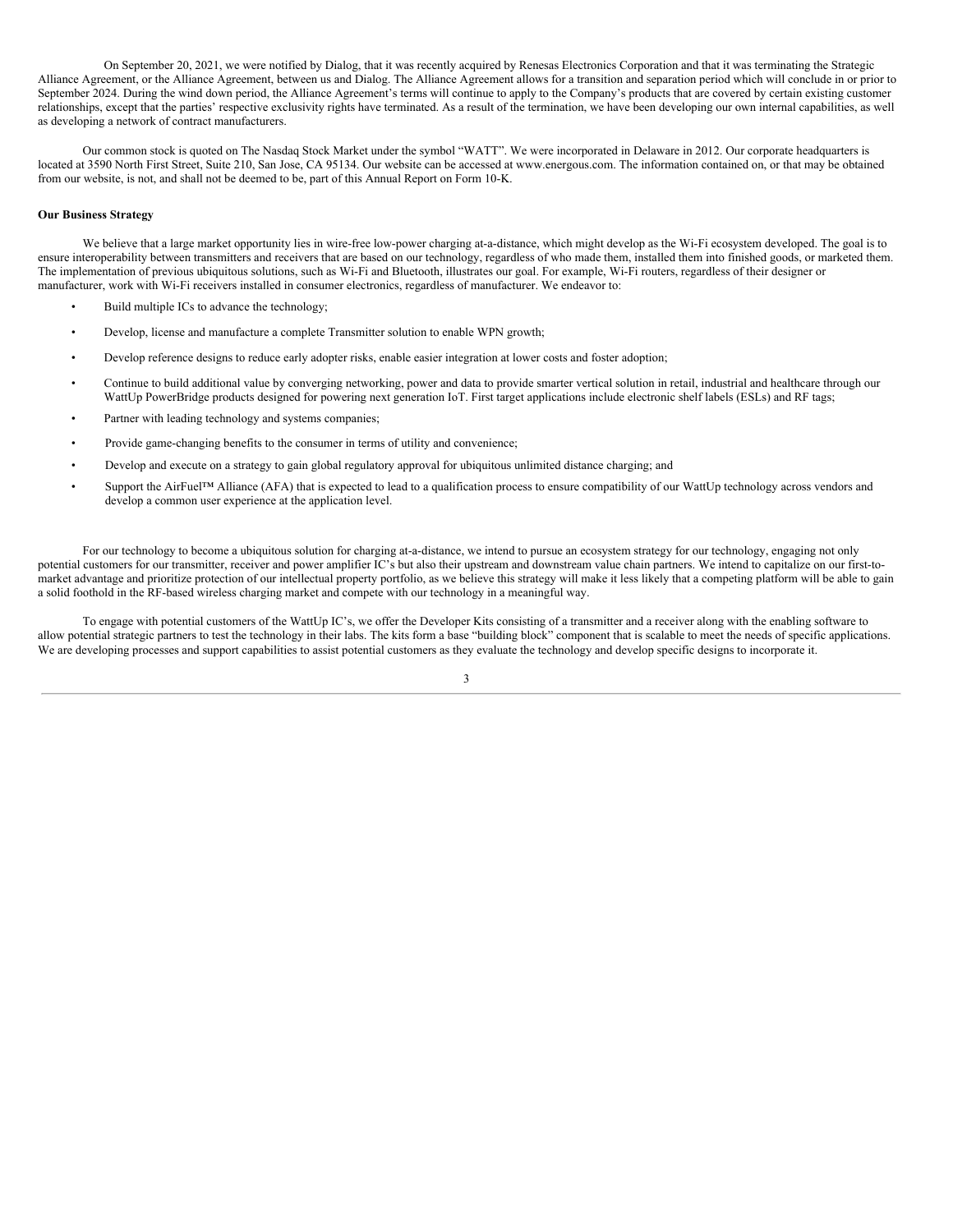On September 20, 2021, we were notified by Dialog, that it was recently acquired by Renesas Electronics Corporation and that it was terminating the Strategic Alliance Agreement, or the Alliance Agreement, between us and Dialog. The Alliance Agreement allows for a transition and separation period which will conclude in or prior to September 2024. During the wind down period, the Alliance Agreement's terms will continue to apply to the Company's products that are covered by certain existing customer relationships, except that the parties' respective exclusivity rights have terminated. As a result of the termination, we have been developing our own internal capabilities, as well as developing a network of contract manufacturers.

Our common stock is quoted on The Nasdaq Stock Market under the symbol "WATT". We were incorporated in Delaware in 2012. Our corporate headquarters is located at 3590 North First Street, Suite 210, San Jose, CA 95134. Our website can be accessed at www.energous.com. The information contained on, or that may be obtained from our website, is not, and shall not be deemed to be, part of this Annual Report on Form 10-K.

**Our Business Strategy**

We believe that a large market opportunity lies in wire-free low-power charging at-a-distance, which might develop as the Wi-Fi ecosystem developed. The goal is to ensure interoperability between transmitters and receivers that are based on our technology, regardless of who made them, installed them into finished goods, or marketed them. The implementation of previous ubiquitous solutions, such as Wi-Fi and Bluetooth, illustrates our goal. For example, Wi-Fi routers, regardless of their designer or manufacturer, work with Wi-Fi receivers installed in consumer electronics, regardless of manufacturer. We endeavor to:

- Build multiple ICs to advance the technology;
- Develop, license and manufacture a complete Transmitter solution to enable WPN growth;
- Develop reference designs to reduce early adopter risks, enable easier integration at lower costs and foster adoption;
- Continue to build additional value by converging networking, power and data to provide smarter vertical solution in retail, industrial and healthcare through our WattUp PowerBridge products designed for powering next generation IoT. First target applications include electronic shelf labels (ESLs) and RF tags;
- Partner with leading technology and systems companies;
- Provide game-changing benefits to the consumer in terms of utility and convenience;
- Develop and execute on a strategy to gain global regulatory approval for ubiquitous unlimited distance charging; and
- Support the AirFuel™ Alliance (AFA) that is expected to lead to a qualification process to ensure compatibility of our WattUp technology across vendors and develop a common user experience at the application level.

For our technology to become a ubiquitous solution for charging at-a-distance, we intend to pursue an ecosystem strategy for our technology, engaging not only potential customers for our transmitter, receiver and power amplifier IC's but also their upstream and downstream value chain partners. We intend to capitalize on our first-to-market advantage and prioritize protection of our intellectual property portfolio, as we believe this strategy will make it less likely that a competing platform will be able to gain a solid foothold in the RF-based wireless charging market and compete with our technology in a meaningful way.

To engage with potential customers of the WattUp IC's, we offer the Developer Kits consisting of a transmitter and a receiver along with the enabling software to allow potential strategic partners to test the technology in their labs. The kits form a base "building block" component that is scalable to meet the needs of specific applications. We are developing processes and support capabilities to assist potential customers as they evaluate the technology and develop specific designs to incorporate it.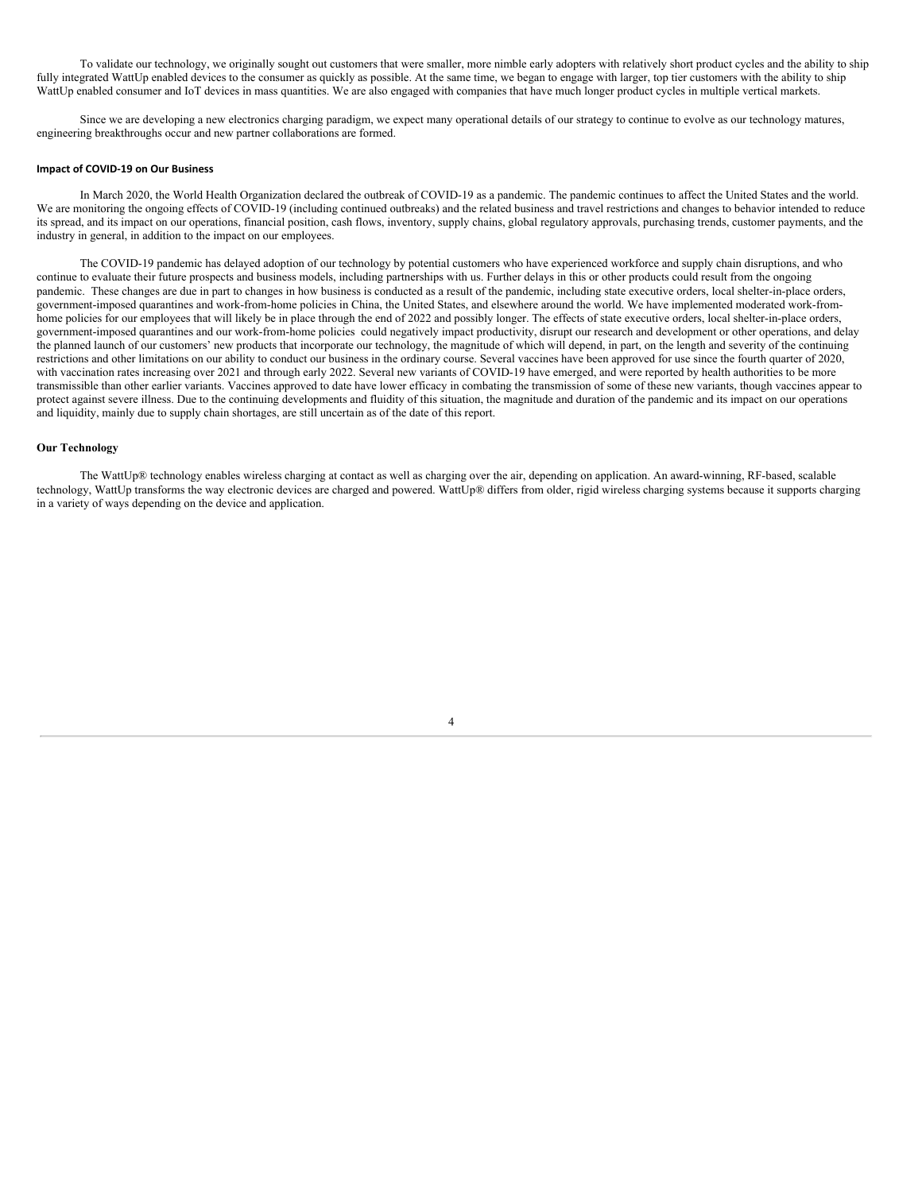To validate our technology, we originally sought out customers that were smaller, more nimble early adopters with relatively short product cycles and the ability to ship fully integrated WattUp enabled devices to the consumer as quickly as possible. At the same time, we began to engage with larger, top tier customers with the ability to ship WattUp enabled consumer and IoT devices in mass quantities. We are also engaged with companies that have much longer product cycles in multiple vertical markets.

Since we are developing a new electronics charging paradigm, we expect many operational details of our strategy to continue to evolve as our technology matures, engineering breakthroughs occur and new partner collaborations are formed.

**Impact of COVID-19 on Our Business**

In March 2020, the World Health Organization declared the outbreak of COVID-19 as a pandemic. The pandemic continues to affect the United States and the world. We are monitoring the ongoing effects of COVID-19 (including continued outbreaks) and the related business and travel restrictions and changes to behavior intended to reduce its spread, and its impact on our operations, financial position, cash flows, inventory, supply chains, global regulatory approvals, purchasing trends, customer payments, and the industry in general, in addition to the impact on our employees.

The COVID-19 pandemic has delayed adoption of our technology by potential customers who have experienced workforce and supply chain disruptions, and who continue to evaluate their future prospects and business models, including partnerships with us. Further delays in this or other products could result from the ongoing pandemic. These changes are due in part to changes in how business is conducted as a result of the pandemic, including state executive orders, local shelter-in-place orders, government-imposed quarantines and work-from-home policies in China, the United States, and elsewhere around the world. We have implemented moderated work-from-home policies for our employees that will likely be in place through the end of 2022 and possibly longer. The effects of state executive orders, local shelter-in-place orders, government-imposed quarantines and our work-from-home policies could negatively impact productivity, disrupt our research and development or other operations, and delay the planned launch of our customers' new products that incorporate our technology, the magnitude of which will depend, in part, on the length and severity of the continuing restrictions and other limitations on our ability to conduct our business in the ordinary course. Several vaccines have been approved for use since the fourth quarter of 2020, with vaccination rates increasing over 2021 and through early 2022. Several new variants of COVID-19 have emerged, and were reported by health authorities to be more transmissible than other earlier variants. Vaccines approved to date have lower efficacy in combating the transmission of some of these new variants, though vaccines appear to protect against severe illness. Due to the continuing developments and fluidity of this situation, the magnitude and duration of the pandemic and its impact on our operations and liquidity, mainly due to supply chain shortages, are still uncertain as of the date of this report.

**Our Technology**

The WattUp® technology enables wireless charging at contact as well as charging over the air, depending on application. An award-winning, RF-based, scalable technology, WattUp transforms the way electronic devices are charged and powered. WattUp® differs from older, rigid wireless charging systems because it supports charging in a variety of ways depending on the device and application.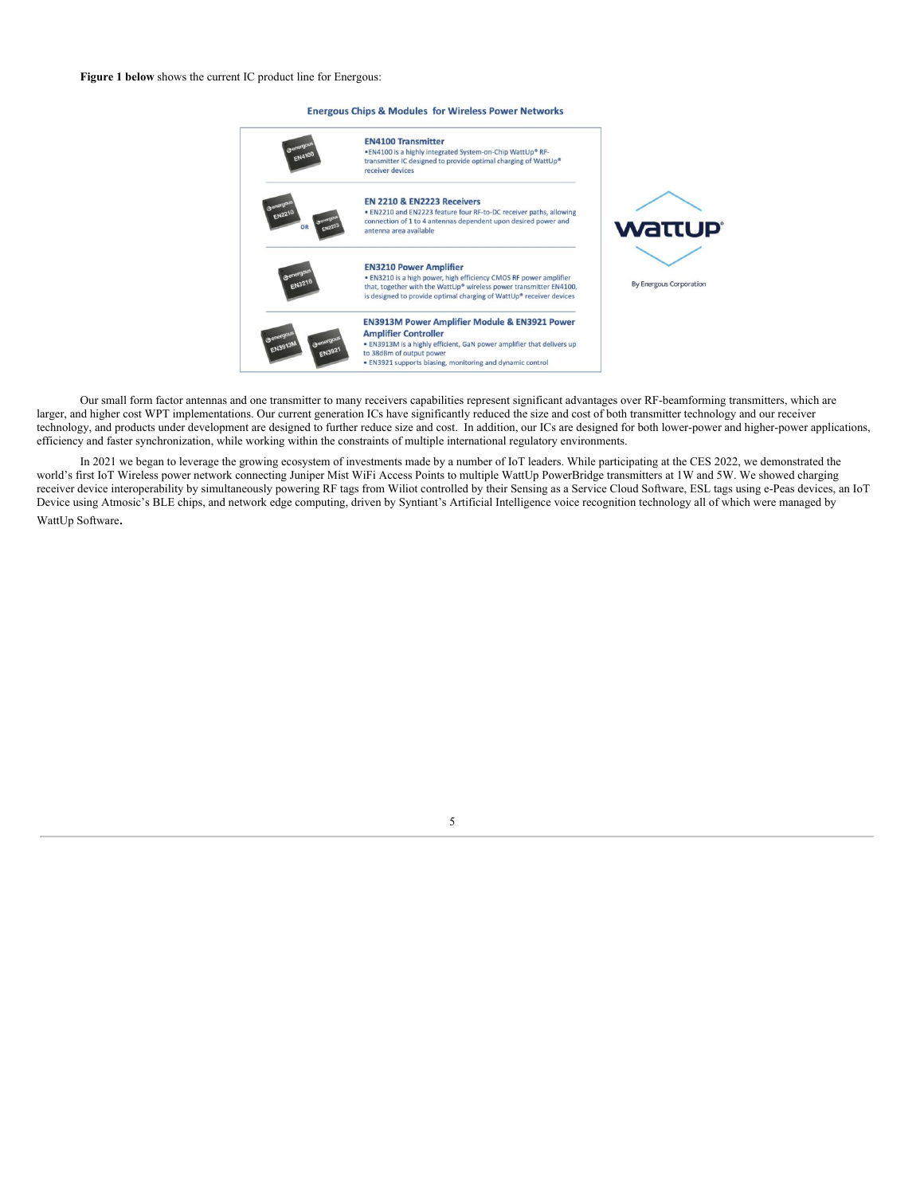**Figure 1 below** shows the current IC product line for Energous:

**Energous Chips & Modules for Wireless Power Networks**

**EN4100 Transmitter**
- EN4100 is a highly integrated System-on-Chip WattUp® RF-transmitter IC designed to provide optimal charging of WattUp® receiver devices

**EN 2210 & EN2223 Receivers**
- EN2210 and EN2223 feature four RF-to-DC receiver paths, allowing connection of 1 to 4 antennas dependent upon desired power and antenna area available

**EN3210 Power Amplifier**
- EN3210 is a high power, high efficiency CMOS RF power amplifier that, together with the WattUp® wireless power transmitter EN4100, is designed to provide optimal charging of WattUp® receiver devices

**EN3913M Power Amplifier Module & EN3921 Power Amplifier Controller**
- EN3913M is a highly efficient, GaN power amplifier that delivers up to 38dBm of output power
- EN3921 supports biasing, monitoring and dynamic control

WattUp® By Energous Corporation

Our small form factor antennas and one transmitter to many receivers capabilities represent significant advantages over RF-beamforming transmitters, which are larger, and higher cost WPT implementations. Our current generation ICs have significantly reduced the size and cost of both transmitter technology and our receiver technology, and products under development are designed to further reduce size and cost. In addition, our ICs are designed for both lower-power and higher-power applications, efficiency and faster synchronization, while working within the constraints of multiple international regulatory environments.

In 2021 we began to leverage the growing ecosystem of investments made by a number of IoT leaders. While participating at the CES 2022, we demonstrated the world's first IoT Wireless power network connecting Juniper Mist WiFi Access Points to multiple WattUp PowerBridge transmitters at 1W and 5W. We showed charging receiver device interoperability by simultaneously powering RF tags from Wiliot controlled by their Sensing as a Service Cloud Software, ESL tags using e-Peas devices, an IoT Device using Atmosic's BLE chips, and network edge computing, driven by Syntiant's Artificial Intelligence voice recognition technology all of which were managed by WattUp Software**.**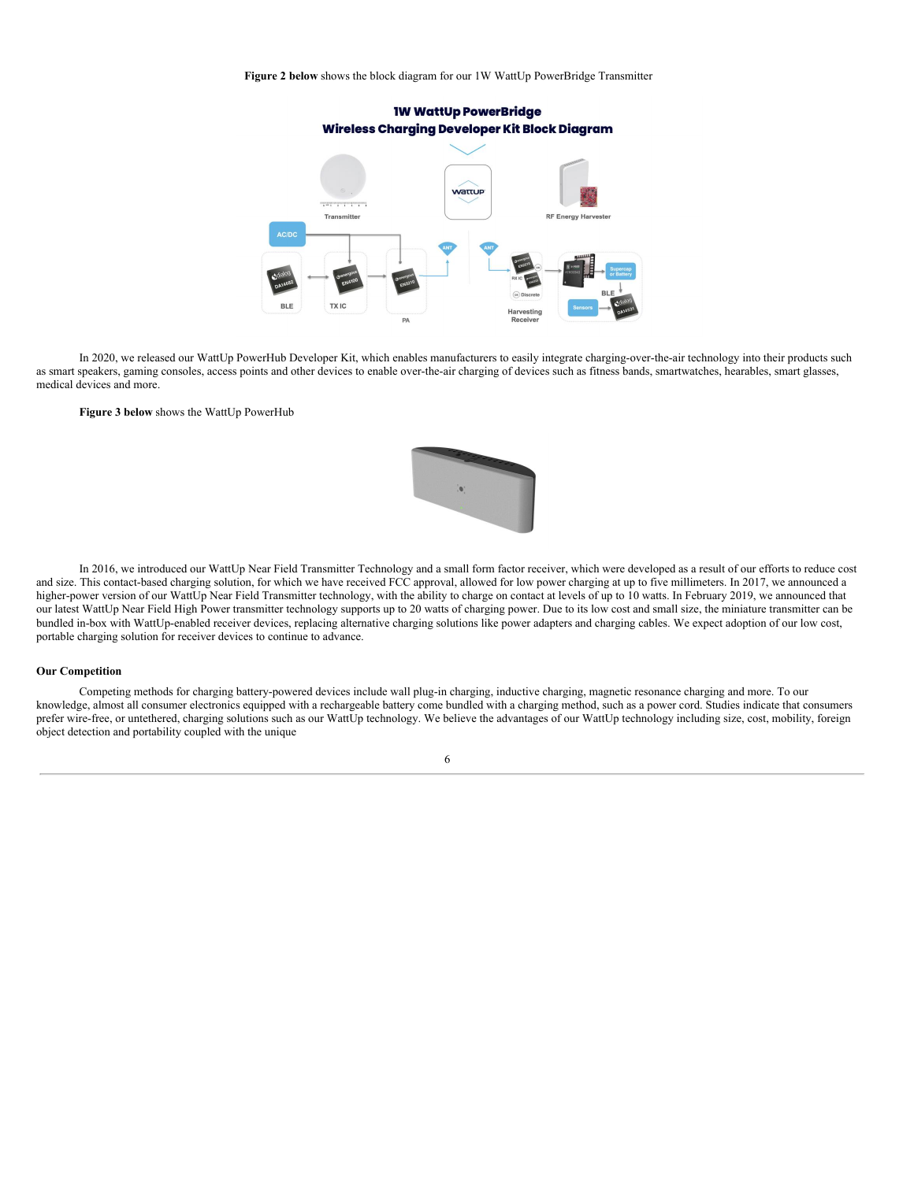**Figure 2 below** shows the block diagram for our 1W WattUp PowerBridge Transmitter

In 2020, we released our WattUp PowerHub Developer Kit, which enables manufacturers to easily integrate charging-over-the-air technology into their products such as smart speakers, gaming consoles, access points and other devices to enable over-the-air charging of devices such as fitness bands, smartwatches, hearables, smart glasses, medical devices and more.

**Figure 3 below** shows the WattUp PowerHub

In 2016, we introduced our WattUp Near Field Transmitter Technology and a small form factor receiver, which were developed as a result of our efforts to reduce cost and size. This contact-based charging solution, for which we have received FCC approval, allowed for low power charging at up to five millimeters. In 2017, we announced a higher-power version of our WattUp Near Field Transmitter technology, with the ability to charge on contact at levels of up to 10 watts. In February 2019, we announced that our latest WattUp Near Field High Power transmitter technology supports up to 20 watts of charging power. Due to its low cost and small size, the miniature transmitter can be bundled in-box with WattUp-enabled receiver devices, replacing alternative charging solutions like power adapters and charging cables. We expect adoption of our low cost, portable charging solution for receiver devices to continue to advance.

**Our Competition**

Competing methods for charging battery-powered devices include wall plug-in charging, inductive charging, magnetic resonance charging and more. To our knowledge, almost all consumer electronics equipped with a rechargeable battery come bundled with a charging method, such as a power cord. Studies indicate that consumers prefer wire-free, or untethered, charging solutions such as our WattUp technology. We believe the advantages of our WattUp technology including size, cost, mobility, foreign object detection and portability coupled with the unique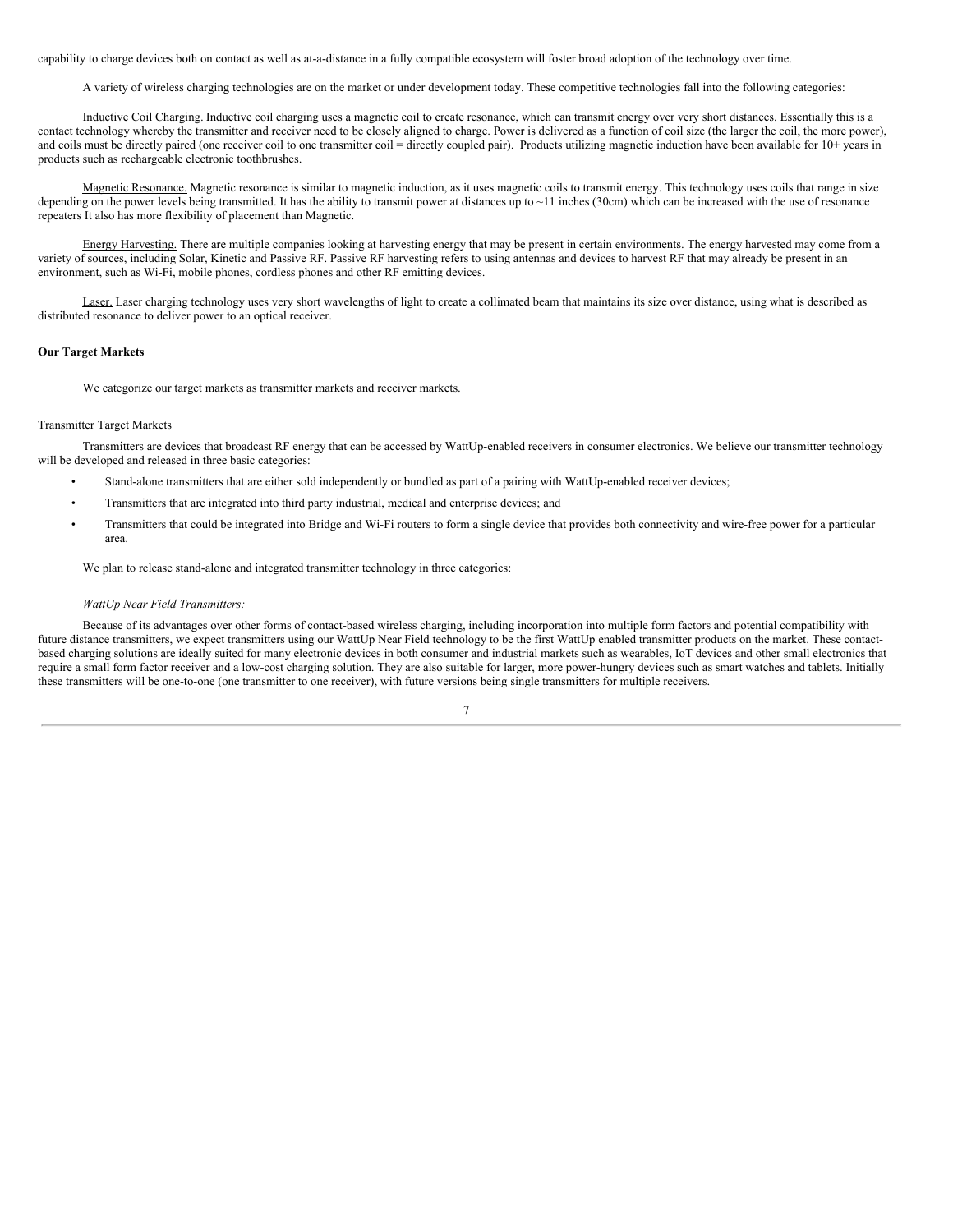capability to charge devices both on contact as well as at-a-distance in a fully compatible ecosystem will foster broad adoption of the technology over time.

A variety of wireless charging technologies are on the market or under development today. These competitive technologies fall into the following categories:

Inductive Coil Charging. Inductive coil charging uses a magnetic coil to create resonance, which can transmit energy over very short distances. Essentially this is a contact technology whereby the transmitter and receiver need to be closely aligned to charge. Power is delivered as a function of coil size (the larger the coil, the more power), and coils must be directly paired (one receiver coil to one transmitter coil = directly coupled pair). Products utilizing magnetic induction have been available for 10+ years in products such as rechargeable electronic toothbrushes.

Magnetic Resonance. Magnetic resonance is similar to magnetic induction, as it uses magnetic coils to transmit energy. This technology uses coils that range in size depending on the power levels being transmitted. It has the ability to transmit power at distances up to ~11 inches (30cm) which can be increased with the use of resonance repeaters It also has more flexibility of placement than Magnetic.

Energy Harvesting. There are multiple companies looking at harvesting energy that may be present in certain environments. The energy harvested may come from a variety of sources, including Solar, Kinetic and Passive RF. Passive RF harvesting refers to using antennas and devices to harvest RF that may already be present in an environment, such as Wi-Fi, mobile phones, cordless phones and other RF emitting devices.

Laser. Laser charging technology uses very short wavelengths of light to create a collimated beam that maintains its size over distance, using what is described as distributed resonance to deliver power to an optical receiver.

**Our Target Markets**

We categorize our target markets as transmitter markets and receiver markets.

Transmitter Target Markets

Transmitters are devices that broadcast RF energy that can be accessed by WattUp-enabled receivers in consumer electronics. We believe our transmitter technology will be developed and released in three basic categories:

- Stand-alone transmitters that are either sold independently or bundled as part of a pairing with WattUp-enabled receiver devices;
- Transmitters that are integrated into third party industrial, medical and enterprise devices; and
- Transmitters that could be integrated into Bridge and Wi-Fi routers to form a single device that provides both connectivity and wire-free power for a particular area.

We plan to release stand-alone and integrated transmitter technology in three categories:

*WattUp Near Field Transmitters:*

Because of its advantages over other forms of contact-based wireless charging, including incorporation into multiple form factors and potential compatibility with future distance transmitters, we expect transmitters using our WattUp Near Field technology to be the first WattUp enabled transmitter products on the market. These contact-based charging solutions are ideally suited for many electronic devices in both consumer and industrial markets such as wearables, IoT devices and other small electronics that require a small form factor receiver and a low-cost charging solution. They are also suitable for larger, more power-hungry devices such as smart watches and tablets. Initially these transmitters will be one-to-one (one transmitter to one receiver), with future versions being single transmitters for multiple receivers.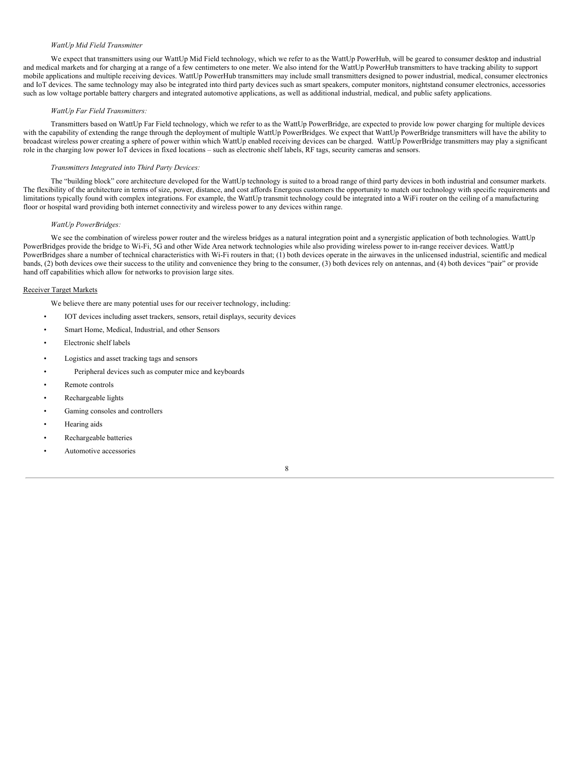*WattUp Mid Field Transmitter*

We expect that transmitters using our WattUp Mid Field technology, which we refer to as the WattUp PowerHub, will be geared to consumer desktop and industrial and medical markets and for charging at a range of a few centimeters to one meter. We also intend for the WattUp PowerHub transmitters to have tracking ability to support mobile applications and multiple receiving devices. WattUp PowerHub transmitters may include small transmitters designed to power industrial, medical, consumer electronics and IoT devices. The same technology may also be integrated into third party devices such as smart speakers, computer monitors, nightstand consumer electronics, accessories such as low voltage portable battery chargers and integrated automotive applications, as well as additional industrial, medical, and public safety applications.

*WattUp Far Field Transmitters:*

Transmitters based on WattUp Far Field technology, which we refer to as the WattUp PowerBridge, are expected to provide low power charging for multiple devices with the capability of extending the range through the deployment of multiple WattUp PowerBridges. We expect that WattUp PowerBridge transmitters will have the ability to broadcast wireless power creating a sphere of power within which WattUp enabled receiving devices can be charged. WattUp PowerBridge transmitters may play a significant role in the charging low power IoT devices in fixed locations – such as electronic shelf labels, RF tags, security cameras and sensors.

*Transmitters Integrated into Third Party Devices:*

The "building block" core architecture developed for the WattUp technology is suited to a broad range of third party devices in both industrial and consumer markets. The flexibility of the architecture in terms of size, power, distance, and cost affords Energous customers the opportunity to match our technology with specific requirements and limitations typically found with complex integrations. For example, the WattUp transmit technology could be integrated into a WiFi router on the ceiling of a manufacturing floor or hospital ward providing both internet connectivity and wireless power to any devices within range.

*WattUp PowerBridges:*

We see the combination of wireless power router and the wireless bridges as a natural integration point and a synergistic application of both technologies. WattUp PowerBridges provide the bridge to Wi-Fi, 5G and other Wide Area network technologies while also providing wireless power to in-range receiver devices. WattUp PowerBridges share a number of technical characteristics with Wi-Fi routers in that; (1) both devices operate in the airwaves in the unlicensed industrial, scientific and medical bands, (2) both devices owe their success to the utility and convenience they bring to the consumer, (3) both devices rely on antennas, and (4) both devices "pair" or provide hand off capabilities which allow for networks to provision large sites.

Receiver Target Markets

We believe there are many potential uses for our receiver technology, including:

- IOT devices including asset trackers, sensors, retail displays, security devices
- Smart Home, Medical, Industrial, and other Sensors
- Electronic shelf labels
- Logistics and asset tracking tags and sensors
- Peripheral devices such as computer mice and keyboards
- Remote controls
- Rechargeable lights
- Gaming consoles and controllers
- Hearing aids
- Rechargeable batteries
- Automotive accessories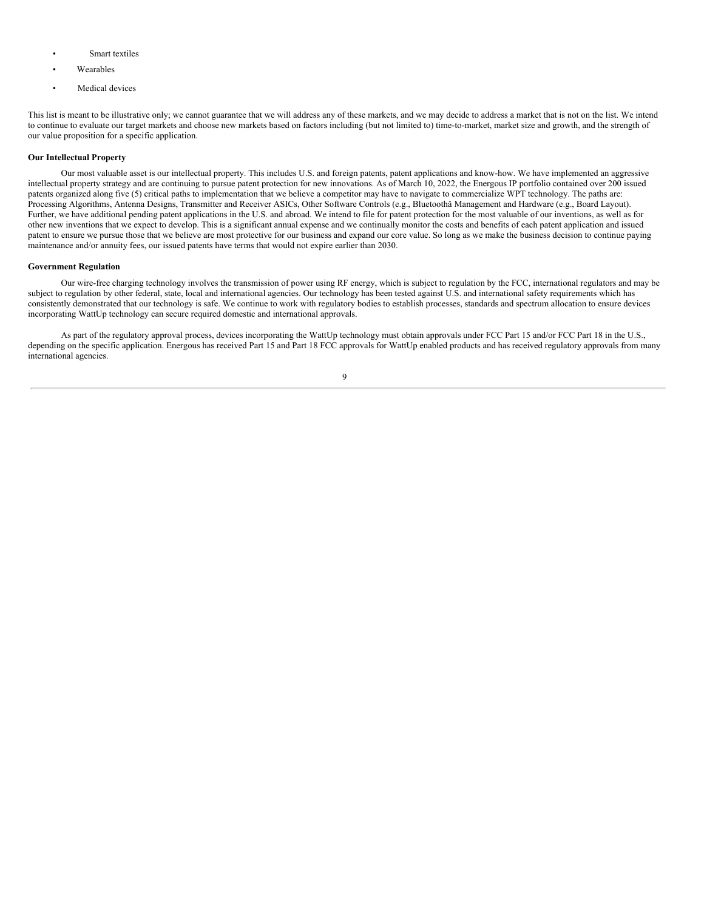- Smart textiles
- Wearables
- Medical devices

This list is meant to be illustrative only; we cannot guarantee that we will address any of these markets, and we may decide to address a market that is not on the list. We intend to continue to evaluate our target markets and choose new markets based on factors including (but not limited to) time-to-market, market size and growth, and the strength of our value proposition for a specific application.

**Our Intellectual Property**

Our most valuable asset is our intellectual property. This includes U.S. and foreign patents, patent applications and know-how. We have implemented an aggressive intellectual property strategy and are continuing to pursue patent protection for new innovations. As of March 10, 2022, the Energous IP portfolio contained over 200 issued patents organized along five (5) critical paths to implementation that we believe a competitor may have to navigate to commercialize WPT technology. The paths are: Processing Algorithms, Antenna Designs, Transmitter and Receiver ASICs, Other Software Controls (e.g., Bluetoothâ Management and Hardware (e.g., Board Layout). Further, we have additional pending patent applications in the U.S. and abroad. We intend to file for patent protection for the most valuable of our inventions, as well as for other new inventions that we expect to develop. This is a significant annual expense and we continually monitor the costs and benefits of each patent application and issued patent to ensure we pursue those that we believe are most protective for our business and expand our core value. So long as we make the business decision to continue paying maintenance and/or annuity fees, our issued patents have terms that would not expire earlier than 2030.

**Government Regulation**

Our wire-free charging technology involves the transmission of power using RF energy, which is subject to regulation by the FCC, international regulators and may be subject to regulation by other federal, state, local and international agencies. Our technology has been tested against U.S. and international safety requirements which has consistently demonstrated that our technology is safe. We continue to work with regulatory bodies to establish processes, standards and spectrum allocation to ensure devices incorporating WattUp technology can secure required domestic and international approvals.

As part of the regulatory approval process, devices incorporating the WattUp technology must obtain approvals under FCC Part 15 and/or FCC Part 18 in the U.S., depending on the specific application. Energous has received Part 15 and Part 18 FCC approvals for WattUp enabled products and has received regulatory approvals from many international agencies.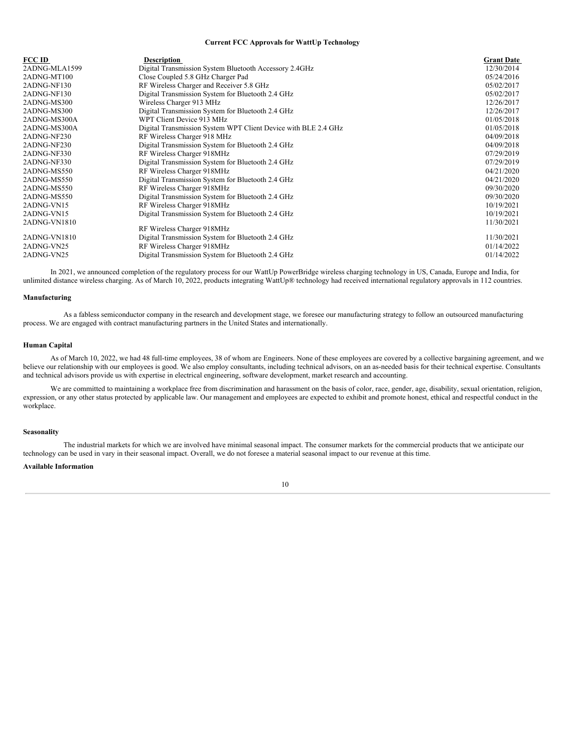**Current FCC Approvals for WattUp Technology**

| FCC ID | Description | Grant Date |
| --- | --- | --- |
| 2ADNG-MLA1599 | Digital Transmission System Bluetooth Accessory 2.4GHz | 12/30/2014 |
| 2ADNG-MT100 | Close Coupled 5.8 GHz Charger Pad | 05/24/2016 |
| 2ADNG-NF130 | RF Wireless Charger and Receiver 5.8 GHz | 05/02/2017 |
| 2ADNG-NF130 | Digital Transmission System for Bluetooth 2.4 GHz | 05/02/2017 |
| 2ADNG-MS300 | Wireless Charger 913 MHz | 12/26/2017 |
| 2ADNG-MS300 | Digital Transmission System for Bluetooth 2.4 GHz | 12/26/2017 |
| 2ADNG-MS300A | WPT Client Device 913 MHz | 01/05/2018 |
| 2ADNG-MS300A | Digital Transmission System WPT Client Device with BLE 2.4 GHz | 01/05/2018 |
| 2ADNG-NF230 | RF Wireless Charger 918 MHz | 04/09/2018 |
| 2ADNG-NF230 | Digital Transmission System for Bluetooth 2.4 GHz | 04/09/2018 |
| 2ADNG-NF330 | RF Wireless Charger 918MHz | 07/29/2019 |
| 2ADNG-NF330 | Digital Transmission System for Bluetooth 2.4 GHz | 07/29/2019 |
| 2ADNG-MS550 | RF Wireless Charger 918MHz | 04/21/2020 |
| 2ADNG-MS550 | Digital Transmission System for Bluetooth 2.4 GHz | 04/21/2020 |
| 2ADNG-MS550 | RF Wireless Charger 918MHz | 09/30/2020 |
| 2ADNG-MS550 | Digital Transmission System for Bluetooth 2.4 GHz | 09/30/2020 |
| 2ADNG-VN15 | RF Wireless Charger 918MHz | 10/19/2021 |
| 2ADNG-VN15 | Digital Transmission System for Bluetooth 2.4 GHz | 10/19/2021 |
| 2ADNG-VN1810 | RF Wireless Charger 918MHz | 11/30/2021 |
| 2ADNG-VN1810 | Digital Transmission System for Bluetooth 2.4 GHz | 11/30/2021 |
| 2ADNG-VN25 | RF Wireless Charger 918MHz | 01/14/2022 |
| 2ADNG-VN25 | Digital Transmission System for Bluetooth 2.4 GHz | 01/14/2022 |

In 2021, we announced completion of the regulatory process for our WattUp PowerBridge wireless charging technology in US, Canada, Europe and India, for unlimited distance wireless charging. As of March 10, 2022, products integrating WattUp® technology had received international regulatory approvals in 112 countries.

**Manufacturing**

As a fabless semiconductor company in the research and development stage, we foresee our manufacturing strategy to follow an outsourced manufacturing process. We are engaged with contract manufacturing partners in the United States and internationally.

**Human Capital**

As of March 10, 2022, we had 48 full-time employees, 38 of whom are Engineers. None of these employees are covered by a collective bargaining agreement, and we believe our relationship with our employees is good. We also employ consultants, including technical advisors, on an as-needed basis for their technical expertise. Consultants and technical advisors provide us with expertise in electrical engineering, software development, market research and accounting.

We are committed to maintaining a workplace free from discrimination and harassment on the basis of color, race, gender, age, disability, sexual orientation, religion, expression, or any other status protected by applicable law. Our management and employees are expected to exhibit and promote honest, ethical and respectful conduct in the workplace.

**Seasonality**

The industrial markets for which we are involved have minimal seasonal impact. The consumer markets for the commercial products that we anticipate our technology can be used in vary in their seasonal impact. Overall, we do not foresee a material seasonal impact to our revenue at this time.

**Available Information**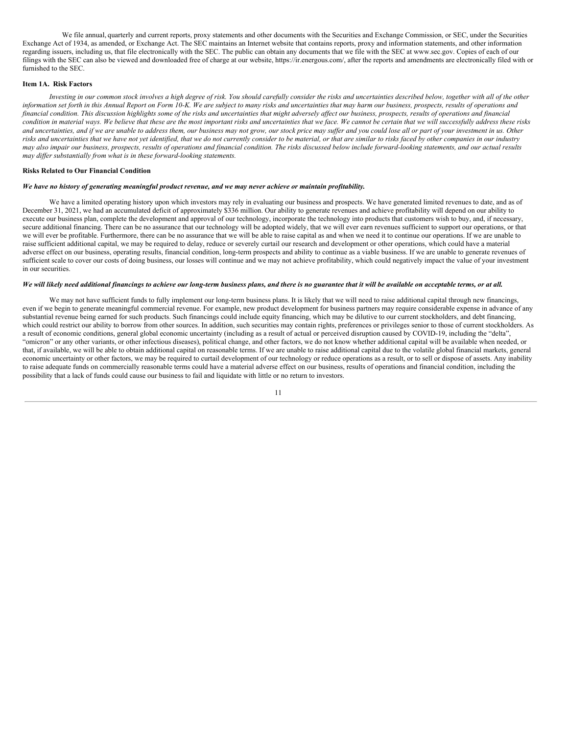We file annual, quarterly and current reports, proxy statements and other documents with the Securities and Exchange Commission, or SEC, under the Securities Exchange Act of 1934, as amended, or Exchange Act. The SEC maintains an Internet website that contains reports, proxy and information statements, and other information regarding issuers, including us, that file electronically with the SEC. The public can obtain any documents that we file with the SEC at www.sec.gov. Copies of each of our filings with the SEC can also be viewed and downloaded free of charge at our website, https://ir.energous.com/, after the reports and amendments are electronically filed with or furnished to the SEC.

## Item 1A. Risk Factors

*Investing in our common stock involves a high degree of risk. You should carefully consider the risks and uncertainties described below, together with all of the other information set forth in this Annual Report on Form 10-K. We are subject to many risks and uncertainties that may harm our business, prospects, results of operations and financial condition. This discussion highlights some of the risks and uncertainties that might adversely affect our business, prospects, results of operations and financial condition in material ways. We believe that these are the most important risks and uncertainties that we face. We cannot be certain that we will successfully address these risks and uncertainties, and if we are unable to address them, our business may not grow, our stock price may suffer and you could lose all or part of your investment in us. Other risks and uncertainties that we have not yet identified, that we do not currently consider to be material, or that are similar to risks faced by other companies in our industry may also impair our business, prospects, results of operations and financial condition. The risks discussed below include forward-looking statements, and our actual results may differ substantially from what is in these forward-looking statements.*

### Risks Related to Our Financial Condition

***We have no history of generating meaningful product revenue, and we may never achieve or maintain profitability.***

We have a limited operating history upon which investors may rely in evaluating our business and prospects. We have generated limited revenues to date, and as of December 31, 2021, we had an accumulated deficit of approximately $336 million. Our ability to generate revenues and achieve profitability will depend on our ability to execute our business plan, complete the development and approval of our technology, incorporate the technology into products that customers wish to buy, and, if necessary, secure additional financing. There can be no assurance that our technology will be adopted widely, that we will ever earn revenues sufficient to support our operations, or that we will ever be profitable. Furthermore, there can be no assurance that we will be able to raise capital as and when we need it to continue our operations. If we are unable to raise sufficient additional capital, we may be required to delay, reduce or severely curtail our research and development or other operations, which could have a material adverse effect on our business, operating results, financial condition, long-term prospects and ability to continue as a viable business. If we are unable to generate revenues of sufficient scale to cover our costs of doing business, our losses will continue and we may not achieve profitability, which could negatively impact the value of your investment in our securities.

***We will likely need additional financings to achieve our long-term business plans, and there is no guarantee that it will be available on acceptable terms, or at all.***

We may not have sufficient funds to fully implement our long-term business plans. It is likely that we will need to raise additional capital through new financings, even if we begin to generate meaningful commercial revenue. For example, new product development for business partners may require considerable expense in advance of any substantial revenue being earned for such products. Such financings could include equity financing, which may be dilutive to our current stockholders, and debt financing, which could restrict our ability to borrow from other sources. In addition, such securities may contain rights, preferences or privileges senior to those of current stockholders. As a result of economic conditions, general global economic uncertainty (including as a result of actual or perceived disruption caused by COVID-19, including the "delta", "omicron" or any other variants, or other infectious diseases), political change, and other factors, we do not know whether additional capital will be available when needed, or that, if available, we will be able to obtain additional capital on reasonable terms. If we are unable to raise additional capital due to the volatile global financial markets, general economic uncertainty or other factors, we may be required to curtail development of our technology or reduce operations as a result, or to sell or dispose of assets. Any inability to raise adequate funds on commercially reasonable terms could have a material adverse effect on our business, results of operations and financial condition, including the possibility that a lack of funds could cause our business to fail and liquidate with little or no return to investors.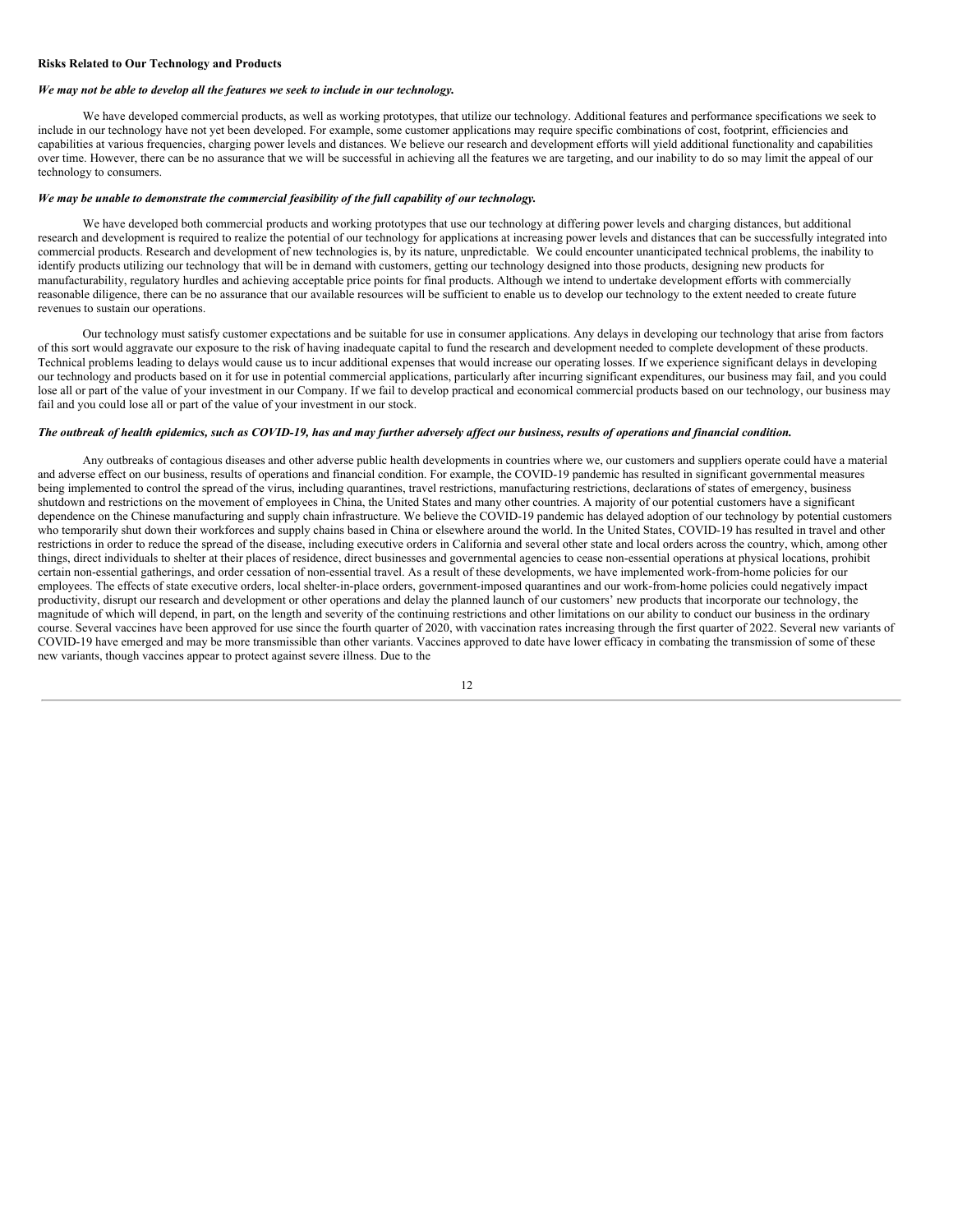**Risks Related to Our Technology and Products**

***We may not be able to develop all the features we seek to include in our technology.***

We have developed commercial products, as well as working prototypes, that utilize our technology. Additional features and performance specifications we seek to include in our technology have not yet been developed. For example, some customer applications may require specific combinations of cost, footprint, efficiencies and capabilities at various frequencies, charging power levels and distances. We believe our research and development efforts will yield additional functionality and capabilities over time. However, there can be no assurance that we will be successful in achieving all the features we are targeting, and our inability to do so may limit the appeal of our technology to consumers.

***We may be unable to demonstrate the commercial feasibility of the full capability of our technology.***

We have developed both commercial products and working prototypes that use our technology at differing power levels and charging distances, but additional research and development is required to realize the potential of our technology for applications at increasing power levels and distances that can be successfully integrated into commercial products. Research and development of new technologies is, by its nature, unpredictable. We could encounter unanticipated technical problems, the inability to identify products utilizing our technology that will be in demand with customers, getting our technology designed into those products, designing new products for manufacturability, regulatory hurdles and achieving acceptable price points for final products. Although we intend to undertake development efforts with commercially reasonable diligence, there can be no assurance that our available resources will be sufficient to enable us to develop our technology to the extent needed to create future revenues to sustain our operations.

Our technology must satisfy customer expectations and be suitable for use in consumer applications. Any delays in developing our technology that arise from factors of this sort would aggravate our exposure to the risk of having inadequate capital to fund the research and development needed to complete development of these products. Technical problems leading to delays would cause us to incur additional expenses that would increase our operating losses. If we experience significant delays in developing our technology and products based on it for use in potential commercial applications, particularly after incurring significant expenditures, our business may fail, and you could lose all or part of the value of your investment in our Company. If we fail to develop practical and economical commercial products based on our technology, our business may fail and you could lose all or part of the value of your investment in our stock.

***The outbreak of health epidemics, such as COVID-19, has and may further adversely affect our business, results of operations and financial condition.***

Any outbreaks of contagious diseases and other adverse public health developments in countries where we, our customers and suppliers operate could have a material and adverse effect on our business, results of operations and financial condition. For example, the COVID-19 pandemic has resulted in significant governmental measures being implemented to control the spread of the virus, including quarantines, travel restrictions, manufacturing restrictions, declarations of states of emergency, business shutdown and restrictions on the movement of employees in China, the United States and many other countries. A majority of our potential customers have a significant dependence on the Chinese manufacturing and supply chain infrastructure. We believe the COVID-19 pandemic has delayed adoption of our technology by potential customers who temporarily shut down their workforces and supply chains based in China or elsewhere around the world. In the United States, COVID-19 has resulted in travel and other restrictions in order to reduce the spread of the disease, including executive orders in California and several other state and local orders across the country, which, among other things, direct individuals to shelter at their places of residence, direct businesses and governmental agencies to cease non-essential operations at physical locations, prohibit certain non-essential gatherings, and order cessation of non-essential travel. As a result of these developments, we have implemented work-from-home policies for our employees. The effects of state executive orders, local shelter-in-place orders, government-imposed quarantines and our work-from-home policies could negatively impact productivity, disrupt our research and development or other operations and delay the planned launch of our customers' new products that incorporate our technology, the magnitude of which will depend, in part, on the length and severity of the continuing restrictions and other limitations on our ability to conduct our business in the ordinary course. Several vaccines have been approved for use since the fourth quarter of 2020, with vaccination rates increasing through the first quarter of 2022. Several new variants of COVID-19 have emerged and may be more transmissible than other variants. Vaccines approved to date have lower efficacy in combating the transmission of some of these new variants, though vaccines appear to protect against severe illness. Due to the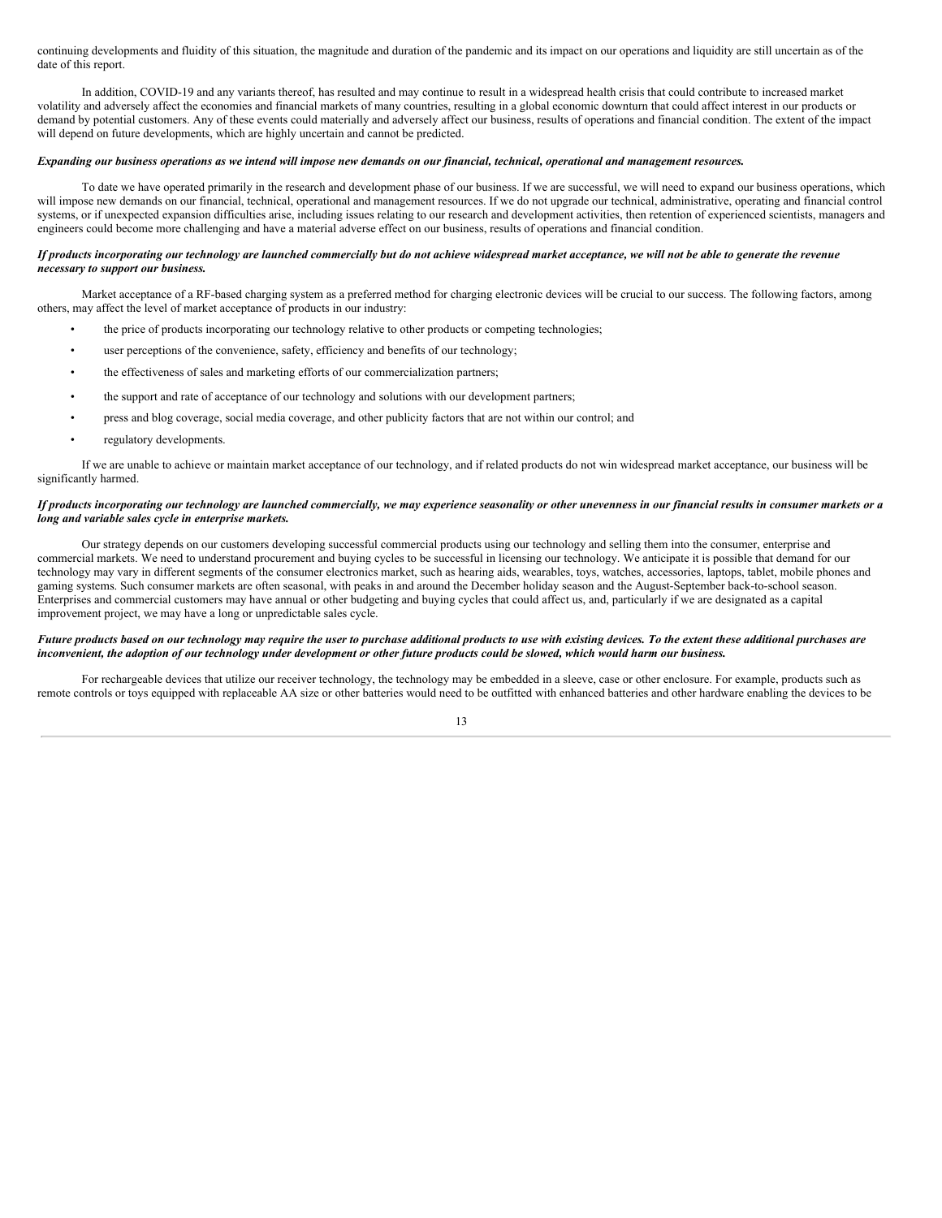continuing developments and fluidity of this situation, the magnitude and duration of the pandemic and its impact on our operations and liquidity are still uncertain as of the date of this report.

In addition, COVID-19 and any variants thereof, has resulted and may continue to result in a widespread health crisis that could contribute to increased market volatility and adversely affect the economies and financial markets of many countries, resulting in a global economic downturn that could affect interest in our products or demand by potential customers. Any of these events could materially and adversely affect our business, results of operations and financial condition. The extent of the impact will depend on future developments, which are highly uncertain and cannot be predicted.

***Expanding our business operations as we intend will impose new demands on our financial, technical, operational and management resources.***

To date we have operated primarily in the research and development phase of our business. If we are successful, we will need to expand our business operations, which will impose new demands on our financial, technical, operational and management resources. If we do not upgrade our technical, administrative, operating and financial control systems, or if unexpected expansion difficulties arise, including issues relating to our research and development activities, then retention of experienced scientists, managers and engineers could become more challenging and have a material adverse effect on our business, results of operations and financial condition.

***If products incorporating our technology are launched commercially but do not achieve widespread market acceptance, we will not be able to generate the revenue necessary to support our business.***

Market acceptance of a RF-based charging system as a preferred method for charging electronic devices will be crucial to our success. The following factors, among others, may affect the level of market acceptance of products in our industry:

- the price of products incorporating our technology relative to other products or competing technologies;
- user perceptions of the convenience, safety, efficiency and benefits of our technology;
- the effectiveness of sales and marketing efforts of our commercialization partners;
- the support and rate of acceptance of our technology and solutions with our development partners;
- press and blog coverage, social media coverage, and other publicity factors that are not within our control; and
- regulatory developments.

If we are unable to achieve or maintain market acceptance of our technology, and if related products do not win widespread market acceptance, our business will be significantly harmed.

***If products incorporating our technology are launched commercially, we may experience seasonality or other unevenness in our financial results in consumer markets or a long and variable sales cycle in enterprise markets.***

Our strategy depends on our customers developing successful commercial products using our technology and selling them into the consumer, enterprise and commercial markets. We need to understand procurement and buying cycles to be successful in licensing our technology. We anticipate it is possible that demand for our technology may vary in different segments of the consumer electronics market, such as hearing aids, wearables, toys, watches, accessories, laptops, tablet, mobile phones and gaming systems. Such consumer markets are often seasonal, with peaks in and around the December holiday season and the August-September back-to-school season. Enterprises and commercial customers may have annual or other budgeting and buying cycles that could affect us, and, particularly if we are designated as a capital improvement project, we may have a long or unpredictable sales cycle.

***Future products based on our technology may require the user to purchase additional products to use with existing devices. To the extent these additional purchases are inconvenient, the adoption of our technology under development or other future products could be slowed, which would harm our business.***

For rechargeable devices that utilize our receiver technology, the technology may be embedded in a sleeve, case or other enclosure. For example, products such as remote controls or toys equipped with replaceable AA size or other batteries would need to be outfitted with enhanced batteries and other hardware enabling the devices to be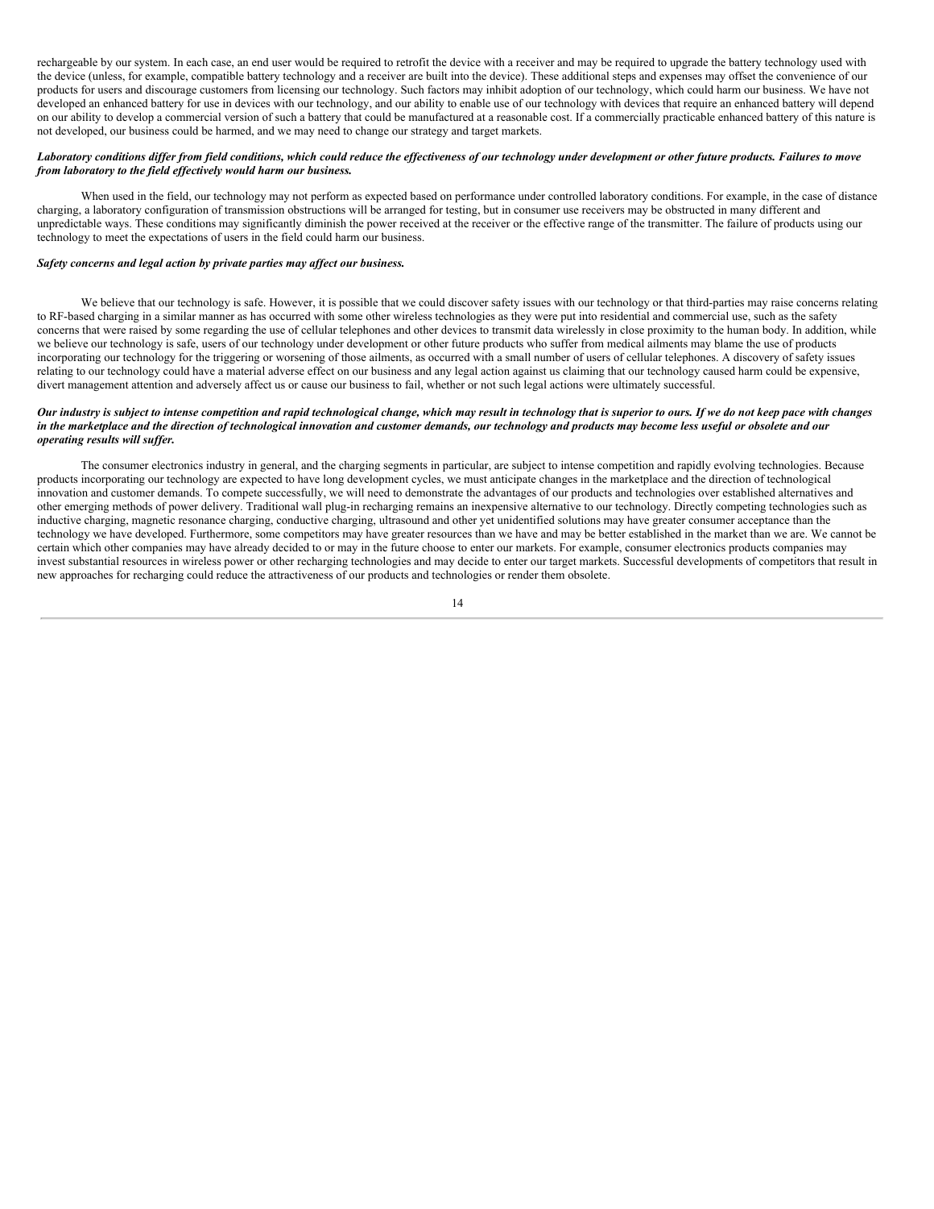rechargeable by our system. In each case, an end user would be required to retrofit the device with a receiver and may be required to upgrade the battery technology used with the device (unless, for example, compatible battery technology and a receiver are built into the device). These additional steps and expenses may offset the convenience of our products for users and discourage customers from licensing our technology. Such factors may inhibit adoption of our technology, which could harm our business. We have not developed an enhanced battery for use in devices with our technology, and our ability to enable use of our technology with devices that require an enhanced battery will depend on our ability to develop a commercial version of such a battery that could be manufactured at a reasonable cost. If a commercially practicable enhanced battery of this nature is not developed, our business could be harmed, and we may need to change our strategy and target markets.

***Laboratory conditions differ from field conditions, which could reduce the effectiveness of our technology under development or other future products. Failures to move from laboratory to the field effectively would harm our business.***

When used in the field, our technology may not perform as expected based on performance under controlled laboratory conditions. For example, in the case of distance charging, a laboratory configuration of transmission obstructions will be arranged for testing, but in consumer use receivers may be obstructed in many different and unpredictable ways. These conditions may significantly diminish the power received at the receiver or the effective range of the transmitter. The failure of products using our technology to meet the expectations of users in the field could harm our business.

***Safety concerns and legal action by private parties may affect our business.***

We believe that our technology is safe. However, it is possible that we could discover safety issues with our technology or that third-parties may raise concerns relating to RF-based charging in a similar manner as has occurred with some other wireless technologies as they were put into residential and commercial use, such as the safety concerns that were raised by some regarding the use of cellular telephones and other devices to transmit data wirelessly in close proximity to the human body. In addition, while we believe our technology is safe, users of our technology under development or other future products who suffer from medical ailments may blame the use of products incorporating our technology for the triggering or worsening of those ailments, as occurred with a small number of users of cellular telephones. A discovery of safety issues relating to our technology could have a material adverse effect on our business and any legal action against us claiming that our technology caused harm could be expensive, divert management attention and adversely affect us or cause our business to fail, whether or not such legal actions were ultimately successful.

***Our industry is subject to intense competition and rapid technological change, which may result in technology that is superior to ours. If we do not keep pace with changes in the marketplace and the direction of technological innovation and customer demands, our technology and products may become less useful or obsolete and our operating results will suffer.***

The consumer electronics industry in general, and the charging segments in particular, are subject to intense competition and rapidly evolving technologies. Because products incorporating our technology are expected to have long development cycles, we must anticipate changes in the marketplace and the direction of technological innovation and customer demands. To compete successfully, we will need to demonstrate the advantages of our products and technologies over established alternatives and other emerging methods of power delivery. Traditional wall plug-in recharging remains an inexpensive alternative to our technology. Directly competing technologies such as inductive charging, magnetic resonance charging, conductive charging, ultrasound and other yet unidentified solutions may have greater consumer acceptance than the technology we have developed. Furthermore, some competitors may have greater resources than we have and may be better established in the market than we are. We cannot be certain which other companies may have already decided to or may in the future choose to enter our markets. For example, consumer electronics products companies may invest substantial resources in wireless power or other recharging technologies and may decide to enter our target markets. Successful developments of competitors that result in new approaches for recharging could reduce the attractiveness of our products and technologies or render them obsolete.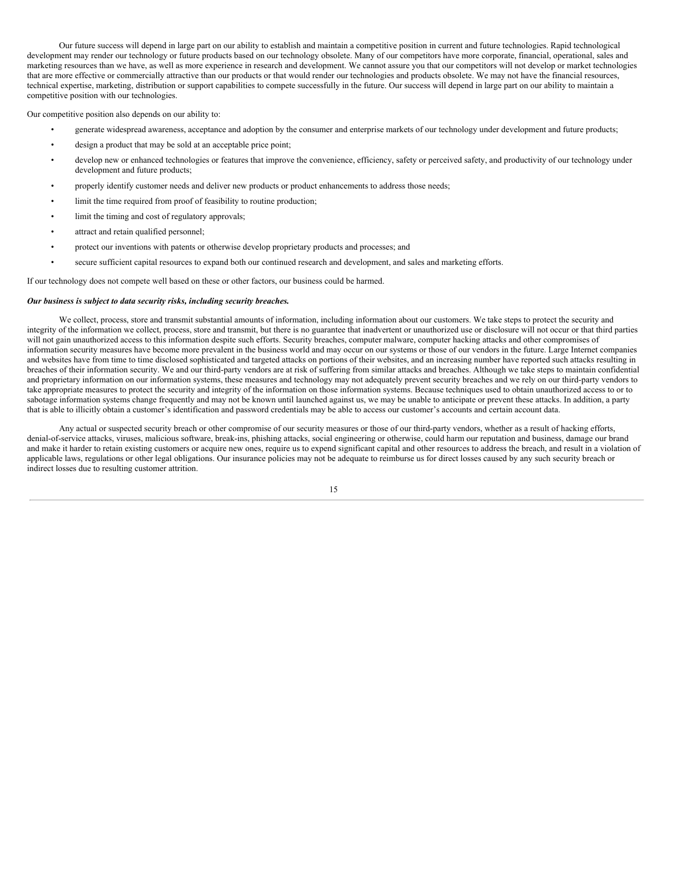Our future success will depend in large part on our ability to establish and maintain a competitive position in current and future technologies. Rapid technological development may render our technology or future products based on our technology obsolete. Many of our competitors have more corporate, financial, operational, sales and marketing resources than we have, as well as more experience in research and development. We cannot assure you that our competitors will not develop or market technologies that are more effective or commercially attractive than our products or that would render our technologies and products obsolete. We may not have the financial resources, technical expertise, marketing, distribution or support capabilities to compete successfully in the future. Our success will depend in large part on our ability to maintain a competitive position with our technologies.

Our competitive position also depends on our ability to:

- generate widespread awareness, acceptance and adoption by the consumer and enterprise markets of our technology under development and future products;
- design a product that may be sold at an acceptable price point;
- develop new or enhanced technologies or features that improve the convenience, efficiency, safety or perceived safety, and productivity of our technology under development and future products;
- properly identify customer needs and deliver new products or product enhancements to address those needs;
- limit the time required from proof of feasibility to routine production;
- limit the timing and cost of regulatory approvals;
- attract and retain qualified personnel;
- protect our inventions with patents or otherwise develop proprietary products and processes; and
- secure sufficient capital resources to expand both our continued research and development, and sales and marketing efforts.

If our technology does not compete well based on these or other factors, our business could be harmed.

***Our business is subject to data security risks, including security breaches.***

We collect, process, store and transmit substantial amounts of information, including information about our customers. We take steps to protect the security and integrity of the information we collect, process, store and transmit, but there is no guarantee that inadvertent or unauthorized use or disclosure will not occur or that third parties will not gain unauthorized access to this information despite such efforts. Security breaches, computer malware, computer hacking attacks and other compromises of information security measures have become more prevalent in the business world and may occur on our systems or those of our vendors in the future. Large Internet companies and websites have from time to time disclosed sophisticated and targeted attacks on portions of their websites, and an increasing number have reported such attacks resulting in breaches of their information security. We and our third-party vendors are at risk of suffering from similar attacks and breaches. Although we take steps to maintain confidential and proprietary information on our information systems, these measures and technology may not adequately prevent security breaches and we rely on our third-party vendors to take appropriate measures to protect the security and integrity of the information on those information systems. Because techniques used to obtain unauthorized access to or to sabotage information systems change frequently and may not be known until launched against us, we may be unable to anticipate or prevent these attacks. In addition, a party that is able to illicitly obtain a customer's identification and password credentials may be able to access our customer's accounts and certain account data.

Any actual or suspected security breach or other compromise of our security measures or those of our third-party vendors, whether as a result of hacking efforts, denial-of-service attacks, viruses, malicious software, break-ins, phishing attacks, social engineering or otherwise, could harm our reputation and business, damage our brand and make it harder to retain existing customers or acquire new ones, require us to expend significant capital and other resources to address the breach, and result in a violation of applicable laws, regulations or other legal obligations. Our insurance policies may not be adequate to reimburse us for direct losses caused by any such security breach or indirect losses due to resulting customer attrition.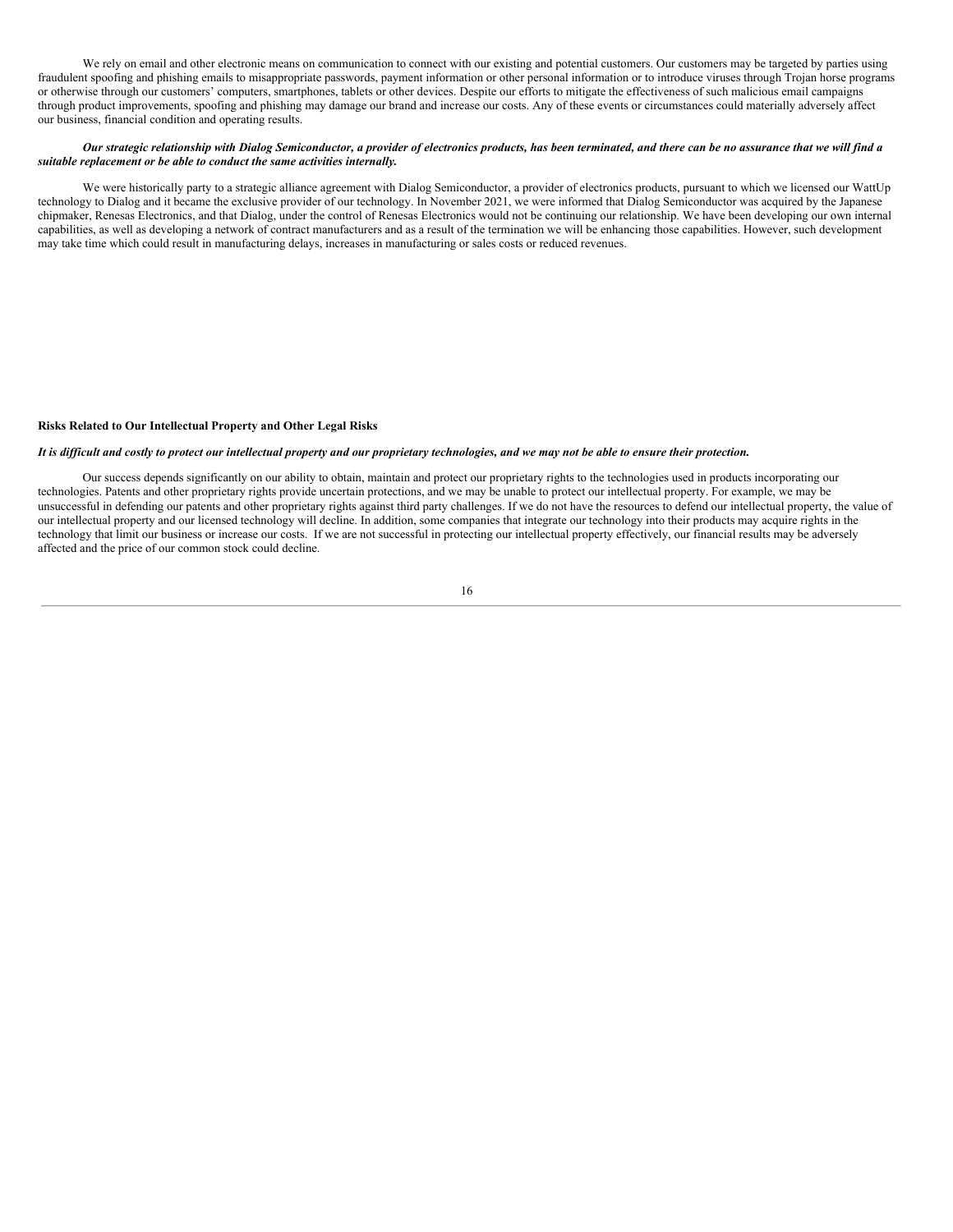We rely on email and other electronic means on communication to connect with our existing and potential customers. Our customers may be targeted by parties using fraudulent spoofing and phishing emails to misappropriate passwords, payment information or other personal information or to introduce viruses through Trojan horse programs or otherwise through our customers' computers, smartphones, tablets or other devices. Despite our efforts to mitigate the effectiveness of such malicious email campaigns through product improvements, spoofing and phishing may damage our brand and increase our costs. Any of these events or circumstances could materially adversely affect our business, financial condition and operating results.

***Our strategic relationship with Dialog Semiconductor, a provider of electronics products, has been terminated, and there can be no assurance that we will find a suitable replacement or be able to conduct the same activities internally.***

We were historically party to a strategic alliance agreement with Dialog Semiconductor, a provider of electronics products, pursuant to which we licensed our WattUp technology to Dialog and it became the exclusive provider of our technology. In November 2021, we were informed that Dialog Semiconductor was acquired by the Japanese chipmaker, Renesas Electronics, and that Dialog, under the control of Renesas Electronics would not be continuing our relationship. We have been developing our own internal capabilities, as well as developing a network of contract manufacturers and as a result of the termination we will be enhancing those capabilities. However, such development may take time which could result in manufacturing delays, increases in manufacturing or sales costs or reduced revenues.

**Risks Related to Our Intellectual Property and Other Legal Risks**

***It is difficult and costly to protect our intellectual property and our proprietary technologies, and we may not be able to ensure their protection.***

Our success depends significantly on our ability to obtain, maintain and protect our proprietary rights to the technologies used in products incorporating our technologies. Patents and other proprietary rights provide uncertain protections, and we may be unable to protect our intellectual property. For example, we may be unsuccessful in defending our patents and other proprietary rights against third party challenges. If we do not have the resources to defend our intellectual property, the value of our intellectual property and our licensed technology will decline. In addition, some companies that integrate our technology into their products may acquire rights in the technology that limit our business or increase our costs. If we are not successful in protecting our intellectual property effectively, our financial results may be adversely affected and the price of our common stock could decline.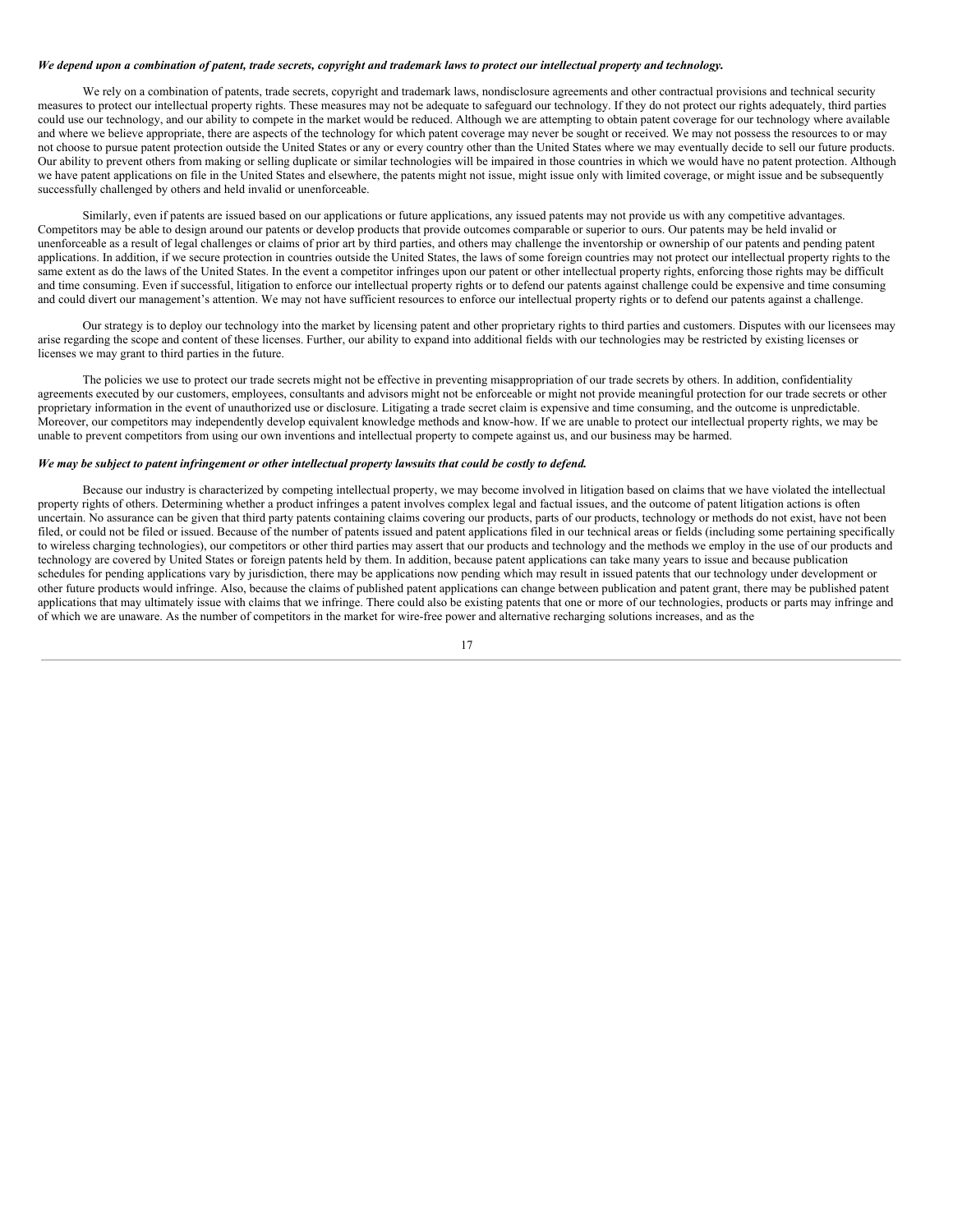***We depend upon a combination of patent, trade secrets, copyright and trademark laws to protect our intellectual property and technology.***

We rely on a combination of patents, trade secrets, copyright and trademark laws, nondisclosure agreements and other contractual provisions and technical security measures to protect our intellectual property rights. These measures may not be adequate to safeguard our technology. If they do not protect our rights adequately, third parties could use our technology, and our ability to compete in the market would be reduced. Although we are attempting to obtain patent coverage for our technology where available and where we believe appropriate, there are aspects of the technology for which patent coverage may never be sought or received. We may not possess the resources to or may not choose to pursue patent protection outside the United States or any or every country other than the United States where we may eventually decide to sell our future products. Our ability to prevent others from making or selling duplicate or similar technologies will be impaired in those countries in which we would have no patent protection. Although we have patent applications on file in the United States and elsewhere, the patents might not issue, might issue only with limited coverage, or might issue and be subsequently successfully challenged by others and held invalid or unenforceable.

Similarly, even if patents are issued based on our applications or future applications, any issued patents may not provide us with any competitive advantages. Competitors may be able to design around our patents or develop products that provide outcomes comparable or superior to ours. Our patents may be held invalid or unenforceable as a result of legal challenges or claims of prior art by third parties, and others may challenge the inventorship or ownership of our patents and pending patent applications. In addition, if we secure protection in countries outside the United States, the laws of some foreign countries may not protect our intellectual property rights to the same extent as do the laws of the United States. In the event a competitor infringes upon our patent or other intellectual property rights, enforcing those rights may be difficult and time consuming. Even if successful, litigation to enforce our intellectual property rights or to defend our patents against challenge could be expensive and time consuming and could divert our management's attention. We may not have sufficient resources to enforce our intellectual property rights or to defend our patents against a challenge.

Our strategy is to deploy our technology into the market by licensing patent and other proprietary rights to third parties and customers. Disputes with our licensees may arise regarding the scope and content of these licenses. Further, our ability to expand into additional fields with our technologies may be restricted by existing licenses or licenses we may grant to third parties in the future.

The policies we use to protect our trade secrets might not be effective in preventing misappropriation of our trade secrets by others. In addition, confidentiality agreements executed by our customers, employees, consultants and advisors might not be enforceable or might not provide meaningful protection for our trade secrets or other proprietary information in the event of unauthorized use or disclosure. Litigating a trade secret claim is expensive and time consuming, and the outcome is unpredictable. Moreover, our competitors may independently develop equivalent knowledge methods and know-how. If we are unable to protect our intellectual property rights, we may be unable to prevent competitors from using our own inventions and intellectual property to compete against us, and our business may be harmed.

***We may be subject to patent infringement or other intellectual property lawsuits that could be costly to defend.***

Because our industry is characterized by competing intellectual property, we may become involved in litigation based on claims that we have violated the intellectual property rights of others. Determining whether a product infringes a patent involves complex legal and factual issues, and the outcome of patent litigation actions is often uncertain. No assurance can be given that third party patents containing claims covering our products, parts of our products, technology or methods do not exist, have not been filed, or could not be filed or issued. Because of the number of patents issued and patent applications filed in our technical areas or fields (including some pertaining specifically to wireless charging technologies), our competitors or other third parties may assert that our products and technology and the methods we employ in the use of our products and technology are covered by United States or foreign patents held by them. In addition, because patent applications can take many years to issue and because publication schedules for pending applications vary by jurisdiction, there may be applications now pending which may result in issued patents that our technology under development or other future products would infringe. Also, because the claims of published patent applications can change between publication and patent grant, there may be published patent applications that may ultimately issue with claims that we infringe. There could also be existing patents that one or more of our technologies, products or parts may infringe and of which we are unaware. As the number of competitors in the market for wire-free power and alternative recharging solutions increases, and as the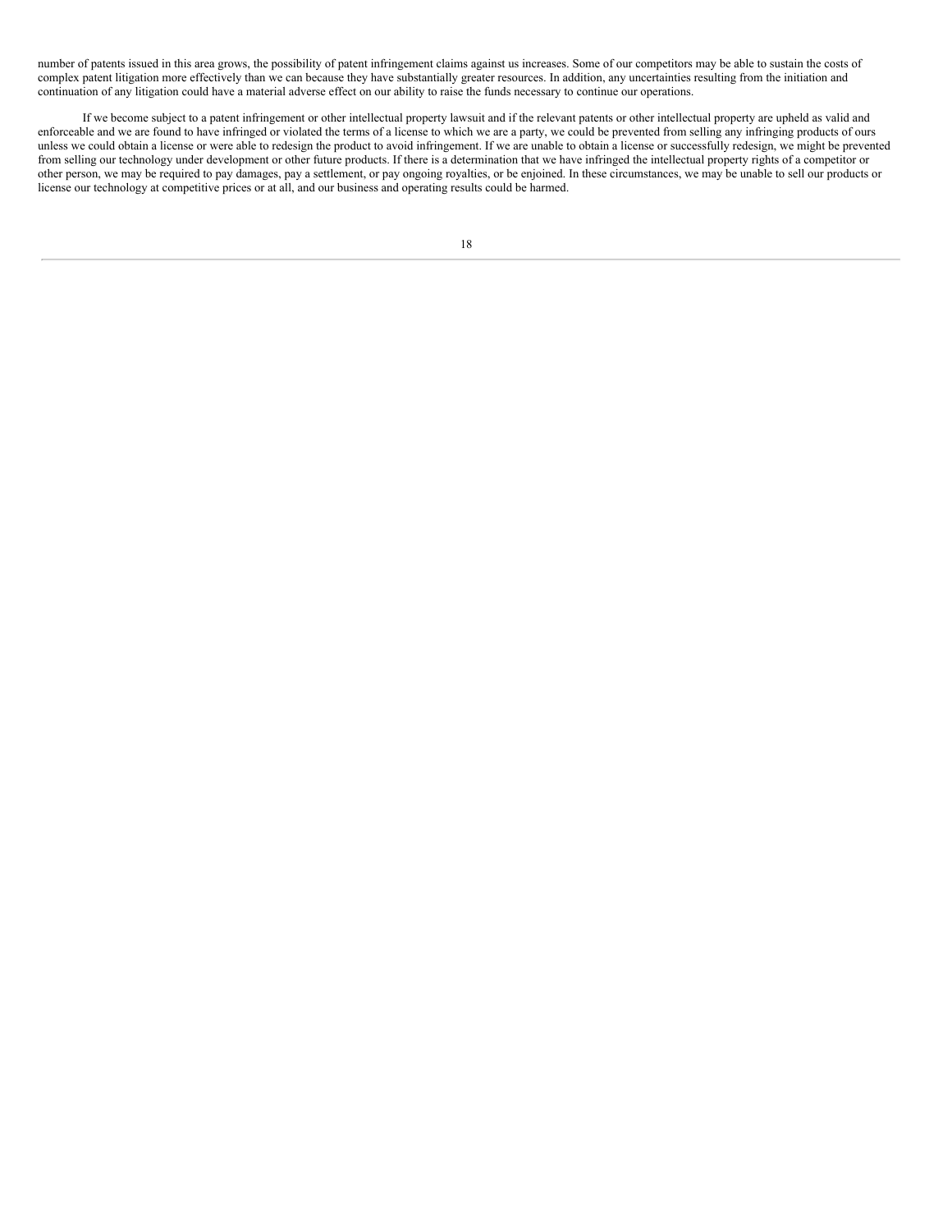number of patents issued in this area grows, the possibility of patent infringement claims against us increases. Some of our competitors may be able to sustain the costs of complex patent litigation more effectively than we can because they have substantially greater resources. In addition, any uncertainties resulting from the initiation and continuation of any litigation could have a material adverse effect on our ability to raise the funds necessary to continue our operations.

If we become subject to a patent infringement or other intellectual property lawsuit and if the relevant patents or other intellectual property are upheld as valid and enforceable and we are found to have infringed or violated the terms of a license to which we are a party, we could be prevented from selling any infringing products of ours unless we could obtain a license or were able to redesign the product to avoid infringement. If we are unable to obtain a license or successfully redesign, we might be prevented from selling our technology under development or other future products. If there is a determination that we have infringed the intellectual property rights of a competitor or other person, we may be required to pay damages, pay a settlement, or pay ongoing royalties, or be enjoined. In these circumstances, we may be unable to sell our products or license our technology at competitive prices or at all, and our business and operating results could be harmed.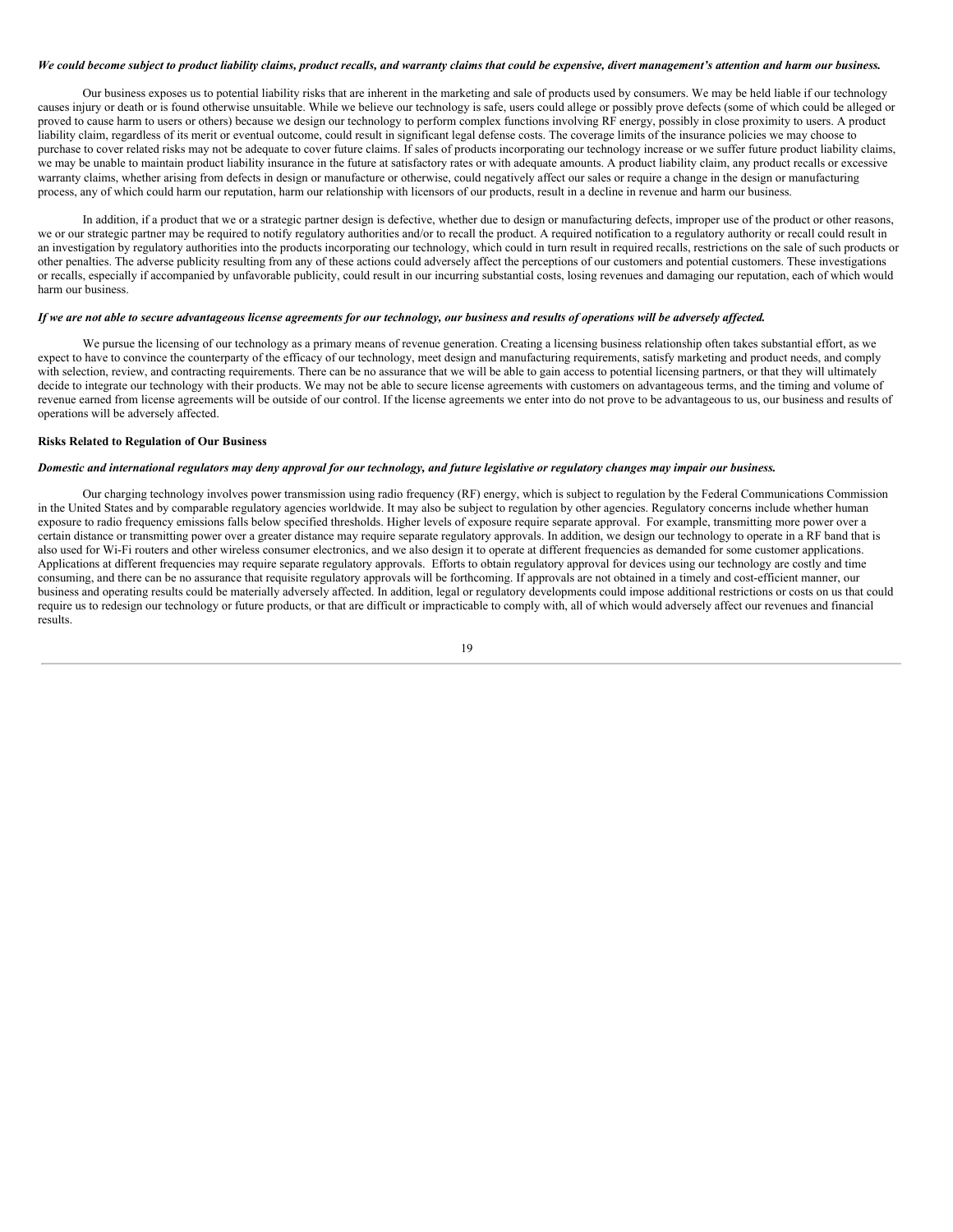***We could become subject to product liability claims, product recalls, and warranty claims that could be expensive, divert management's attention and harm our business.***

Our business exposes us to potential liability risks that are inherent in the marketing and sale of products used by consumers. We may be held liable if our technology causes injury or death or is found otherwise unsuitable. While we believe our technology is safe, users could allege or possibly prove defects (some of which could be alleged or proved to cause harm to users or others) because we design our technology to perform complex functions involving RF energy, possibly in close proximity to users. A product liability claim, regardless of its merit or eventual outcome, could result in significant legal defense costs. The coverage limits of the insurance policies we may choose to purchase to cover related risks may not be adequate to cover future claims. If sales of products incorporating our technology increase or we suffer future product liability claims, we may be unable to maintain product liability insurance in the future at satisfactory rates or with adequate amounts. A product liability claim, any product recalls or excessive warranty claims, whether arising from defects in design or manufacture or otherwise, could negatively affect our sales or require a change in the design or manufacturing process, any of which could harm our reputation, harm our relationship with licensors of our products, result in a decline in revenue and harm our business.

In addition, if a product that we or a strategic partner design is defective, whether due to design or manufacturing defects, improper use of the product or other reasons, we or our strategic partner may be required to notify regulatory authorities and/or to recall the product. A required notification to a regulatory authority or recall could result in an investigation by regulatory authorities into the products incorporating our technology, which could in turn result in required recalls, restrictions on the sale of such products or other penalties. The adverse publicity resulting from any of these actions could adversely affect the perceptions of our customers and potential customers. These investigations or recalls, especially if accompanied by unfavorable publicity, could result in our incurring substantial costs, losing revenues and damaging our reputation, each of which would harm our business.

***If we are not able to secure advantageous license agreements for our technology, our business and results of operations will be adversely affected.***

We pursue the licensing of our technology as a primary means of revenue generation. Creating a licensing business relationship often takes substantial effort, as we expect to have to convince the counterparty of the efficacy of our technology, meet design and manufacturing requirements, satisfy marketing and product needs, and comply with selection, review, and contracting requirements. There can be no assurance that we will be able to gain access to potential licensing partners, or that they will ultimately decide to integrate our technology with their products. We may not be able to secure license agreements with customers on advantageous terms, and the timing and volume of revenue earned from license agreements will be outside of our control. If the license agreements we enter into do not prove to be advantageous to us, our business and results of operations will be adversely affected.

**Risks Related to Regulation of Our Business**

***Domestic and international regulators may deny approval for our technology, and future legislative or regulatory changes may impair our business.***

Our charging technology involves power transmission using radio frequency (RF) energy, which is subject to regulation by the Federal Communications Commission in the United States and by comparable regulatory agencies worldwide. It may also be subject to regulation by other agencies. Regulatory concerns include whether human exposure to radio frequency emissions falls below specified thresholds. Higher levels of exposure require separate approval. For example, transmitting more power over a certain distance or transmitting power over a greater distance may require separate regulatory approvals. In addition, we design our technology to operate in a RF band that is also used for Wi-Fi routers and other wireless consumer electronics, and we also design it to operate at different frequencies as demanded for some customer applications. Applications at different frequencies may require separate regulatory approvals. Efforts to obtain regulatory approval for devices using our technology are costly and time consuming, and there can be no assurance that requisite regulatory approvals will be forthcoming. If approvals are not obtained in a timely and cost-efficient manner, our business and operating results could be materially adversely affected. In addition, legal or regulatory developments could impose additional restrictions or costs on us that could require us to redesign our technology or future products, or that are difficult or impracticable to comply with, all of which would adversely affect our revenues and financial results.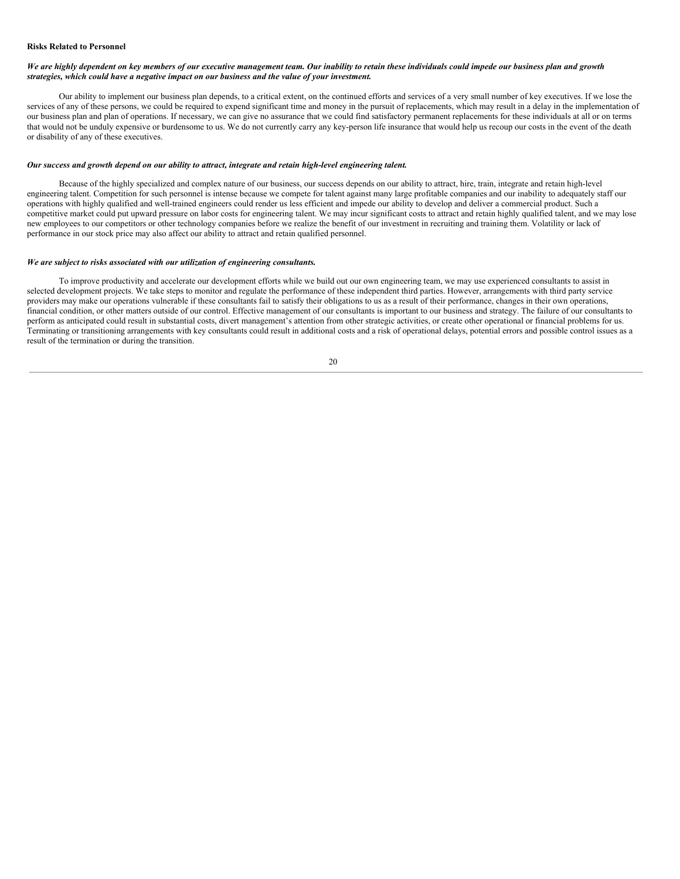**Risks Related to Personnel**

***We are highly dependent on key members of our executive management team. Our inability to retain these individuals could impede our business plan and growth strategies, which could have a negative impact on our business and the value of your investment.***

Our ability to implement our business plan depends, to a critical extent, on the continued efforts and services of a very small number of key executives. If we lose the services of any of these persons, we could be required to expend significant time and money in the pursuit of replacements, which may result in a delay in the implementation of our business plan and plan of operations. If necessary, we can give no assurance that we could find satisfactory permanent replacements for these individuals at all or on terms that would not be unduly expensive or burdensome to us. We do not currently carry any key-person life insurance that would help us recoup our costs in the event of the death or disability of any of these executives.

***Our success and growth depend on our ability to attract, integrate and retain high-level engineering talent.***

Because of the highly specialized and complex nature of our business, our success depends on our ability to attract, hire, train, integrate and retain high-level engineering talent. Competition for such personnel is intense because we compete for talent against many large profitable companies and our inability to adequately staff our operations with highly qualified and well-trained engineers could render us less efficient and impede our ability to develop and deliver a commercial product. Such a competitive market could put upward pressure on labor costs for engineering talent. We may incur significant costs to attract and retain highly qualified talent, and we may lose new employees to our competitors or other technology companies before we realize the benefit of our investment in recruiting and training them. Volatility or lack of performance in our stock price may also affect our ability to attract and retain qualified personnel.

***We are subject to risks associated with our utilization of engineering consultants.***

To improve productivity and accelerate our development efforts while we build out our own engineering team, we may use experienced consultants to assist in selected development projects. We take steps to monitor and regulate the performance of these independent third parties. However, arrangements with third party service providers may make our operations vulnerable if these consultants fail to satisfy their obligations to us as a result of their performance, changes in their own operations, financial condition, or other matters outside of our control. Effective management of our consultants is important to our business and strategy. The failure of our consultants to perform as anticipated could result in substantial costs, divert management's attention from other strategic activities, or create other operational or financial problems for us. Terminating or transitioning arrangements with key consultants could result in additional costs and a risk of operational delays, potential errors and possible control issues as a result of the termination or during the transition.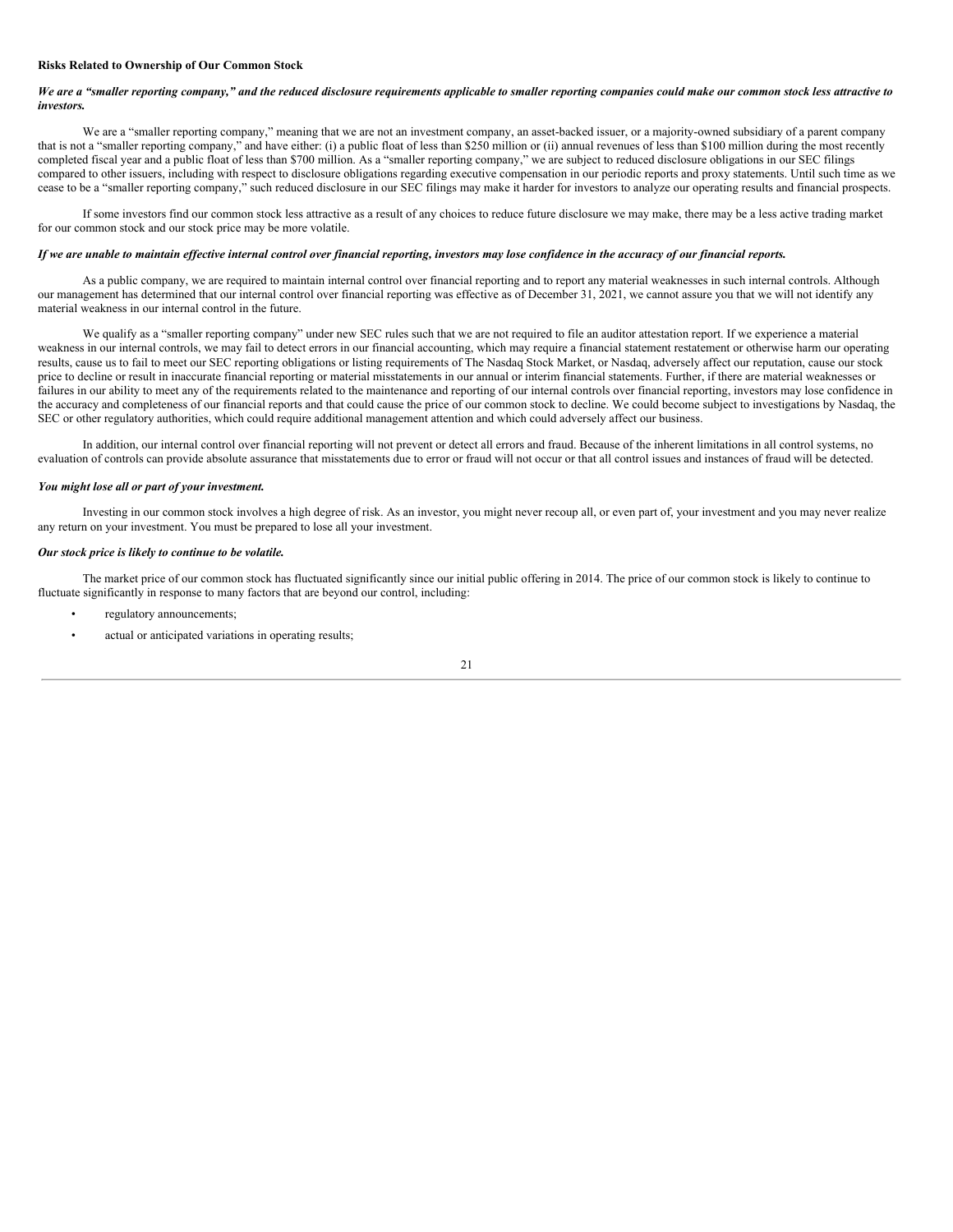**Risks Related to Ownership of Our Common Stock**

***We are a "smaller reporting company," and the reduced disclosure requirements applicable to smaller reporting companies could make our common stock less attractive to investors.***

We are a "smaller reporting company," meaning that we are not an investment company, an asset-backed issuer, or a majority-owned subsidiary of a parent company that is not a "smaller reporting company," and have either: (i) a public float of less than $250 million or (ii) annual revenues of less than $100 million during the most recently completed fiscal year and a public float of less than $700 million. As a "smaller reporting company," we are subject to reduced disclosure obligations in our SEC filings compared to other issuers, including with respect to disclosure obligations regarding executive compensation in our periodic reports and proxy statements. Until such time as we cease to be a "smaller reporting company," such reduced disclosure in our SEC filings may make it harder for investors to analyze our operating results and financial prospects.

If some investors find our common stock less attractive as a result of any choices to reduce future disclosure we may make, there may be a less active trading market for our common stock and our stock price may be more volatile.

***If we are unable to maintain effective internal control over financial reporting, investors may lose confidence in the accuracy of our financial reports.***

As a public company, we are required to maintain internal control over financial reporting and to report any material weaknesses in such internal controls. Although our management has determined that our internal control over financial reporting was effective as of December 31, 2021, we cannot assure you that we will not identify any material weakness in our internal control in the future.

We qualify as a "smaller reporting company" under new SEC rules such that we are not required to file an auditor attestation report. If we experience a material weakness in our internal controls, we may fail to detect errors in our financial accounting, which may require a financial statement restatement or otherwise harm our operating results, cause us to fail to meet our SEC reporting obligations or listing requirements of The Nasdaq Stock Market, or Nasdaq, adversely affect our reputation, cause our stock price to decline or result in inaccurate financial reporting or material misstatements in our annual or interim financial statements. Further, if there are material weaknesses or failures in our ability to meet any of the requirements related to the maintenance and reporting of our internal controls over financial reporting, investors may lose confidence in the accuracy and completeness of our financial reports and that could cause the price of our common stock to decline. We could become subject to investigations by Nasdaq, the SEC or other regulatory authorities, which could require additional management attention and which could adversely affect our business.

In addition, our internal control over financial reporting will not prevent or detect all errors and fraud. Because of the inherent limitations in all control systems, no evaluation of controls can provide absolute assurance that misstatements due to error or fraud will not occur or that all control issues and instances of fraud will be detected.

***You might lose all or part of your investment.***

Investing in our common stock involves a high degree of risk. As an investor, you might never recoup all, or even part of, your investment and you may never realize any return on your investment. You must be prepared to lose all your investment.

***Our stock price is likely to continue to be volatile.***

The market price of our common stock has fluctuated significantly since our initial public offering in 2014. The price of our common stock is likely to continue to fluctuate significantly in response to many factors that are beyond our control, including:

- regulatory announcements;
- actual or anticipated variations in operating results;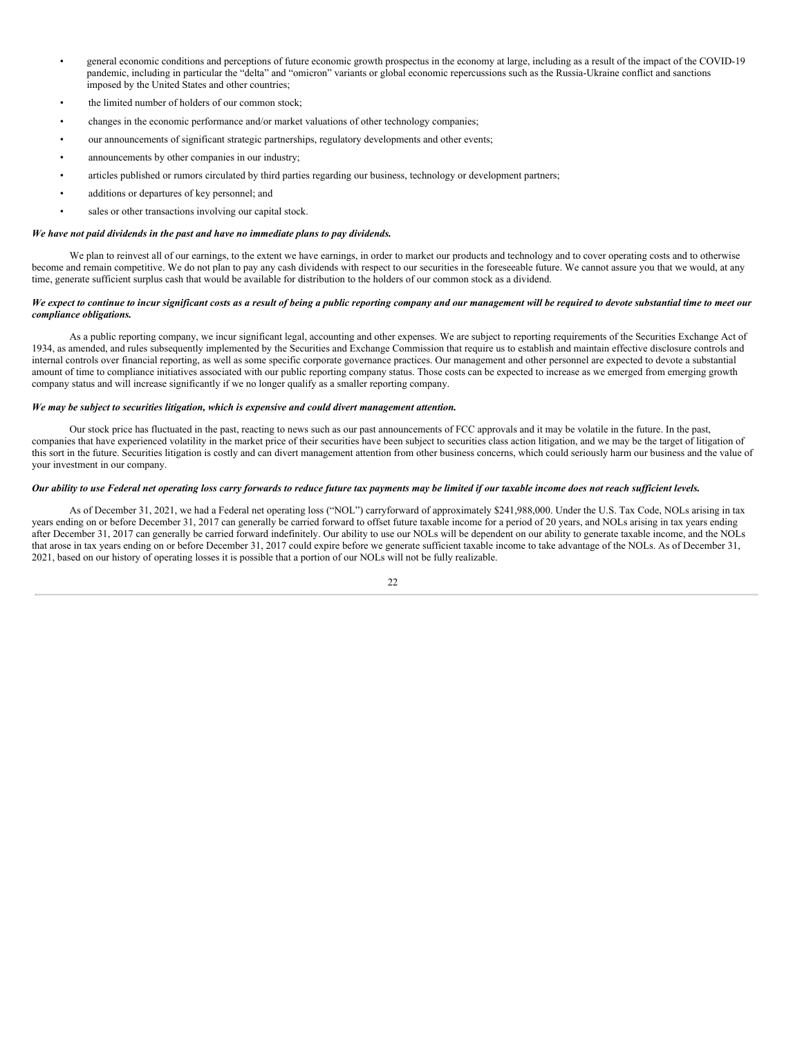- general economic conditions and perceptions of future economic growth prospectus in the economy at large, including as a result of the impact of the COVID-19 pandemic, including in particular the "delta" and "omicron" variants or global economic repercussions such as the Russia-Ukraine conflict and sanctions imposed by the United States and other countries;
- the limited number of holders of our common stock;
- changes in the economic performance and/or market valuations of other technology companies;
- our announcements of significant strategic partnerships, regulatory developments and other events;
- announcements by other companies in our industry;
- articles published or rumors circulated by third parties regarding our business, technology or development partners;
- additions or departures of key personnel; and
- sales or other transactions involving our capital stock.

***We have not paid dividends in the past and have no immediate plans to pay dividends.***

We plan to reinvest all of our earnings, to the extent we have earnings, in order to market our products and technology and to cover operating costs and to otherwise become and remain competitive. We do not plan to pay any cash dividends with respect to our securities in the foreseeable future. We cannot assure you that we would, at any time, generate sufficient surplus cash that would be available for distribution to the holders of our common stock as a dividend.

***We expect to continue to incur significant costs as a result of being a public reporting company and our management will be required to devote substantial time to meet our compliance obligations.***

As a public reporting company, we incur significant legal, accounting and other expenses. We are subject to reporting requirements of the Securities Exchange Act of 1934, as amended, and rules subsequently implemented by the Securities and Exchange Commission that require us to establish and maintain effective disclosure controls and internal controls over financial reporting, as well as some specific corporate governance practices. Our management and other personnel are expected to devote a substantial amount of time to compliance initiatives associated with our public reporting company status. Those costs can be expected to increase as we emerged from emerging growth company status and will increase significantly if we no longer qualify as a smaller reporting company.

***We may be subject to securities litigation, which is expensive and could divert management attention.***

Our stock price has fluctuated in the past, reacting to news such as our past announcements of FCC approvals and it may be volatile in the future. In the past, companies that have experienced volatility in the market price of their securities have been subject to securities class action litigation, and we may be the target of litigation of this sort in the future. Securities litigation is costly and can divert management attention from other business concerns, which could seriously harm our business and the value of your investment in our company.

***Our ability to use Federal net operating loss carry forwards to reduce future tax payments may be limited if our taxable income does not reach sufficient levels.***

As of December 31, 2021, we had a Federal net operating loss ("NOL") carryforward of approximately $241,988,000. Under the U.S. Tax Code, NOLs arising in tax years ending on or before December 31, 2017 can generally be carried forward to offset future taxable income for a period of 20 years, and NOLs arising in tax years ending after December 31, 2017 can generally be carried forward indefinitely. Our ability to use our NOLs will be dependent on our ability to generate taxable income, and the NOLs that arose in tax years ending on or before December 31, 2017 could expire before we generate sufficient taxable income to take advantage of the NOLs. As of December 31, 2021, based on our history of operating losses it is possible that a portion of our NOLs will not be fully realizable.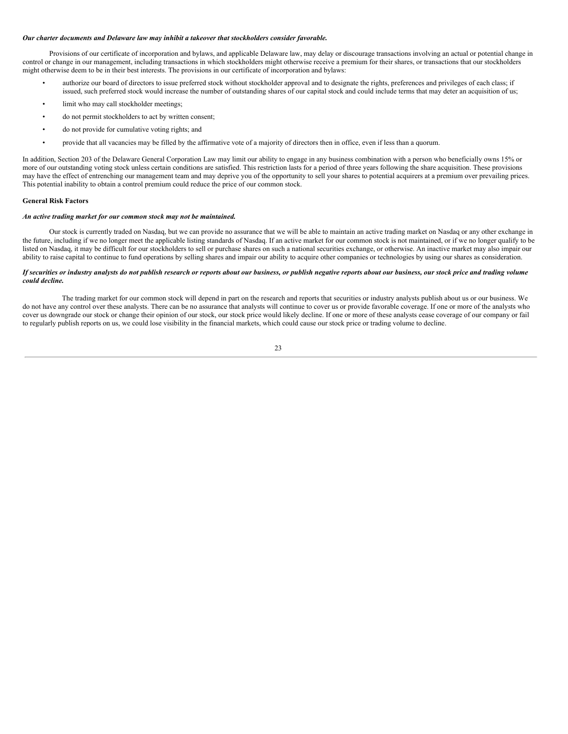***Our charter documents and Delaware law may inhibit a takeover that stockholders consider favorable.***

Provisions of our certificate of incorporation and bylaws, and applicable Delaware law, may delay or discourage transactions involving an actual or potential change in control or change in our management, including transactions in which stockholders might otherwise receive a premium for their shares, or transactions that our stockholders might otherwise deem to be in their best interests. The provisions in our certificate of incorporation and bylaws:

- authorize our board of directors to issue preferred stock without stockholder approval and to designate the rights, preferences and privileges of each class; if issued, such preferred stock would increase the number of outstanding shares of our capital stock and could include terms that may deter an acquisition of us;
- limit who may call stockholder meetings;
- do not permit stockholders to act by written consent;
- do not provide for cumulative voting rights; and
- provide that all vacancies may be filled by the affirmative vote of a majority of directors then in office, even if less than a quorum.

In addition, Section 203 of the Delaware General Corporation Law may limit our ability to engage in any business combination with a person who beneficially owns 15% or more of our outstanding voting stock unless certain conditions are satisfied. This restriction lasts for a period of three years following the share acquisition. These provisions may have the effect of entrenching our management team and may deprive you of the opportunity to sell your shares to potential acquirers at a premium over prevailing prices. This potential inability to obtain a control premium could reduce the price of our common stock.

**General Risk Factors**

***An active trading market for our common stock may not be maintained.***

Our stock is currently traded on Nasdaq, but we can provide no assurance that we will be able to maintain an active trading market on Nasdaq or any other exchange in the future, including if we no longer meet the applicable listing standards of Nasdaq. If an active market for our common stock is not maintained, or if we no longer qualify to be listed on Nasdaq, it may be difficult for our stockholders to sell or purchase shares on such a national securities exchange, or otherwise. An inactive market may also impair our ability to raise capital to continue to fund operations by selling shares and impair our ability to acquire other companies or technologies by using our shares as consideration.

***If securities or industry analysts do not publish research or reports about our business, or publish negative reports about our business, our stock price and trading volume could decline.***

The trading market for our common stock will depend in part on the research and reports that securities or industry analysts publish about us or our business. We do not have any control over these analysts. There can be no assurance that analysts will continue to cover us or provide favorable coverage. If one or more of the analysts who cover us downgrade our stock or change their opinion of our stock, our stock price would likely decline. If one or more of these analysts cease coverage of our company or fail to regularly publish reports on us, we could lose visibility in the financial markets, which could cause our stock price or trading volume to decline.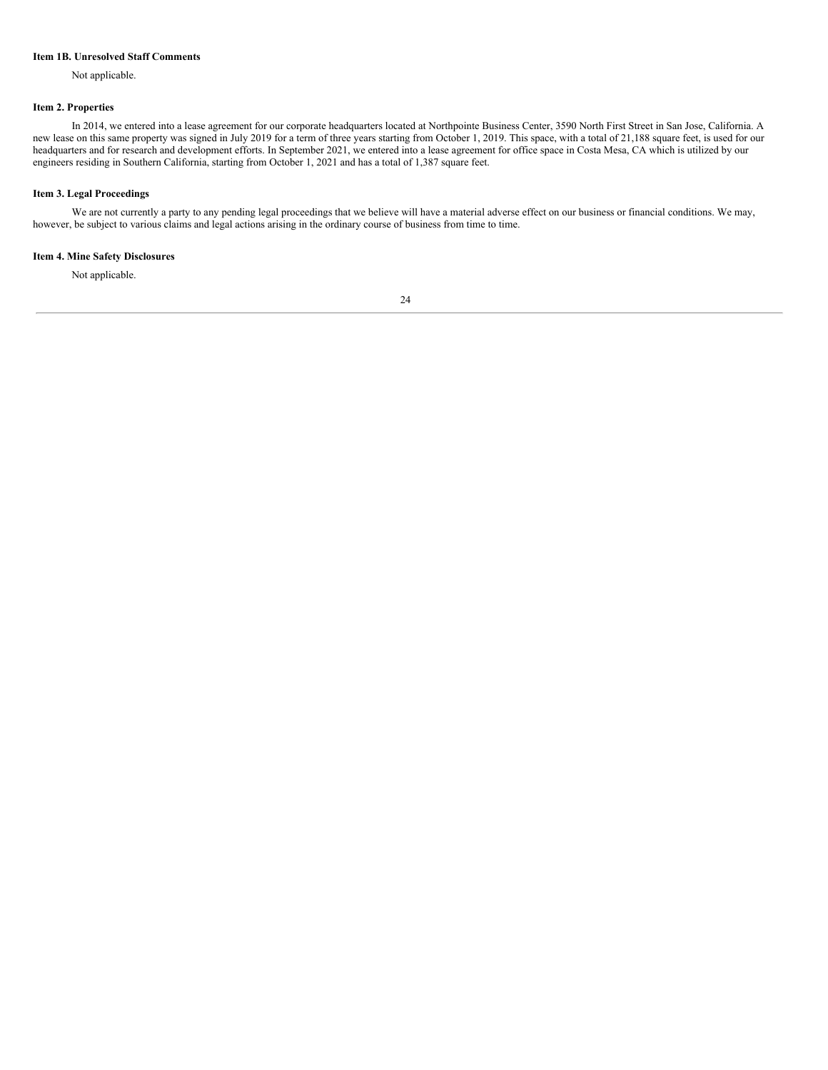**Item 1B. Unresolved Staff Comments**

Not applicable.

**Item 2. Properties**

In 2014, we entered into a lease agreement for our corporate headquarters located at Northpointe Business Center, 3590 North First Street in San Jose, California. A new lease on this same property was signed in July 2019 for a term of three years starting from October 1, 2019. This space, with a total of 21,188 square feet, is used for our headquarters and for research and development efforts. In September 2021, we entered into a lease agreement for office space in Costa Mesa, CA which is utilized by our engineers residing in Southern California, starting from October 1, 2021 and has a total of 1,387 square feet.

**Item 3. Legal Proceedings**

We are not currently a party to any pending legal proceedings that we believe will have a material adverse effect on our business or financial conditions. We may, however, be subject to various claims and legal actions arising in the ordinary course of business from time to time.

**Item 4. Mine Safety Disclosures**

Not applicable.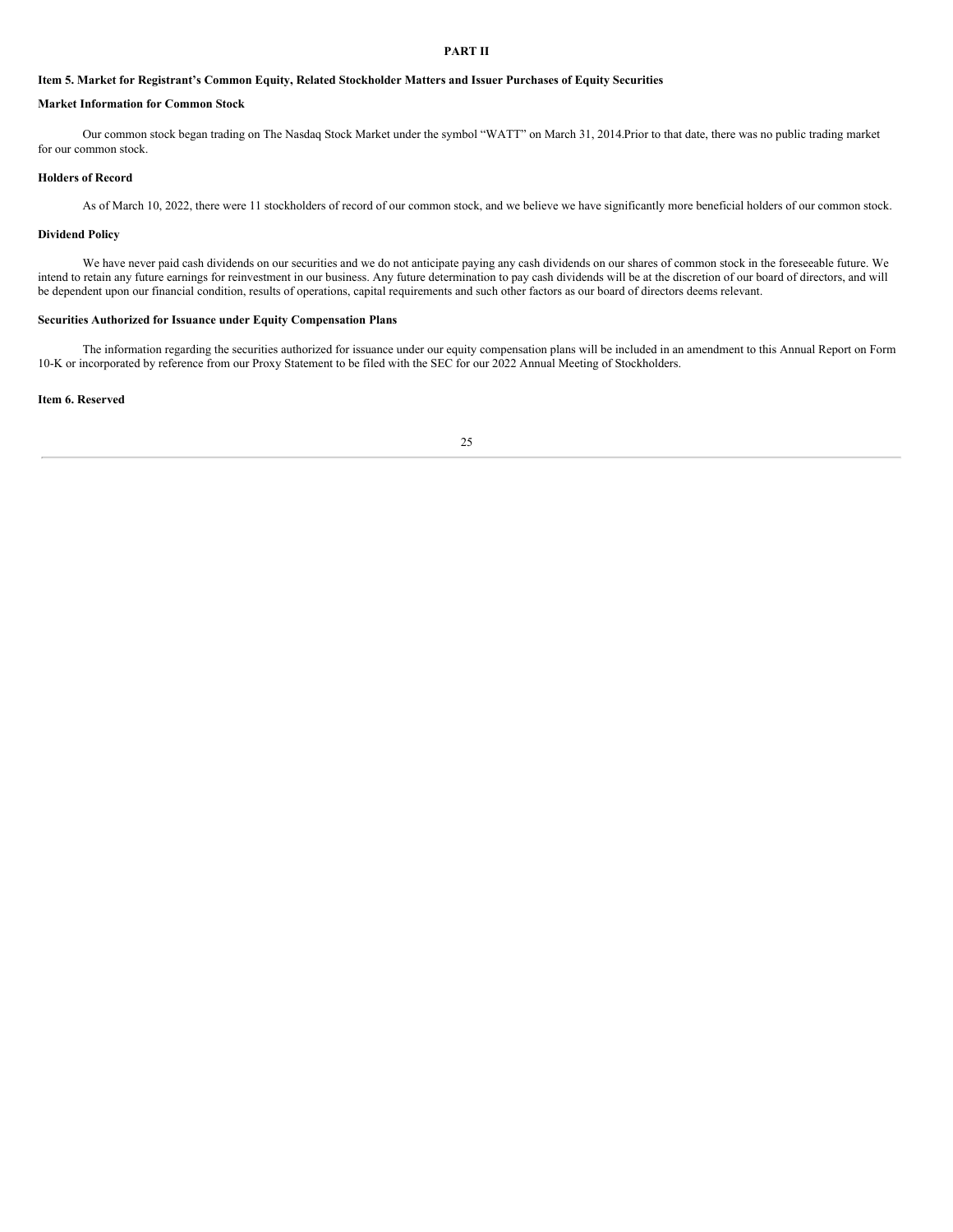# PART II

## Item 5. Market for Registrant's Common Equity, Related Stockholder Matters and Issuer Purchases of Equity Securities

### Market Information for Common Stock

Our common stock began trading on The Nasdaq Stock Market under the symbol "WATT" on March 31, 2014.Prior to that date, there was no public trading market for our common stock.

### Holders of Record

As of March 10, 2022, there were 11 stockholders of record of our common stock, and we believe we have significantly more beneficial holders of our common stock.

### Dividend Policy

We have never paid cash dividends on our securities and we do not anticipate paying any cash dividends on our shares of common stock in the foreseeable future. We intend to retain any future earnings for reinvestment in our business. Any future determination to pay cash dividends will be at the discretion of our board of directors, and will be dependent upon our financial condition, results of operations, capital requirements and such other factors as our board of directors deems relevant.

### Securities Authorized for Issuance under Equity Compensation Plans

The information regarding the securities authorized for issuance under our equity compensation plans will be included in an amendment to this Annual Report on Form 10-K or incorporated by reference from our Proxy Statement to be filed with the SEC for our 2022 Annual Meeting of Stockholders.

## Item 6. Reserved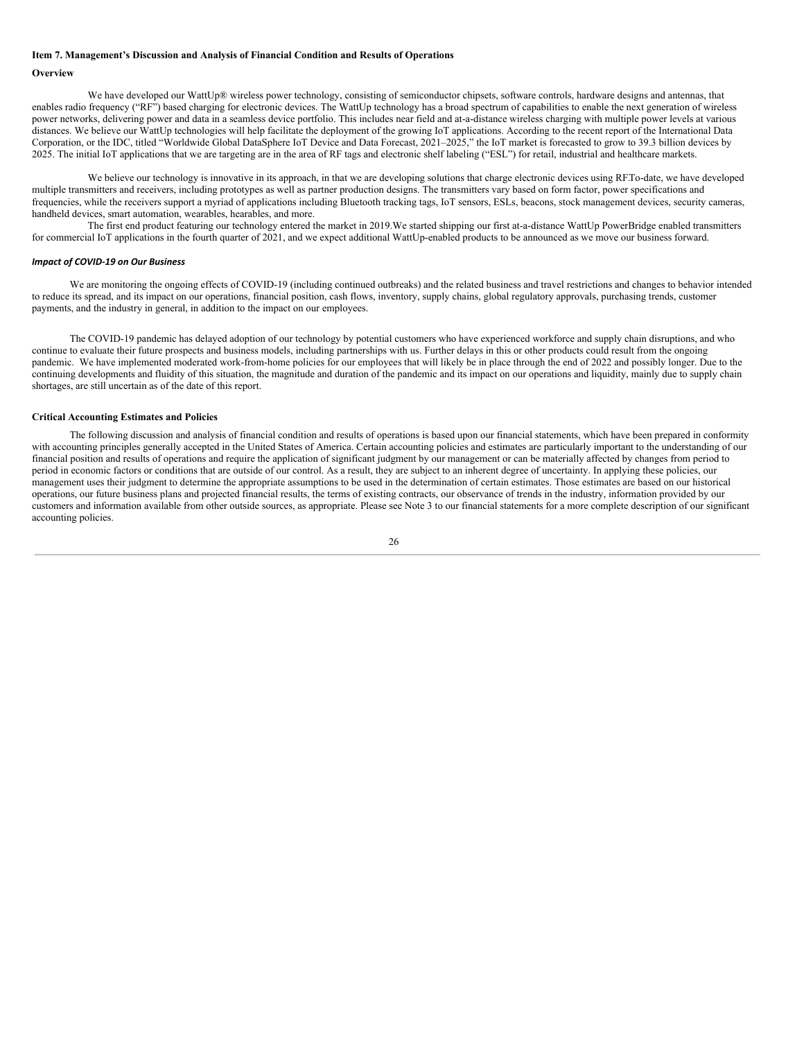**Item 7. Management's Discussion and Analysis of Financial Condition and Results of Operations**

**Overview**

We have developed our WattUp® wireless power technology, consisting of semiconductor chipsets, software controls, hardware designs and antennas, that enables radio frequency ("RF") based charging for electronic devices. The WattUp technology has a broad spectrum of capabilities to enable the next generation of wireless power networks, delivering power and data in a seamless device portfolio. This includes near field and at-a-distance wireless charging with multiple power levels at various distances. We believe our WattUp technologies will help facilitate the deployment of the growing IoT applications. According to the recent report of the International Data Corporation, or the IDC, titled "Worldwide Global DataSphere IoT Device and Data Forecast, 2021–2025," the IoT market is forecasted to grow to 39.3 billion devices by 2025. The initial IoT applications that we are targeting are in the area of RF tags and electronic shelf labeling ("ESL") for retail, industrial and healthcare markets.

We believe our technology is innovative in its approach, in that we are developing solutions that charge electronic devices using RF.To-date, we have developed multiple transmitters and receivers, including prototypes as well as partner production designs. The transmitters vary based on form factor, power specifications and frequencies, while the receivers support a myriad of applications including Bluetooth tracking tags, IoT sensors, ESLs, beacons, stock management devices, security cameras, handheld devices, smart automation, wearables, hearables, and more.

The first end product featuring our technology entered the market in 2019.We started shipping our first at-a-distance WattUp PowerBridge enabled transmitters for commercial IoT applications in the fourth quarter of 2021, and we expect additional WattUp-enabled products to be announced as we move our business forward.

***Impact of COVID-19 on Our Business***

We are monitoring the ongoing effects of COVID-19 (including continued outbreaks) and the related business and travel restrictions and changes to behavior intended to reduce its spread, and its impact on our operations, financial position, cash flows, inventory, supply chains, global regulatory approvals, purchasing trends, customer payments, and the industry in general, in addition to the impact on our employees.

The COVID-19 pandemic has delayed adoption of our technology by potential customers who have experienced workforce and supply chain disruptions, and who continue to evaluate their future prospects and business models, including partnerships with us. Further delays in this or other products could result from the ongoing pandemic. We have implemented moderated work-from-home policies for our employees that will likely be in place through the end of 2022 and possibly longer. Due to the continuing developments and fluidity of this situation, the magnitude and duration of the pandemic and its impact on our operations and liquidity, mainly due to supply chain shortages, are still uncertain as of the date of this report.

**Critical Accounting Estimates and Policies**

The following discussion and analysis of financial condition and results of operations is based upon our financial statements, which have been prepared in conformity with accounting principles generally accepted in the United States of America. Certain accounting policies and estimates are particularly important to the understanding of our financial position and results of operations and require the application of significant judgment by our management or can be materially affected by changes from period to period in economic factors or conditions that are outside of our control. As a result, they are subject to an inherent degree of uncertainty. In applying these policies, our management uses their judgment to determine the appropriate assumptions to be used in the determination of certain estimates. Those estimates are based on our historical operations, our future business plans and projected financial results, the terms of existing contracts, our observance of trends in the industry, information provided by our customers and information available from other outside sources, as appropriate. Please see Note 3 to our financial statements for a more complete description of our significant accounting policies.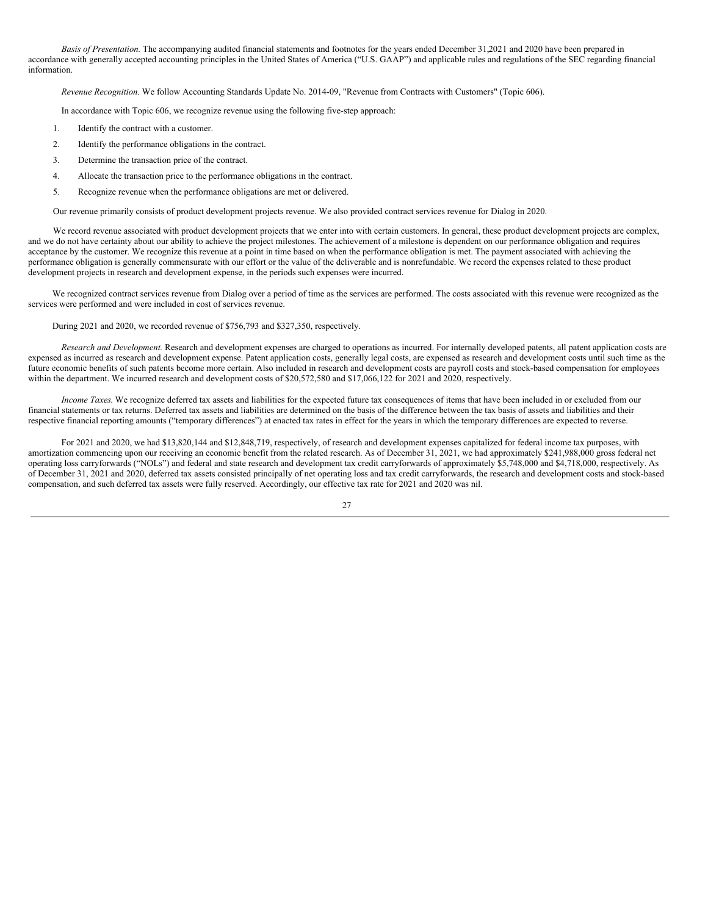*Basis of Presentation.* The accompanying audited financial statements and footnotes for the years ended December 31,2021 and 2020 have been prepared in accordance with generally accepted accounting principles in the United States of America ("U.S. GAAP") and applicable rules and regulations of the SEC regarding financial information.

*Revenue Recognition.* We follow Accounting Standards Update No. 2014-09, "Revenue from Contracts with Customers" (Topic 606).

In accordance with Topic 606, we recognize revenue using the following five-step approach:

1. Identify the contract with a customer.
2. Identify the performance obligations in the contract.
3. Determine the transaction price of the contract.
4. Allocate the transaction price to the performance obligations in the contract.
5. Recognize revenue when the performance obligations are met or delivered.

Our revenue primarily consists of product development projects revenue. We also provided contract services revenue for Dialog in 2020.

We record revenue associated with product development projects that we enter into with certain customers. In general, these product development projects are complex, and we do not have certainty about our ability to achieve the project milestones. The achievement of a milestone is dependent on our performance obligation and requires acceptance by the customer. We recognize this revenue at a point in time based on when the performance obligation is met. The payment associated with achieving the performance obligation is generally commensurate with our effort or the value of the deliverable and is nonrefundable. We record the expenses related to these product development projects in research and development expense, in the periods such expenses were incurred.

We recognized contract services revenue from Dialog over a period of time as the services are performed. The costs associated with this revenue were recognized as the services were performed and were included in cost of services revenue.

During 2021 and 2020, we recorded revenue of $756,793 and $327,350, respectively.

*Research and Development.* Research and development expenses are charged to operations as incurred. For internally developed patents, all patent application costs are expensed as incurred as research and development expense. Patent application costs, generally legal costs, are expensed as research and development costs until such time as the future economic benefits of such patents become more certain. Also included in research and development costs are payroll costs and stock-based compensation for employees within the department. We incurred research and development costs of $20,572,580 and $17,066,122 for 2021 and 2020, respectively.

*Income Taxes.* We recognize deferred tax assets and liabilities for the expected future tax consequences of items that have been included in or excluded from our financial statements or tax returns. Deferred tax assets and liabilities are determined on the basis of the difference between the tax basis of assets and liabilities and their respective financial reporting amounts ("temporary differences") at enacted tax rates in effect for the years in which the temporary differences are expected to reverse.

For 2021 and 2020, we had $13,820,144 and $12,848,719, respectively, of research and development expenses capitalized for federal income tax purposes, with amortization commencing upon our receiving an economic benefit from the related research. As of December 31, 2021, we had approximately $241,988,000 gross federal net operating loss carryforwards ("NOLs") and federal and state research and development tax credit carryforwards of approximately $5,748,000 and $4,718,000, respectively. As of December 31, 2021 and 2020, deferred tax assets consisted principally of net operating loss and tax credit carryforwards, the research and development costs and stock-based compensation, and such deferred tax assets were fully reserved. Accordingly, our effective tax rate for 2021 and 2020 was nil.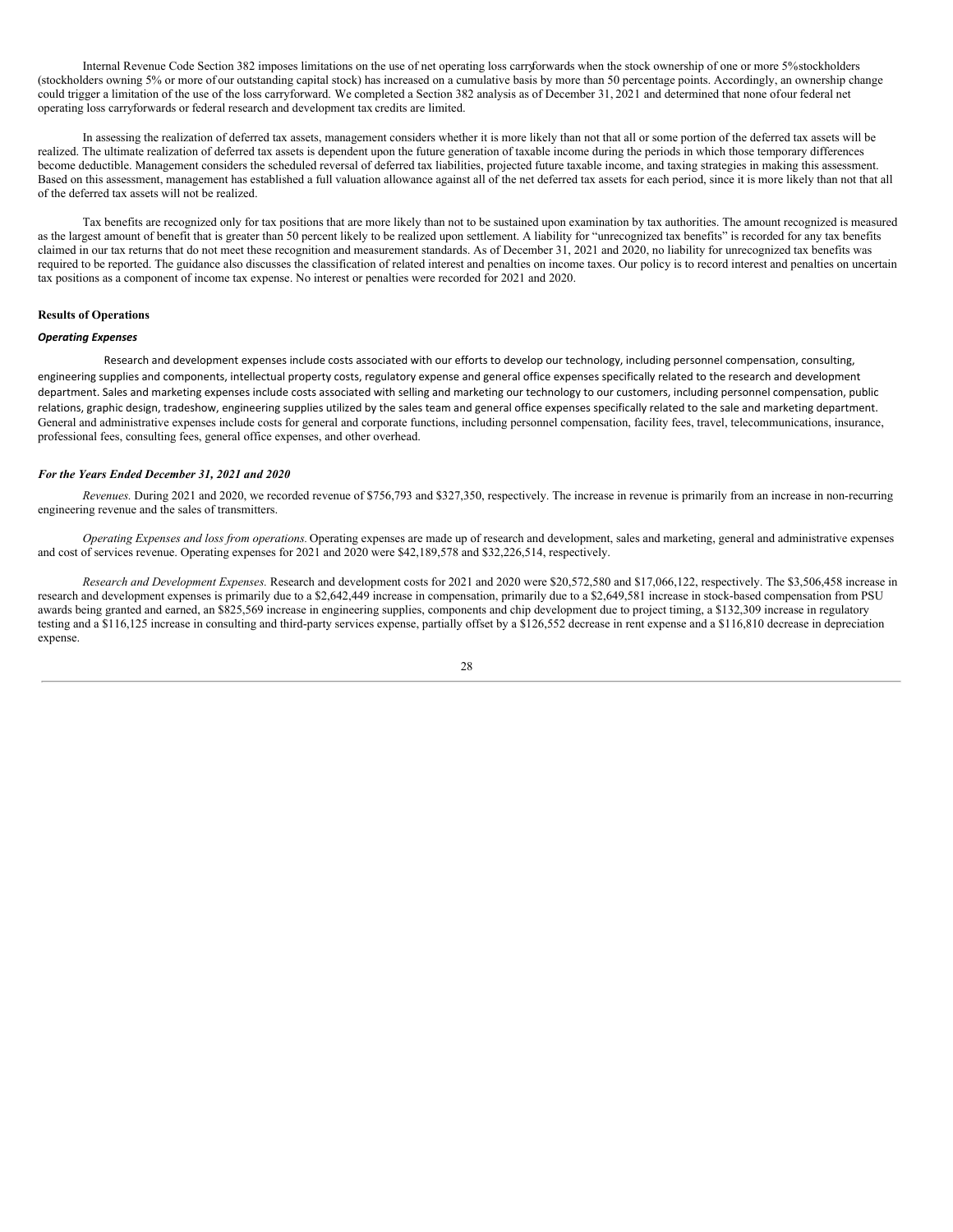Internal Revenue Code Section 382 imposes limitations on the use of net operating loss carryforwards when the stock ownership of one or more 5% stockholders (stockholders owning 5% or more of our outstanding capital stock) has increased on a cumulative basis by more than 50 percentage points. Accordingly, an ownership change could trigger a limitation of the use of the loss carryforward. We completed a Section 382 analysis as of December 31, 2021 and determined that none of our federal net operating loss carryforwards or federal research and development tax credits are limited.

In assessing the realization of deferred tax assets, management considers whether it is more likely than not that all or some portion of the deferred tax assets will be realized. The ultimate realization of deferred tax assets is dependent upon the future generation of taxable income during the periods in which those temporary differences become deductible. Management considers the scheduled reversal of deferred tax liabilities, projected future taxable income, and taxing strategies in making this assessment. Based on this assessment, management has established a full valuation allowance against all of the net deferred tax assets for each period, since it is more likely than not that all of the deferred tax assets will not be realized.

Tax benefits are recognized only for tax positions that are more likely than not to be sustained upon examination by tax authorities. The amount recognized is measured as the largest amount of benefit that is greater than 50 percent likely to be realized upon settlement. A liability for "unrecognized tax benefits" is recorded for any tax benefits claimed in our tax returns that do not meet these recognition and measurement standards. As of December 31, 2021 and 2020, no liability for unrecognized tax benefits was required to be reported. The guidance also discusses the classification of related interest and penalties on income taxes. Our policy is to record interest and penalties on uncertain tax positions as a component of income tax expense. No interest or penalties were recorded for 2021 and 2020.

**Results of Operations**

***Operating Expenses***

Research and development expenses include costs associated with our efforts to develop our technology, including personnel compensation, consulting, engineering supplies and components, intellectual property costs, regulatory expense and general office expenses specifically related to the research and development department. Sales and marketing expenses include costs associated with selling and marketing our technology to our customers, including personnel compensation, public relations, graphic design, tradeshow, engineering supplies utilized by the sales team and general office expenses specifically related to the sale and marketing department. General and administrative expenses include costs for general and corporate functions, including personnel compensation, facility fees, travel, telecommunications, insurance, professional fees, consulting fees, general office expenses, and other overhead.

***For the Years Ended December 31, 2021 and 2020***

*Revenues.* During 2021 and 2020, we recorded revenue of $756,793 and $327,350, respectively. The increase in revenue is primarily from an increase in non-recurring engineering revenue and the sales of transmitters.

*Operating Expenses and loss from operations.* Operating expenses are made up of research and development, sales and marketing, general and administrative expenses and cost of services revenue. Operating expenses for 2021 and 2020 were $42,189,578 and $32,226,514, respectively.

*Research and Development Expenses.* Research and development costs for 2021 and 2020 were $20,572,580 and $17,066,122, respectively. The $3,506,458 increase in research and development expenses is primarily due to a $2,642,449 increase in compensation, primarily due to a $2,649,581 increase in stock-based compensation from PSU awards being granted and earned, an $825,569 increase in engineering supplies, components and chip development due to project timing, a $132,309 increase in regulatory testing and a $116,125 increase in consulting and third-party services expense, partially offset by a $126,552 decrease in rent expense and a $116,810 decrease in depreciation expense.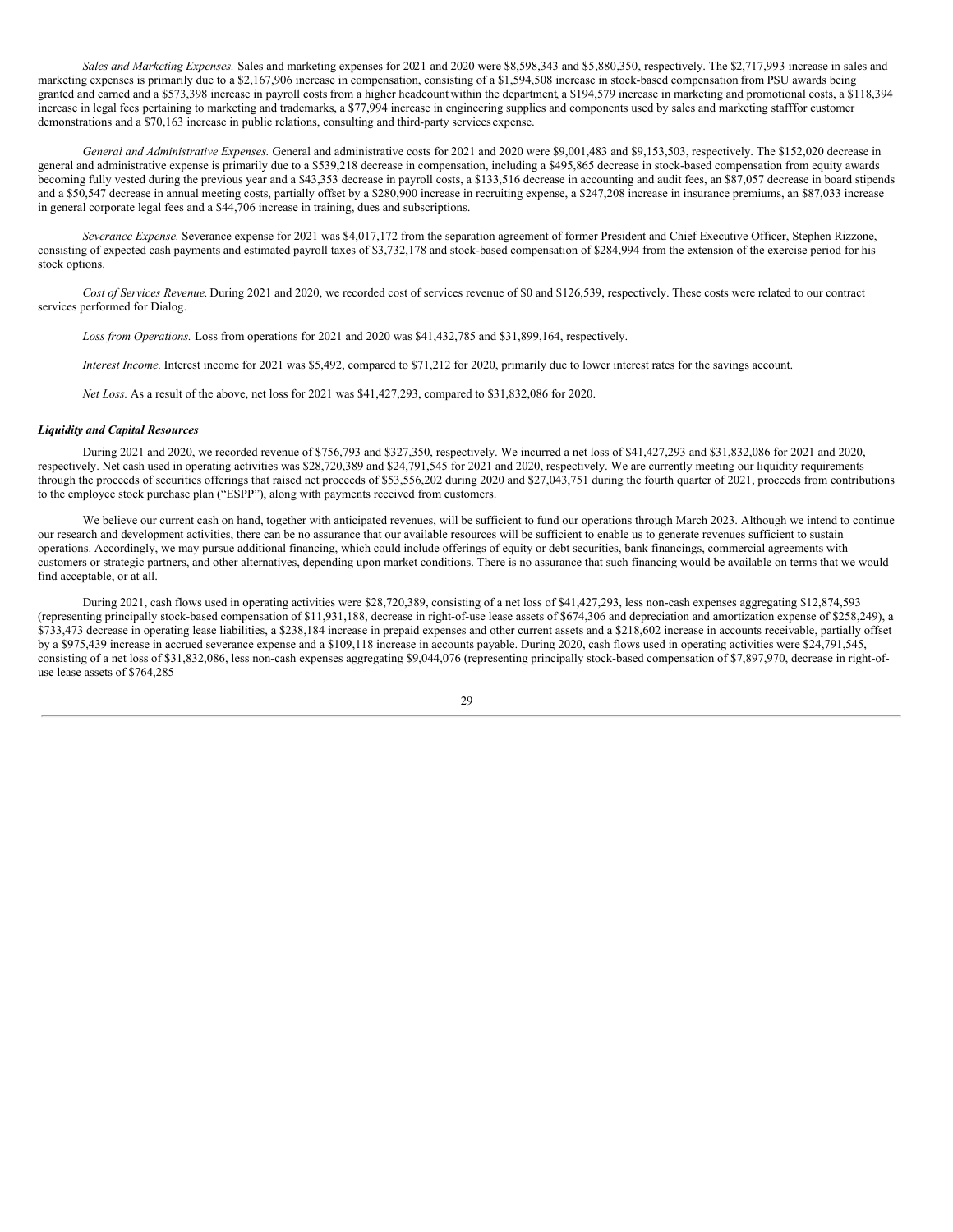*Sales and Marketing Expenses.* Sales and marketing expenses for 2021 and 2020 were $8,598,343 and $5,880,350, respectively. The $2,717,993 increase in sales and marketing expenses is primarily due to a $2,167,906 increase in compensation, consisting of a $1,594,508 increase in stock-based compensation from PSU awards being granted and earned and a $573,398 increase in payroll costs from a higher headcount within the department, a $194,579 increase in marketing and promotional costs, a $118,394 increase in legal fees pertaining to marketing and trademarks, a $77,994 increase in engineering supplies and components used by sales and marketing stafffor customer demonstrations and a $70,163 increase in public relations, consulting and third-party services expense.

*General and Administrative Expenses.* General and administrative costs for 2021 and 2020 were $9,001,483 and $9,153,503, respectively. The $152,020 decrease in general and administrative expense is primarily due to a $539,218 decrease in compensation, including a $495,865 decrease in stock-based compensation from equity awards becoming fully vested during the previous year and a $43,353 decrease in payroll costs, a $133,516 decrease in accounting and audit fees, an $87,057 decrease in board stipends and a $50,547 decrease in annual meeting costs, partially offset by a $280,900 increase in recruiting expense, a $247,208 increase in insurance premiums, an $87,033 increase in general corporate legal fees and a $44,706 increase in training, dues and subscriptions.

*Severance Expense.* Severance expense for 2021 was $4,017,172 from the separation agreement of former President and Chief Executive Officer, Stephen Rizzone, consisting of expected cash payments and estimated payroll taxes of $3,732,178 and stock-based compensation of $284,994 from the extension of the exercise period for his stock options.

*Cost of Services Revenue.* During 2021 and 2020, we recorded cost of services revenue of $0 and $126,539, respectively. These costs were related to our contract services performed for Dialog.

*Loss from Operations.* Loss from operations for 2021 and 2020 was $41,432,785 and $31,899,164, respectively.

*Interest Income.* Interest income for 2021 was $5,492, compared to $71,212 for 2020, primarily due to lower interest rates for the savings account.

*Net Loss.* As a result of the above, net loss for 2021 was $41,427,293, compared to $31,832,086 for 2020.

***Liquidity and Capital Resources***

During 2021 and 2020, we recorded revenue of $756,793 and $327,350, respectively. We incurred a net loss of $41,427,293 and $31,832,086 for 2021 and 2020, respectively. Net cash used in operating activities was $28,720,389 and $24,791,545 for 2021 and 2020, respectively. We are currently meeting our liquidity requirements through the proceeds of securities offerings that raised net proceeds of $53,556,202 during 2020 and $27,043,751 during the fourth quarter of 2021, proceeds from contributions to the employee stock purchase plan ("ESPP"), along with payments received from customers.

We believe our current cash on hand, together with anticipated revenues, will be sufficient to fund our operations through March 2023. Although we intend to continue our research and development activities, there can be no assurance that our available resources will be sufficient to enable us to generate revenues sufficient to sustain operations. Accordingly, we may pursue additional financing, which could include offerings of equity or debt securities, bank financings, commercial agreements with customers or strategic partners, and other alternatives, depending upon market conditions. There is no assurance that such financing would be available on terms that we would find acceptable, or at all.

During 2021, cash flows used in operating activities were $28,720,389, consisting of a net loss of $41,427,293, less non-cash expenses aggregating $12,874,593 (representing principally stock-based compensation of $11,931,188, decrease in right-of-use lease assets of $674,306 and depreciation and amortization expense of $258,249), a $733,473 decrease in operating lease liabilities, a $238,184 increase in prepaid expenses and other current assets and a $218,602 increase in accounts receivable, partially offset by a $975,439 increase in accrued severance expense and a $109,118 increase in accounts payable. During 2020, cash flows used in operating activities were $24,791,545, consisting of a net loss of $31,832,086, less non-cash expenses aggregating $9,044,076 (representing principally stock-based compensation of $7,897,970, decrease in right-of-use lease assets of $764,285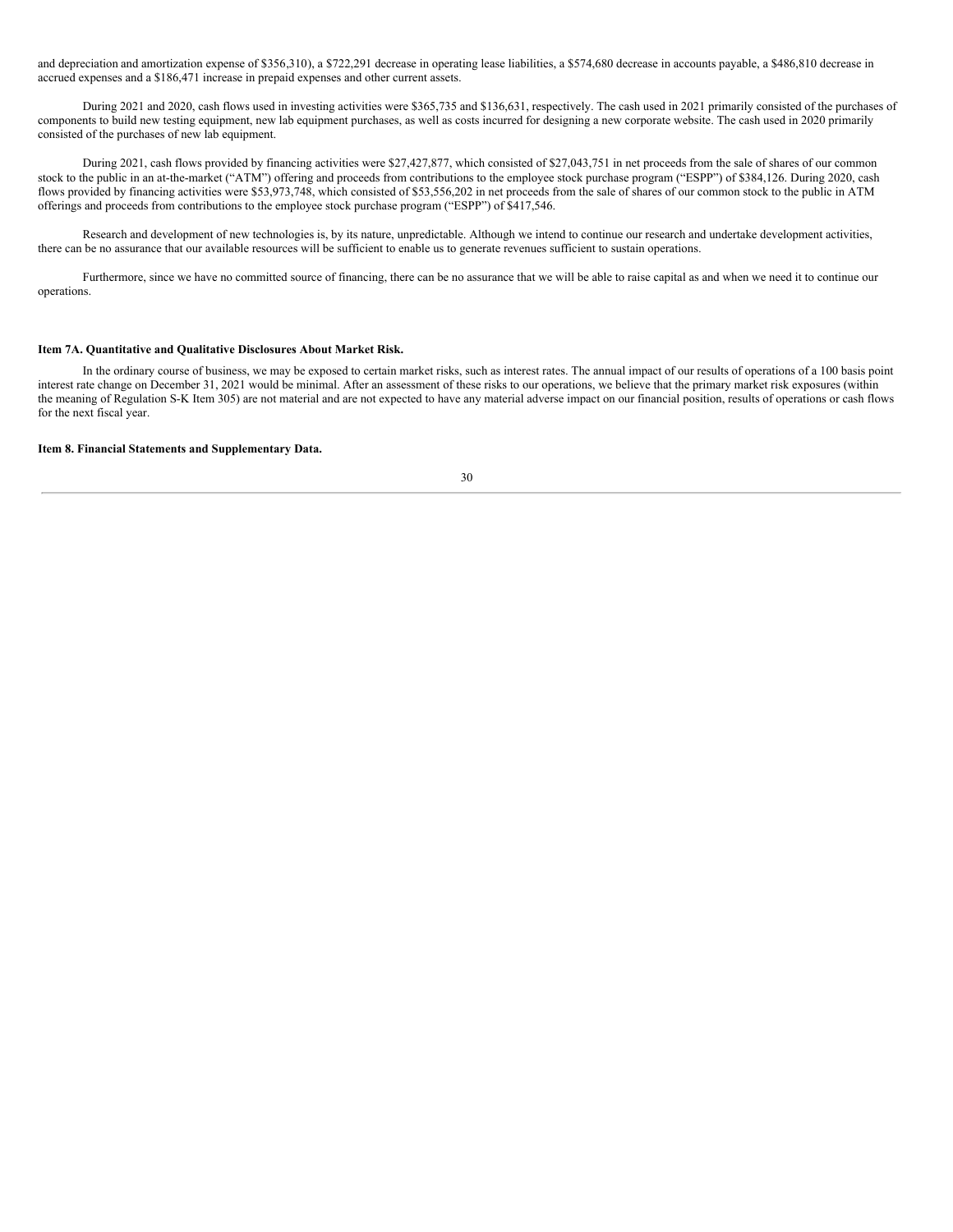and depreciation and amortization expense of $356,310), a $722,291 decrease in operating lease liabilities, a $574,680 decrease in accounts payable, a $486,810 decrease in accrued expenses and a $186,471 increase in prepaid expenses and other current assets.

During 2021 and 2020, cash flows used in investing activities were $365,735 and $136,631, respectively. The cash used in 2021 primarily consisted of the purchases of components to build new testing equipment, new lab equipment purchases, as well as costs incurred for designing a new corporate website. The cash used in 2020 primarily consisted of the purchases of new lab equipment.

During 2021, cash flows provided by financing activities were $27,427,877, which consisted of $27,043,751 in net proceeds from the sale of shares of our common stock to the public in an at-the-market ("ATM") offering and proceeds from contributions to the employee stock purchase program ("ESPP") of $384,126. During 2020, cash flows provided by financing activities were $53,973,748, which consisted of $53,556,202 in net proceeds from the sale of shares of our common stock to the public in ATM offerings and proceeds from contributions to the employee stock purchase program ("ESPP") of $417,546.

Research and development of new technologies is, by its nature, unpredictable. Although we intend to continue our research and undertake development activities, there can be no assurance that our available resources will be sufficient to enable us to generate revenues sufficient to sustain operations.

Furthermore, since we have no committed source of financing, there can be no assurance that we will be able to raise capital as and when we need it to continue our operations.

**Item 7A. Quantitative and Qualitative Disclosures About Market Risk.**

In the ordinary course of business, we may be exposed to certain market risks, such as interest rates. The annual impact of our results of operations of a 100 basis point interest rate change on December 31, 2021 would be minimal. After an assessment of these risks to our operations, we believe that the primary market risk exposures (within the meaning of Regulation S-K Item 305) are not material and are not expected to have any material adverse impact on our financial position, results of operations or cash flows for the next fiscal year.

**Item 8. Financial Statements and Supplementary Data.**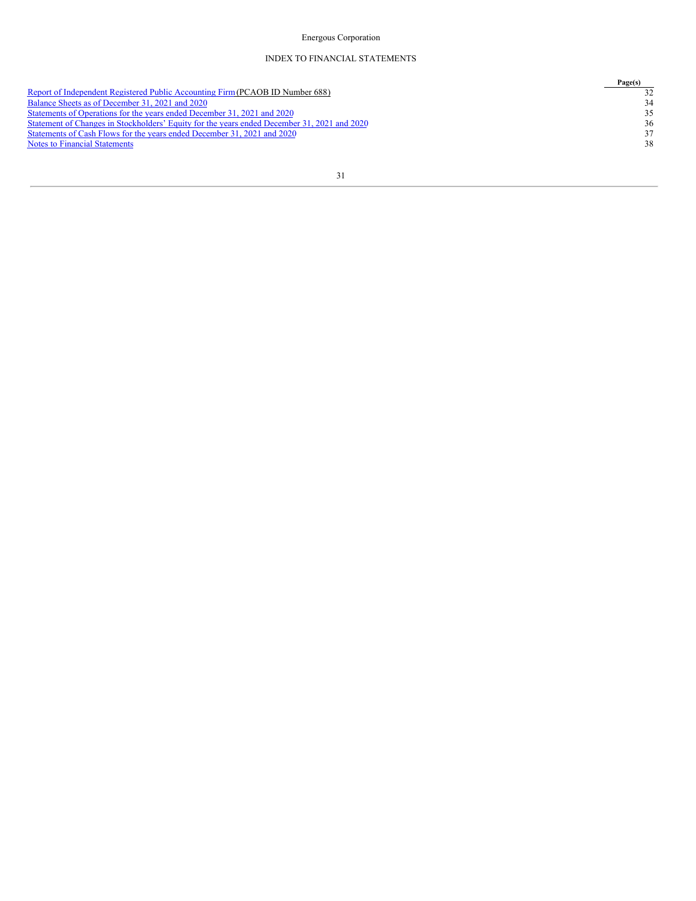Energous Corporation

INDEX TO FINANCIAL STATEMENTS

| | Page(s) |
|---|---|
| Report of Independent Registered Public Accounting Firm (PCAOB ID Number 688) | 32 |
| Balance Sheets as of December 31, 2021 and 2020 | 34 |
| Statements of Operations for the years ended December 31, 2021 and 2020 | 35 |
| Statement of Changes in Stockholders' Equity for the years ended December 31, 2021 and 2020 | 36 |
| Statements of Cash Flows for the years ended December 31, 2021 and 2020 | 37 |
| Notes to Financial Statements | 38 |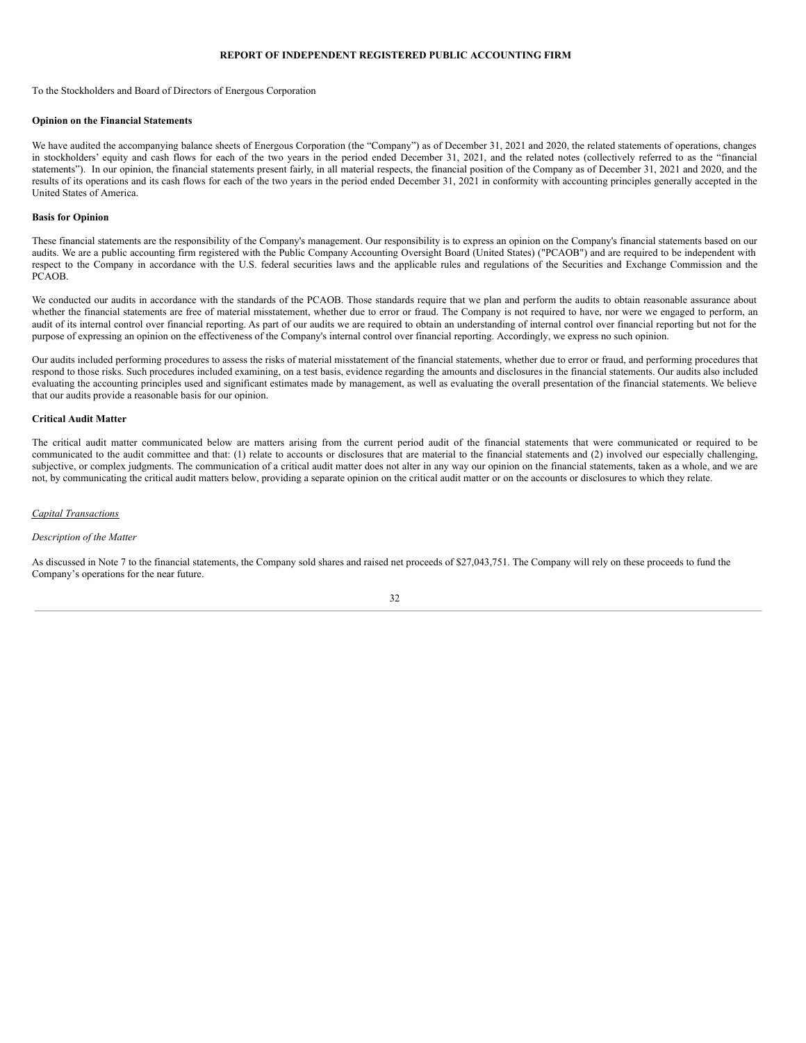**REPORT OF INDEPENDENT REGISTERED PUBLIC ACCOUNTING FIRM**

To the Stockholders and Board of Directors of Energous Corporation

**Opinion on the Financial Statements**

We have audited the accompanying balance sheets of Energous Corporation (the "Company") as of December 31, 2021 and 2020, the related statements of operations, changes in stockholders' equity and cash flows for each of the two years in the period ended December 31, 2021, and the related notes (collectively referred to as the "financial statements"). In our opinion, the financial statements present fairly, in all material respects, the financial position of the Company as of December 31, 2021 and 2020, and the results of its operations and its cash flows for each of the two years in the period ended December 31, 2021 in conformity with accounting principles generally accepted in the United States of America.

**Basis for Opinion**

These financial statements are the responsibility of the Company's management. Our responsibility is to express an opinion on the Company's financial statements based on our audits. We are a public accounting firm registered with the Public Company Accounting Oversight Board (United States) ("PCAOB") and are required to be independent with respect to the Company in accordance with the U.S. federal securities laws and the applicable rules and regulations of the Securities and Exchange Commission and the PCAOB.

We conducted our audits in accordance with the standards of the PCAOB. Those standards require that we plan and perform the audits to obtain reasonable assurance about whether the financial statements are free of material misstatement, whether due to error or fraud. The Company is not required to have, nor were we engaged to perform, an audit of its internal control over financial reporting. As part of our audits we are required to obtain an understanding of internal control over financial reporting but not for the purpose of expressing an opinion on the effectiveness of the Company's internal control over financial reporting. Accordingly, we express no such opinion.

Our audits included performing procedures to assess the risks of material misstatement of the financial statements, whether due to error or fraud, and performing procedures that respond to those risks. Such procedures included examining, on a test basis, evidence regarding the amounts and disclosures in the financial statements. Our audits also included evaluating the accounting principles used and significant estimates made by management, as well as evaluating the overall presentation of the financial statements. We believe that our audits provide a reasonable basis for our opinion.

**Critical Audit Matter**

The critical audit matter communicated below are matters arising from the current period audit of the financial statements that were communicated or required to be communicated to the audit committee and that: (1) relate to accounts or disclosures that are material to the financial statements and (2) involved our especially challenging, subjective, or complex judgments. The communication of a critical audit matter does not alter in any way our opinion on the financial statements, taken as a whole, and we are not, by communicating the critical audit matters below, providing a separate opinion on the critical audit matter or on the accounts or disclosures to which they relate.

*Capital Transactions*

*Description of the Matter*

As discussed in Note 7 to the financial statements, the Company sold shares and raised net proceeds of $27,043,751. The Company will rely on these proceeds to fund the Company's operations for the near future.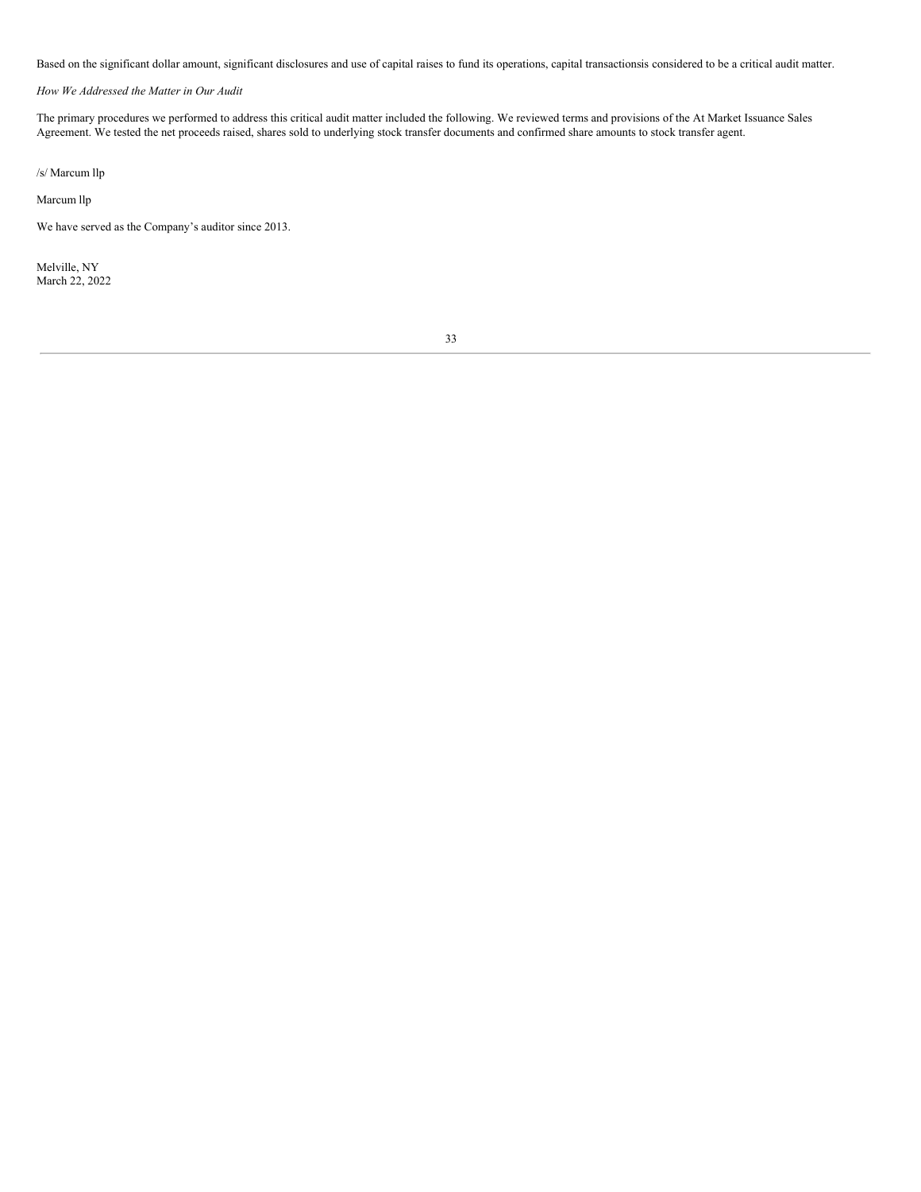Based on the significant dollar amount, significant disclosures and use of capital raises to fund its operations, capital transactionsis considered to be a critical audit matter.

*How We Addressed the Matter in Our Audit*

The primary procedures we performed to address this critical audit matter included the following. We reviewed terms and provisions of the At Market Issuance Sales Agreement. We tested the net proceeds raised, shares sold to underlying stock transfer documents and confirmed share amounts to stock transfer agent.

/s/ Marcum llp

Marcum llp

We have served as the Company's auditor since 2013.

Melville, NY
March 22, 2022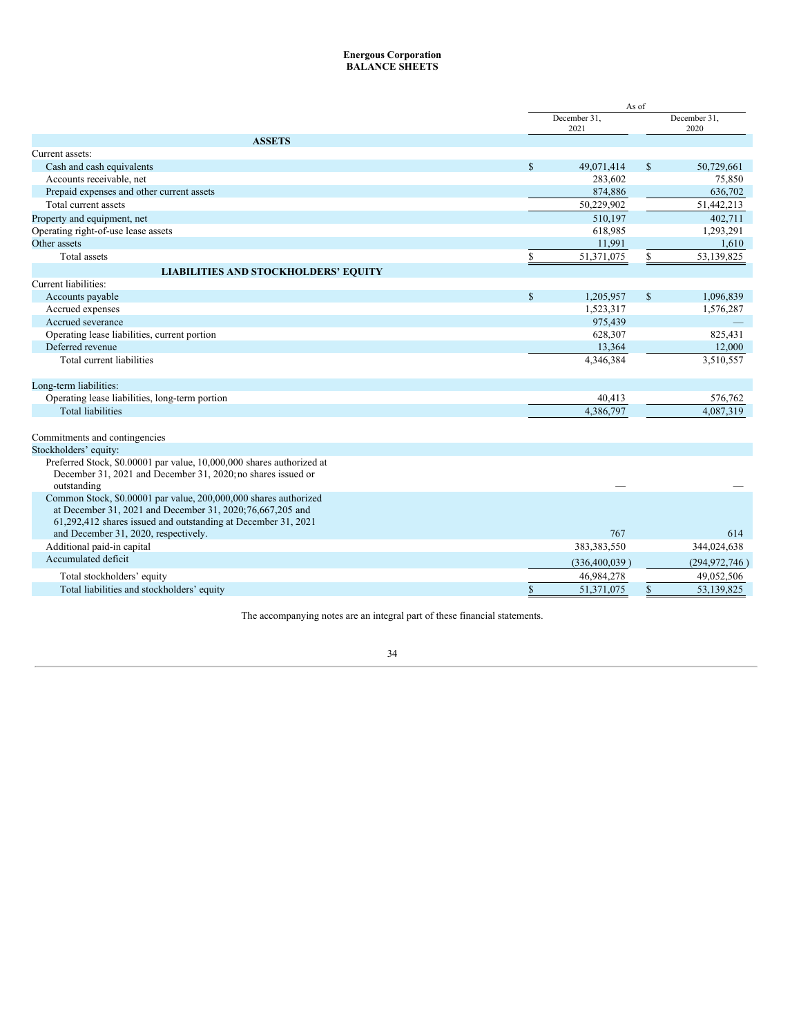**Energous Corporation**
**BALANCE SHEETS**

| | As of | |
|---|---|---|
| | December 31, 2021 | December 31, 2020 |
| **ASSETS** | | |
| Current assets: | | |
| Cash and cash equivalents | $ 49,071,414 | $ 50,729,661 |
| Accounts receivable, net | 283,602 | 75,850 |
| Prepaid expenses and other current assets | 874,886 | 636,702 |
| Total current assets | 50,229,902 | 51,442,213 |
| Property and equipment, net | 510,197 | 402,711 |
| Operating right-of-use lease assets | 618,985 | 1,293,291 |
| Other assets | 11,991 | 1,610 |
| Total assets | $ 51,371,075 | $ 53,139,825 |
| **LIABILITIES AND STOCKHOLDERS' EQUITY** | | |
| Current liabilities: | | |
| Accounts payable | $ 1,205,957 | $ 1,096,839 |
| Accrued expenses | 1,523,317 | 1,576,287 |
| Accrued severance | 975,439 | — |
| Operating lease liabilities, current portion | 628,307 | 825,431 |
| Deferred revenue | 13,364 | 12,000 |
| Total current liabilities | 4,346,384 | 3,510,557 |
| | | |
| Long-term liabilities: | | |
| Operating lease liabilities, long-term portion | 40,413 | 576,762 |
| Total liabilities | 4,386,797 | 4,087,319 |
| | | |
| Commitments and contingencies | | |
| Stockholders' equity: | | |
| Preferred Stock, $0.00001 par value, 10,000,000 shares authorized at December 31, 2021 and December 31, 2020; no shares issued or outstanding | — | — |
| Common Stock, $0.00001 par value, 200,000,000 shares authorized at December 31, 2021 and December 31, 2020; 76,667,205 and 61,292,412 shares issued and outstanding at December 31, 2021 and December 31, 2020, respectively. | 767 | 614 |
| Additional paid-in capital | 383,383,550 | 344,024,638 |
| Accumulated deficit | (336,400,039 ) | (294,972,746 ) |
| Total stockholders' equity | 46,984,278 | 49,052,506 |
| Total liabilities and stockholders' equity | $ 51,371,075 | $ 53,139,825 |

The accompanying notes are an integral part of these financial statements.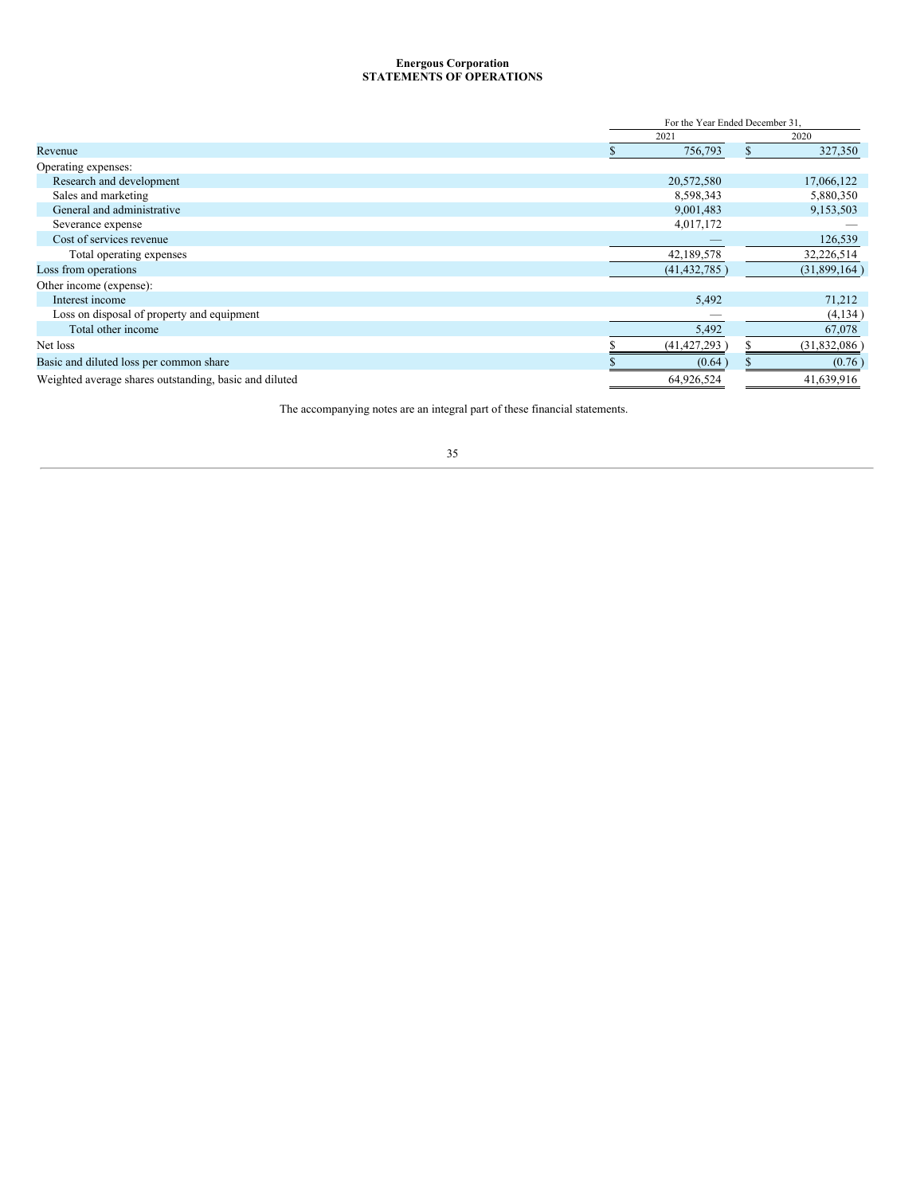**Energous Corporation**
**STATEMENTS OF OPERATIONS**

| | For the Year Ended December 31, | |
|---|---|---|
| | 2021 | 2020 |
| Revenue | $ 756,793 | $ 327,350 |
| Operating expenses: | | |
| Research and development | 20,572,580 | 17,066,122 |
| Sales and marketing | 8,598,343 | 5,880,350 |
| General and administrative | 9,001,483 | 9,153,503 |
| Severance expense | 4,017,172 | — |
| Cost of services revenue | — | 126,539 |
| Total operating expenses | 42,189,578 | 32,226,514 |
| Loss from operations | (41,432,785 ) | (31,899,164 ) |
| Other income (expense): | | |
| Interest income | 5,492 | 71,212 |
| Loss on disposal of property and equipment | — | (4,134 ) |
| Total other income | 5,492 | 67,078 |
| Net loss | $ (41,427,293 ) | $ (31,832,086 ) |
| Basic and diluted loss per common share | $ (0.64 ) | $ (0.76 ) |
| Weighted average shares outstanding, basic and diluted | 64,926,524 | 41,639,916 |

The accompanying notes are an integral part of these financial statements.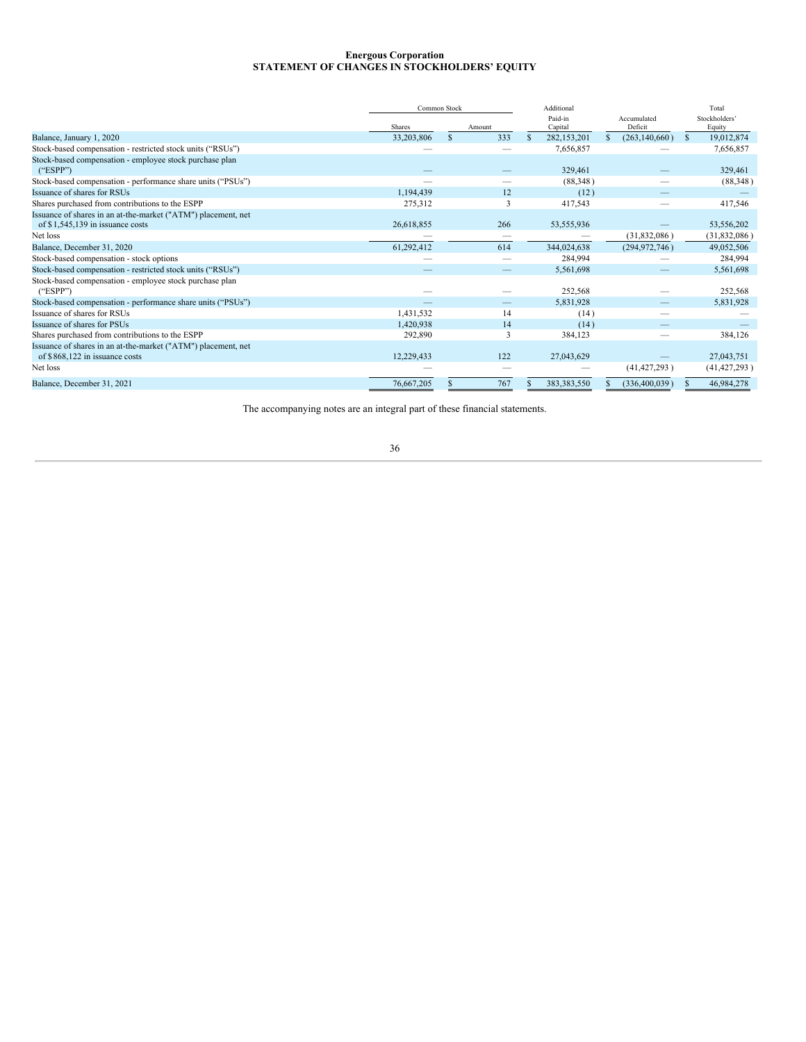**Energous Corporation**
**STATEMENT OF CHANGES IN STOCKHOLDERS' EQUITY**

| | Common Stock | | Additional Paid-in Capital | Accumulated Deficit | Total Stockholders' Equity |
|---|---|---|---|---|---|
| | Shares | Amount | | | |
| Balance, January 1, 2020 | 33,203,806 | $ 333 | $ 282,153,201 | $ (263,140,660) | $ 19,012,874 |
| Stock-based compensation - restricted stock units ("RSUs") | — | — | 7,656,857 | — | 7,656,857 |
| Stock-based compensation - employee stock purchase plan ("ESPP") | — | — | 329,461 | — | 329,461 |
| Stock-based compensation - performance share units ("PSUs") | — | — | (88,348) | — | (88,348) |
| Issuance of shares for RSUs | 1,194,439 | 12 | (12) | — | — |
| Shares purchased from contributions to the ESPP | 275,312 | 3 | 417,543 | — | 417,546 |
| Issuance of shares in an at-the-market ("ATM") placement, net of $1,545,139 in issuance costs | 26,618,855 | 266 | 53,555,936 | — | 53,556,202 |
| Net loss | — | — | — | (31,832,086) | (31,832,086) |
| Balance, December 31, 2020 | 61,292,412 | 614 | 344,024,638 | (294,972,746) | 49,052,506 |
| Stock-based compensation - stock options | — | — | 284,994 | — | 284,994 |
| Stock-based compensation - restricted stock units ("RSUs") | — | — | 5,561,698 | — | 5,561,698 |
| Stock-based compensation - employee stock purchase plan ("ESPP") | — | — | 252,568 | — | 252,568 |
| Stock-based compensation - performance share units ("PSUs") | — | — | 5,831,928 | — | 5,831,928 |
| Issuance of shares for RSUs | 1,431,532 | 14 | (14) | — | — |
| Issuance of shares for PSUs | 1,420,938 | 14 | (14) | — | — |
| Shares purchased from contributions to the ESPP | 292,890 | 3 | 384,123 | — | 384,126 |
| Issuance of shares in an at-the-market ("ATM") placement, net of $868,122 in issuance costs | 12,229,433 | 122 | 27,043,629 | — | 27,043,751 |
| Net loss | — | — | — | (41,427,293) | (41,427,293) |
| Balance, December 31, 2021 | 76,667,205 | $ 767 | $ 383,383,550 | $ (336,400,039) | $ 46,984,278 |

The accompanying notes are an integral part of these financial statements.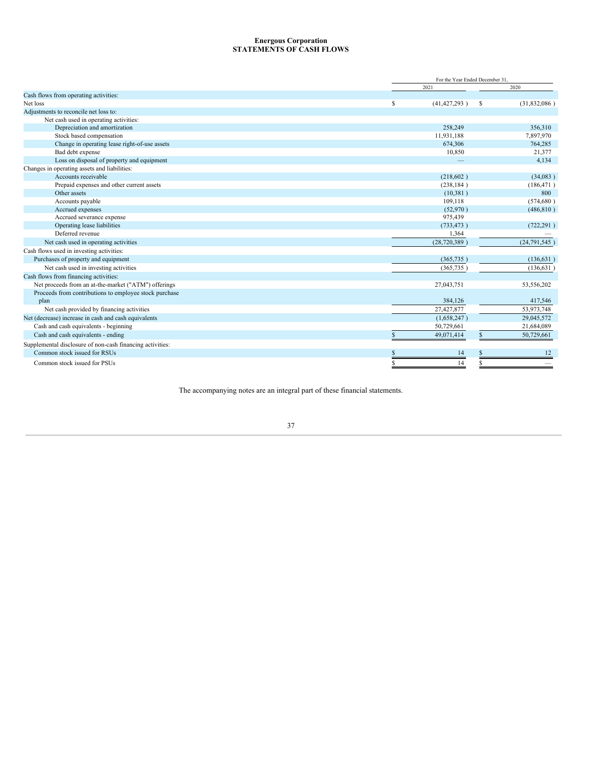# Energous Corporation
## STATEMENTS OF CASH FLOWS

| | For the Year Ended December 31, | |
|---|---|---|
| | 2021 | 2020 |
| Cash flows from operating activities: | | |
| Net loss | $ (41,427,293) | $ (31,832,086) |
| Adjustments to reconcile net loss to: | | |
| Net cash used in operating activities: | | |
| Depreciation and amortization | 258,249 | 356,310 |
| Stock based compensation | 11,931,188 | 7,897,970 |
| Change in operating lease right-of-use assets | 674,306 | 764,285 |
| Bad debt expense | 10,850 | 21,377 |
| Loss on disposal of property and equipment | — | 4,134 |
| Changes in operating assets and liabilities: | | |
| Accounts receivable | (218,602) | (34,083) |
| Prepaid expenses and other current assets | (238,184) | (186,471) |
| Other assets | (10,381) | 800 |
| Accounts payable | 109,118 | (574,680) |
| Accrued expenses | (52,970) | (486,810) |
| Accrued severance expense | 975,439 | |
| Operating lease liabilities | (733,473) | (722,291) |
| Deferred revenue | 1,364 | — |
| Net cash used in operating activities | (28,720,389) | (24,791,545) |
| Cash flows used in investing activities: | | |
| Purchases of property and equipment | (365,735) | (136,631) |
| Net cash used in investing activities | (365,735) | (136,631) |
| Cash flows from financing activities: | | |
| Net proceeds from an at-the-market ("ATM") offerings | 27,043,751 | 53,556,202 |
| Proceeds from contributions to employee stock purchase plan | 384,126 | 417,546 |
| Net cash provided by financing activities | 27,427,877 | 53,973,748 |
| Net (decrease) increase in cash and cash equivalents | (1,658,247) | 29,045,572 |
| Cash and cash equivalents - beginning | 50,729,661 | 21,684,089 |
| Cash and cash equivalents - ending | $ 49,071,414 | $ 50,729,661 |
| Supplemental disclosure of non-cash financing activities: | | |
| Common stock issued for RSUs | $ 14 | $ 12 |
| Common stock issued for PSUs | $ 14 | $ — |

The accompanying notes are an integral part of these financial statements.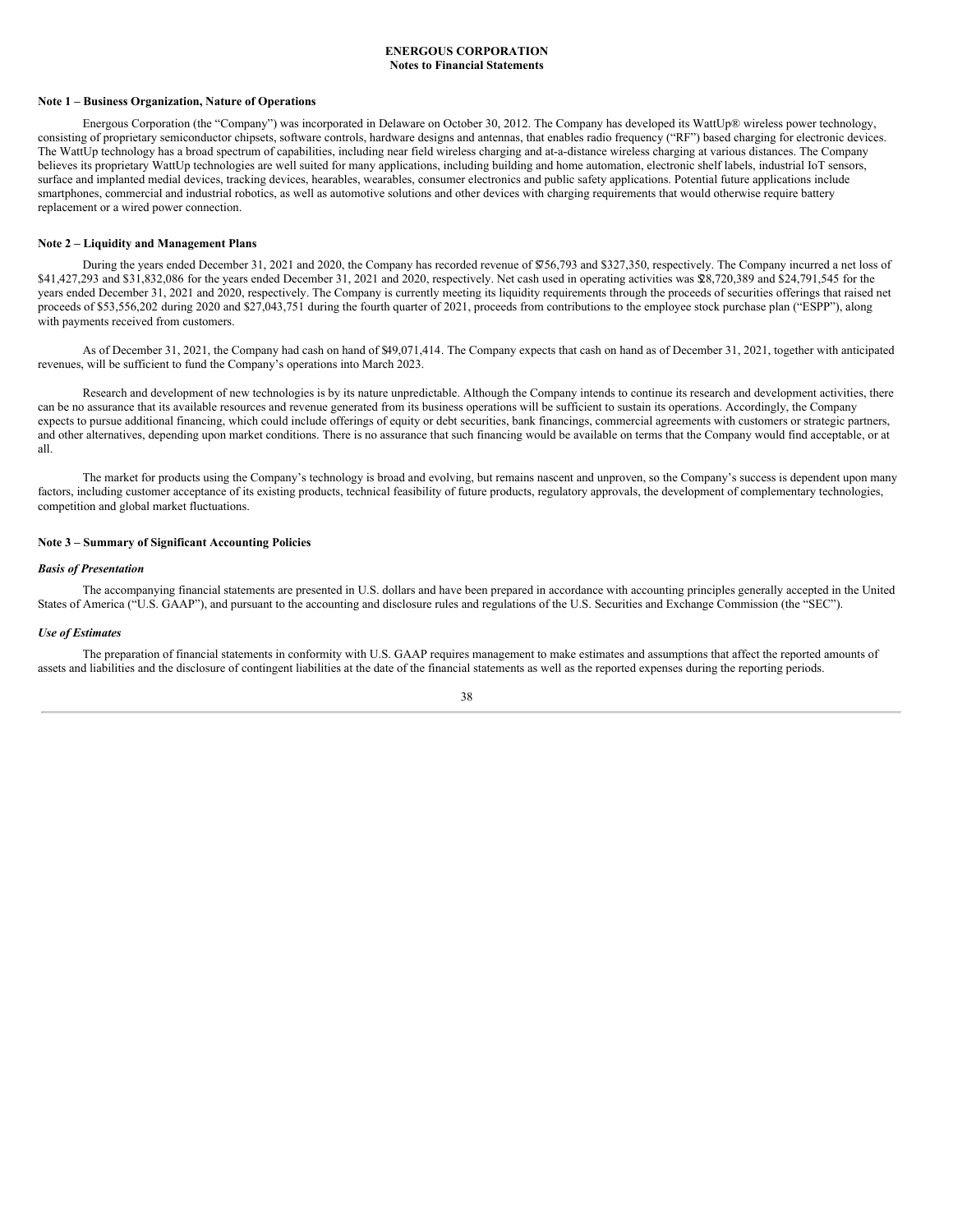**ENERGOUS CORPORATION**
**Notes to Financial Statements**

**Note 1 – Business Organization, Nature of Operations**

Energous Corporation (the "Company") was incorporated in Delaware on October 30, 2012. The Company has developed its WattUp® wireless power technology, consisting of proprietary semiconductor chipsets, software controls, hardware designs and antennas, that enables radio frequency ("RF") based charging for electronic devices. The WattUp technology has a broad spectrum of capabilities, including near field wireless charging and at-a-distance wireless charging at various distances. The Company believes its proprietary WattUp technologies are well suited for many applications, including building and home automation, electronic shelf labels, industrial IoT sensors, surface and implanted medial devices, tracking devices, hearables, wearables, consumer electronics and public safety applications. Potential future applications include smartphones, commercial and industrial robotics, as well as automotive solutions and other devices with charging requirements that would otherwise require battery replacement or a wired power connection.

**Note 2 – Liquidity and Management Plans**

During the years ended December 31, 2021 and 2020, the Company has recorded revenue of $756,793 and $327,350, respectively. The Company incurred a net loss of $41,427,293 and $31,832,086 for the years ended December 31, 2021 and 2020, respectively. Net cash used in operating activities was $28,720,389 and $24,791,545 for the years ended December 31, 2021 and 2020, respectively. The Company is currently meeting its liquidity requirements through the proceeds of securities offerings that raised net proceeds of $53,556,202 during 2020 and $27,043,751 during the fourth quarter of 2021, proceeds from contributions to the employee stock purchase plan ("ESPP"), along with payments received from customers.

As of December 31, 2021, the Company had cash on hand of $49,071,414. The Company expects that cash on hand as of December 31, 2021, together with anticipated revenues, will be sufficient to fund the Company's operations into March 2023.

Research and development of new technologies is by its nature unpredictable. Although the Company intends to continue its research and development activities, there can be no assurance that its available resources and revenue generated from its business operations will be sufficient to sustain its operations. Accordingly, the Company expects to pursue additional financing, which could include offerings of equity or debt securities, bank financings, commercial agreements with customers or strategic partners, and other alternatives, depending upon market conditions. There is no assurance that such financing would be available on terms that the Company would find acceptable, or at all.

The market for products using the Company's technology is broad and evolving, but remains nascent and unproven, so the Company's success is dependent upon many factors, including customer acceptance of its existing products, technical feasibility of future products, regulatory approvals, the development of complementary technologies, competition and global market fluctuations.

**Note 3 – Summary of Significant Accounting Policies**

***Basis of Presentation***

The accompanying financial statements are presented in U.S. dollars and have been prepared in accordance with accounting principles generally accepted in the United States of America ("U.S. GAAP"), and pursuant to the accounting and disclosure rules and regulations of the U.S. Securities and Exchange Commission (the "SEC").

***Use of Estimates***

The preparation of financial statements in conformity with U.S. GAAP requires management to make estimates and assumptions that affect the reported amounts of assets and liabilities and the disclosure of contingent liabilities at the date of the financial statements as well as the reported expenses during the reporting periods.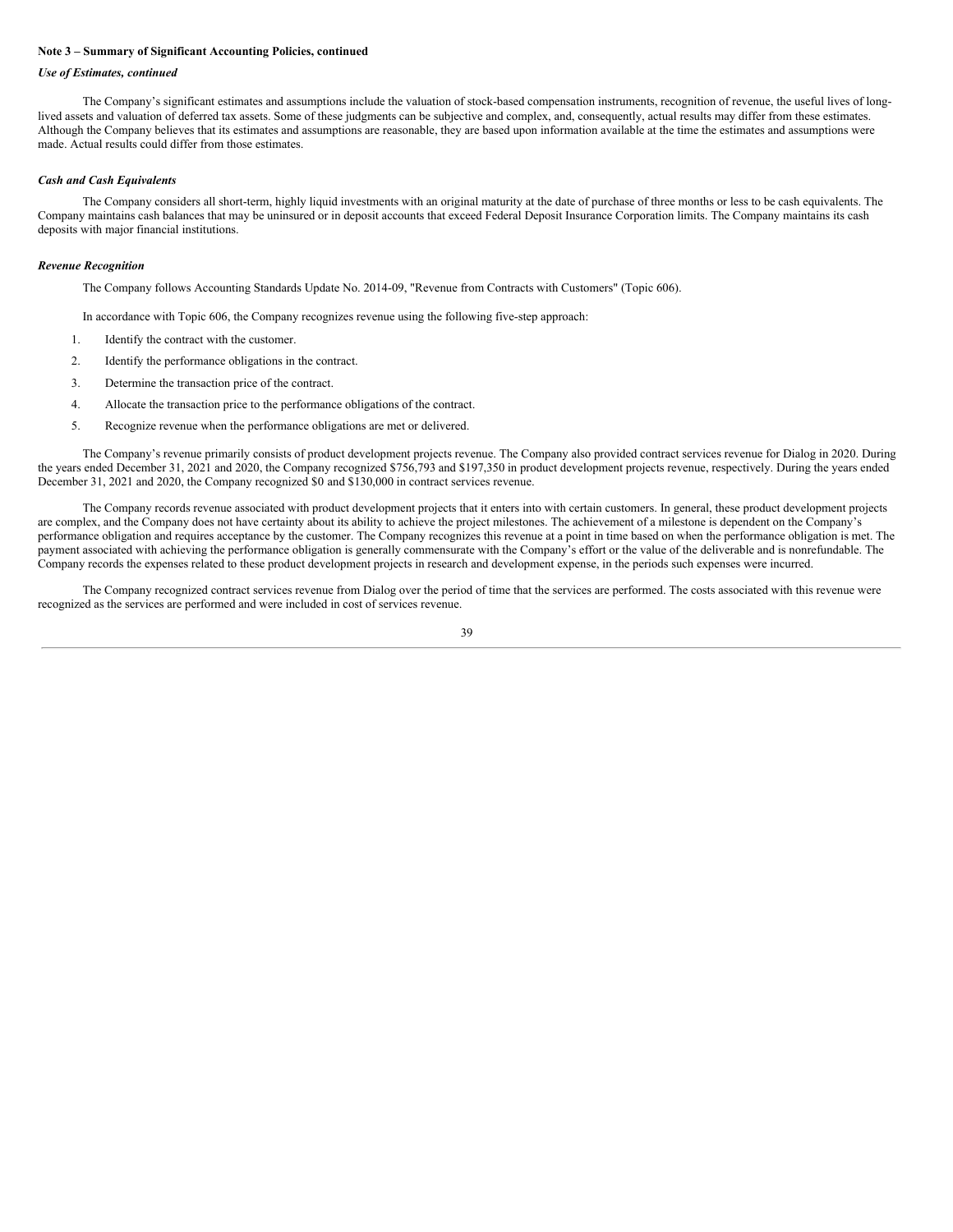**Note 3 – Summary of Significant Accounting Policies, continued**

*Use of Estimates, continued*

The Company's significant estimates and assumptions include the valuation of stock-based compensation instruments, recognition of revenue, the useful lives of long-lived assets and valuation of deferred tax assets. Some of these judgments can be subjective and complex, and, consequently, actual results may differ from these estimates. Although the Company believes that its estimates and assumptions are reasonable, they are based upon information available at the time the estimates and assumptions were made. Actual results could differ from those estimates.

*Cash and Cash Equivalents*

The Company considers all short-term, highly liquid investments with an original maturity at the date of purchase of three months or less to be cash equivalents. The Company maintains cash balances that may be uninsured or in deposit accounts that exceed Federal Deposit Insurance Corporation limits. The Company maintains its cash deposits with major financial institutions.

*Revenue Recognition*

The Company follows Accounting Standards Update No. 2014-09, "Revenue from Contracts with Customers" (Topic 606).

In accordance with Topic 606, the Company recognizes revenue using the following five-step approach:

1. Identify the contract with the customer.
2. Identify the performance obligations in the contract.
3. Determine the transaction price of the contract.
4. Allocate the transaction price to the performance obligations of the contract.
5. Recognize revenue when the performance obligations are met or delivered.

The Company's revenue primarily consists of product development projects revenue. The Company also provided contract services revenue for Dialog in 2020. During the years ended December 31, 2021 and 2020, the Company recognized $756,793 and $197,350 in product development projects revenue, respectively. During the years ended December 31, 2021 and 2020, the Company recognized $0 and $130,000 in contract services revenue.

The Company records revenue associated with product development projects that it enters into with certain customers. In general, these product development projects are complex, and the Company does not have certainty about its ability to achieve the project milestones. The achievement of a milestone is dependent on the Company's performance obligation and requires acceptance by the customer. The Company recognizes this revenue at a point in time based on when the performance obligation is met. The payment associated with achieving the performance obligation is generally commensurate with the Company's effort or the value of the deliverable and is nonrefundable. The Company records the expenses related to these product development projects in research and development expense, in the periods such expenses were incurred.

The Company recognized contract services revenue from Dialog over the period of time that the services are performed. The costs associated with this revenue were recognized as the services are performed and were included in cost of services revenue.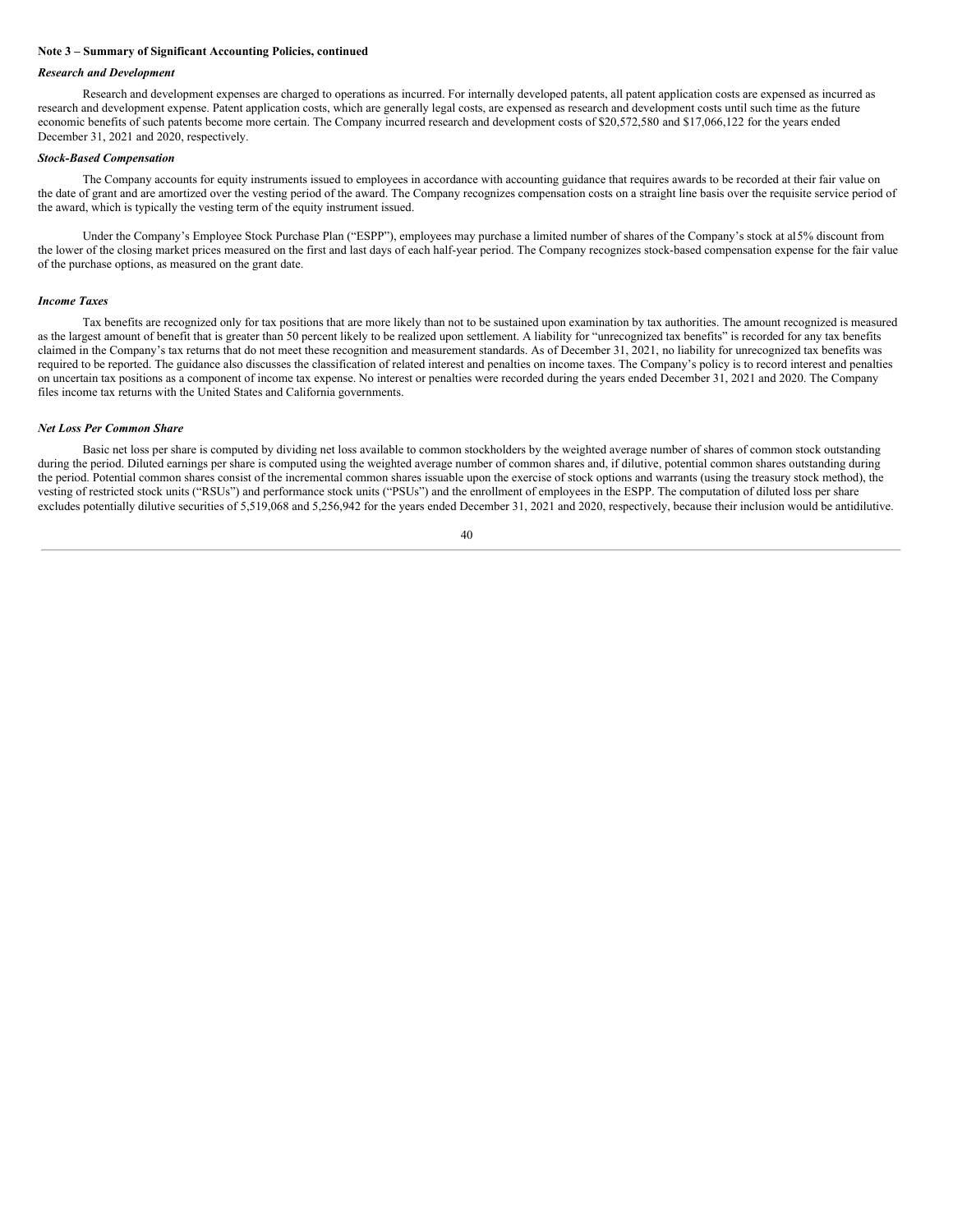**Note 3 – Summary of Significant Accounting Policies, continued**

***Research and Development***

Research and development expenses are charged to operations as incurred. For internally developed patents, all patent application costs are expensed as incurred as research and development expense. Patent application costs, which are generally legal costs, are expensed as research and development costs until such time as the future economic benefits of such patents become more certain. The Company incurred research and development costs of $20,572,580 and $17,066,122 for the years ended December 31, 2021 and 2020, respectively.

***Stock-Based Compensation***

The Company accounts for equity instruments issued to employees in accordance with accounting guidance that requires awards to be recorded at their fair value on the date of grant and are amortized over the vesting period of the award. The Company recognizes compensation costs on a straight line basis over the requisite service period of the award, which is typically the vesting term of the equity instrument issued.

Under the Company's Employee Stock Purchase Plan ("ESPP"), employees may purchase a limited number of shares of the Company's stock at a15% discount from the lower of the closing market prices measured on the first and last days of each half-year period. The Company recognizes stock-based compensation expense for the fair value of the purchase options, as measured on the grant date.

***Income Taxes***

Tax benefits are recognized only for tax positions that are more likely than not to be sustained upon examination by tax authorities. The amount recognized is measured as the largest amount of benefit that is greater than 50 percent likely to be realized upon settlement. A liability for "unrecognized tax benefits" is recorded for any tax benefits claimed in the Company's tax returns that do not meet these recognition and measurement standards. As of December 31, 2021, no liability for unrecognized tax benefits was required to be reported. The guidance also discusses the classification of related interest and penalties on income taxes. The Company's policy is to record interest and penalties on uncertain tax positions as a component of income tax expense. No interest or penalties were recorded during the years ended December 31, 2021 and 2020. The Company files income tax returns with the United States and California governments.

***Net Loss Per Common Share***

Basic net loss per share is computed by dividing net loss available to common stockholders by the weighted average number of shares of common stock outstanding during the period. Diluted earnings per share is computed using the weighted average number of common shares and, if dilutive, potential common shares outstanding during the period. Potential common shares consist of the incremental common shares issuable upon the exercise of stock options and warrants (using the treasury stock method), the vesting of restricted stock units ("RSUs") and performance stock units ("PSUs") and the enrollment of employees in the ESPP. The computation of diluted loss per share excludes potentially dilutive securities of 5,519,068 and 5,256,942 for the years ended December 31, 2021 and 2020, respectively, because their inclusion would be antidilutive.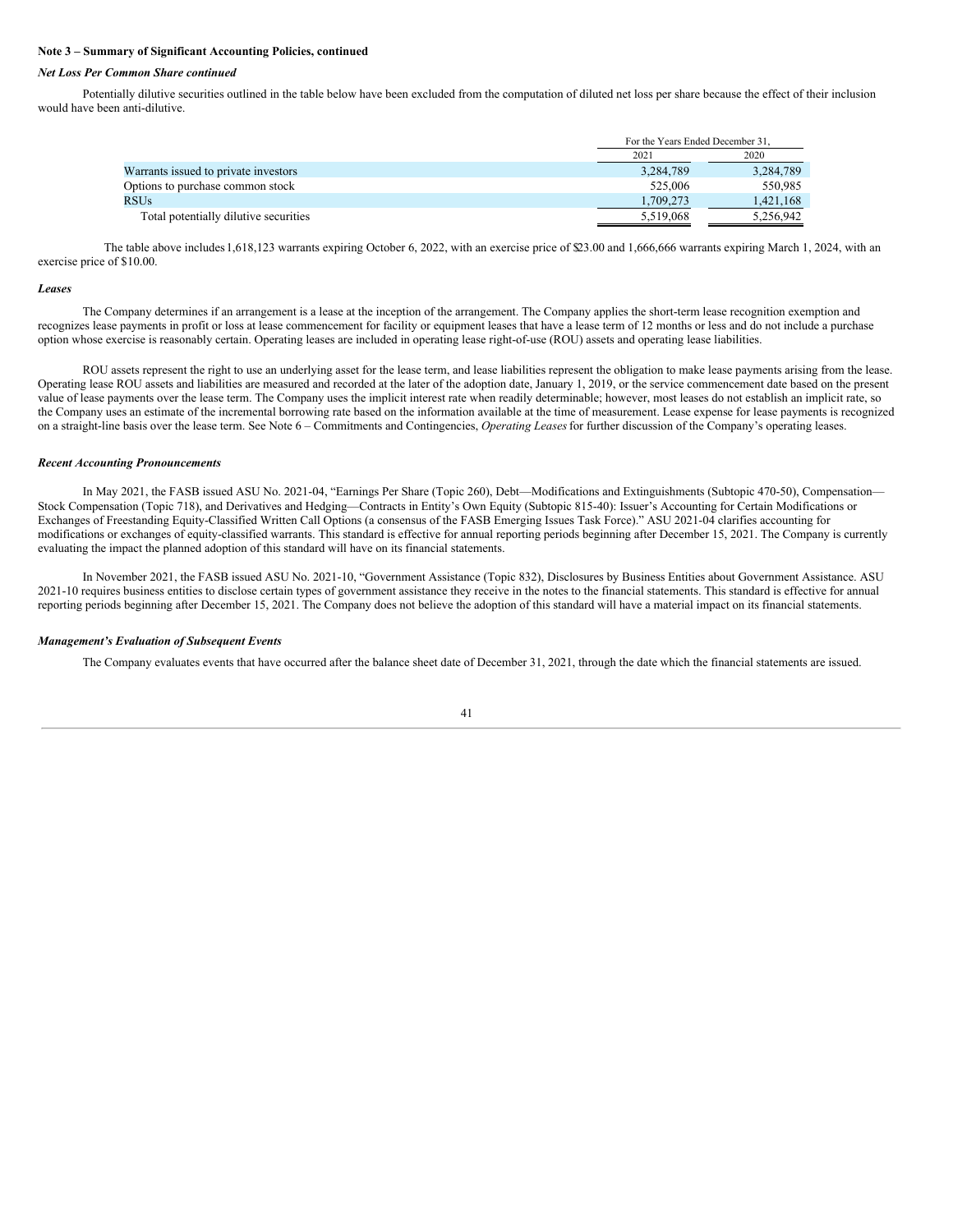**Note 3 – Summary of Significant Accounting Policies, continued**

***Net Loss Per Common Share continued***

Potentially dilutive securities outlined in the table below have been excluded from the computation of diluted net loss per share because the effect of their inclusion would have been anti-dilutive.

| | For the Years Ended December 31, | |
|---|---|---|
| | 2021 | 2020 |
| Warrants issued to private investors | 3,284,789 | 3,284,789 |
| Options to purchase common stock | 525,006 | 550,985 |
| RSUs | 1,709,273 | 1,421,168 |
| Total potentially dilutive securities | 5,519,068 | 5,256,942 |

The table above includes 1,618,123 warrants expiring October 6, 2022, with an exercise price of $23.00 and 1,666,666 warrants expiring March 1, 2024, with an exercise price of $10.00.

***Leases***

The Company determines if an arrangement is a lease at the inception of the arrangement. The Company applies the short-term lease recognition exemption and recognizes lease payments in profit or loss at lease commencement for facility or equipment leases that have a lease term of 12 months or less and do not include a purchase option whose exercise is reasonably certain. Operating leases are included in operating lease right-of-use (ROU) assets and operating lease liabilities.

ROU assets represent the right to use an underlying asset for the lease term, and lease liabilities represent the obligation to make lease payments arising from the lease. Operating lease ROU assets and liabilities are measured and recorded at the later of the adoption date, January 1, 2019, or the service commencement date based on the present value of lease payments over the lease term. The Company uses the implicit interest rate when readily determinable; however, most leases do not establish an implicit rate, so the Company uses an estimate of the incremental borrowing rate based on the information available at the time of measurement. Lease expense for lease payments is recognized on a straight-line basis over the lease term. See Note 6 – Commitments and Contingencies, *Operating Leases* for further discussion of the Company's operating leases.

***Recent Accounting Pronouncements***

In May 2021, the FASB issued ASU No. 2021-04, "Earnings Per Share (Topic 260), Debt—Modifications and Extinguishments (Subtopic 470-50), Compensation—Stock Compensation (Topic 718), and Derivatives and Hedging—Contracts in Entity's Own Equity (Subtopic 815-40): Issuer's Accounting for Certain Modifications or Exchanges of Freestanding Equity-Classified Written Call Options (a consensus of the FASB Emerging Issues Task Force)." ASU 2021-04 clarifies accounting for modifications or exchanges of equity-classified warrants. This standard is effective for annual reporting periods beginning after December 15, 2021. The Company is currently evaluating the impact the planned adoption of this standard will have on its financial statements.

In November 2021, the FASB issued ASU No. 2021-10, "Government Assistance (Topic 832), Disclosures by Business Entities about Government Assistance. ASU 2021-10 requires business entities to disclose certain types of government assistance they receive in the notes to the financial statements. This standard is effective for annual reporting periods beginning after December 15, 2021. The Company does not believe the adoption of this standard will have a material impact on its financial statements.

***Management's Evaluation of Subsequent Events***

The Company evaluates events that have occurred after the balance sheet date of December 31, 2021, through the date which the financial statements are issued.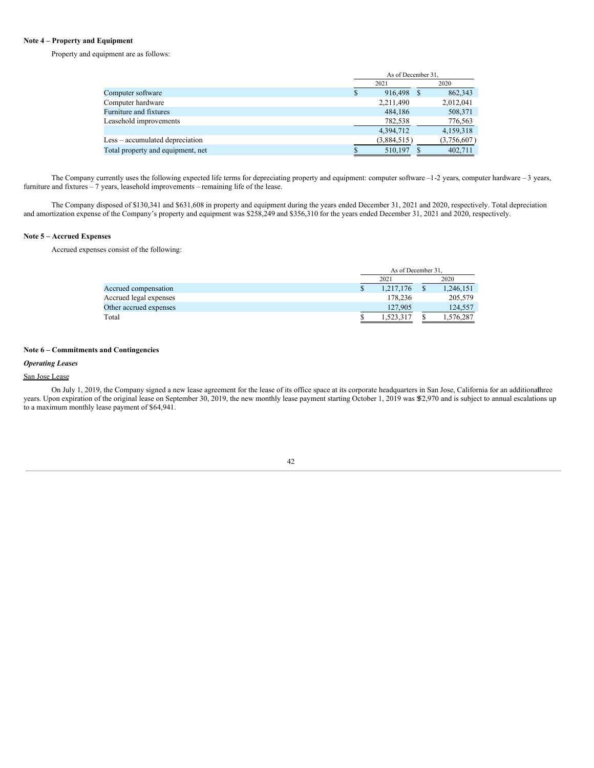**Note 4 – Property and Equipment**

Property and equipment are as follows:

| | As of December 31, | |
|---|---|---|
| | 2021 | 2020 |
| Computer software | $ 916,498 | $ 862,343 |
| Computer hardware | 2,211,490 | 2,012,041 |
| Furniture and fixtures | 484,186 | 508,371 |
| Leasehold improvements | 782,538 | 776,563 |
| | 4,394,712 | 4,159,318 |
| Less – accumulated depreciation | (3,884,515) | (3,756,607) |
| Total property and equipment, net | $ 510,197 | $ 402,711 |

The Company currently uses the following expected life terms for depreciating property and equipment: computer software –1-2 years, computer hardware – 3 years, furniture and fixtures – 7 years, leasehold improvements – remaining life of the lease.

The Company disposed of $130,341 and $631,608 in property and equipment during the years ended December 31, 2021 and 2020, respectively. Total depreciation and amortization expense of the Company's property and equipment was $258,249 and $356,310 for the years ended December 31, 2021 and 2020, respectively.

**Note 5 – Accrued Expenses**

Accrued expenses consist of the following:

| | As of December 31, | |
|---|---|---|
| | 2021 | 2020 |
| Accrued compensation | $ 1,217,176 | $ 1,246,151 |
| Accrued legal expenses | 178,236 | 205,579 |
| Other accrued expenses | 127,905 | 124,557 |
| Total | $ 1,523,317 | $ 1,576,287 |

**Note 6 – Commitments and Contingencies**

***Operating Leases***

San Jose Lease

On July 1, 2019, the Company signed a new lease agreement for the lease of its office space at its corporate headquarters in San Jose, California for an additional three years. Upon expiration of the original lease on September 30, 2019, the new monthly lease payment starting October 1, 2019 was $52,970 and is subject to annual escalations up to a maximum monthly lease payment of $64,941.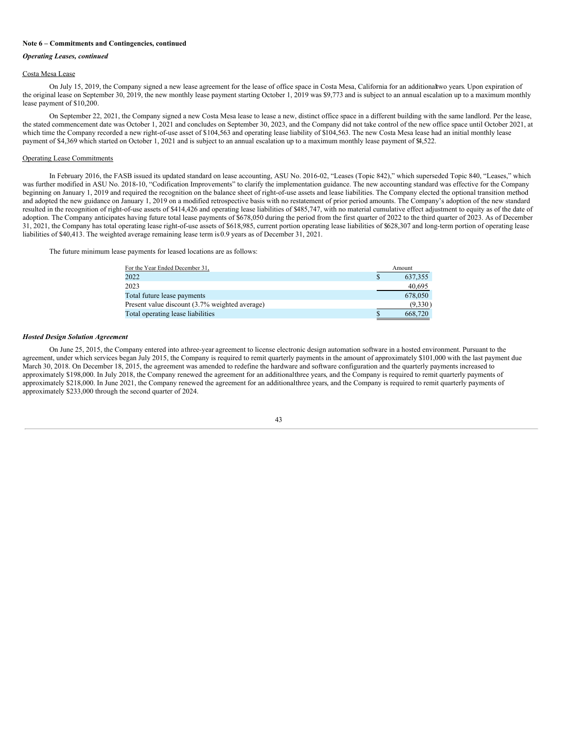**Note 6 – Commitments and Contingencies, continued**

***Operating Leases, continued***

Costa Mesa Lease

On July 15, 2019, the Company signed a new lease agreement for the lease of office space in Costa Mesa, California for an additional two years. Upon expiration of the original lease on September 30, 2019, the new monthly lease payment starting October 1, 2019 was $9,773 and is subject to an annual escalation up to a maximum monthly lease payment of $10,200.

On September 22, 2021, the Company signed a new Costa Mesa lease to lease a new, distinct office space in a different building with the same landlord. Per the lease, the stated commencement date was October 1, 2021 and concludes on September 30, 2023, and the Company did not take control of the new office space until October 2021, at which time the Company recorded a new right-of-use asset of $104,563 and operating lease liability of $104,563. The new Costa Mesa lease had an initial monthly lease payment of $4,369 which started on October 1, 2021 and is subject to an annual escalation up to a maximum monthly lease payment of $4,522.

Operating Lease Commitments

In February 2016, the FASB issued its updated standard on lease accounting, ASU No. 2016-02, "Leases (Topic 842)," which superseded Topic 840, "Leases," which was further modified in ASU No. 2018-10, "Codification Improvements" to clarify the implementation guidance. The new accounting standard was effective for the Company beginning on January 1, 2019 and required the recognition on the balance sheet of right-of-use assets and lease liabilities. The Company elected the optional transition method and adopted the new guidance on January 1, 2019 on a modified retrospective basis with no restatement of prior period amounts. The Company's adoption of the new standard resulted in the recognition of right-of-use assets of $414,426 and operating lease liabilities of $485,747, with no material cumulative effect adjustment to equity as of the date of adoption. The Company anticipates having future total lease payments of $678,050 during the period from the first quarter of 2022 to the third quarter of 2023. As of December 31, 2021, the Company has total operating lease right-of-use assets of $618,985, current portion operating lease liabilities of $628,307 and long-term portion of operating lease liabilities of $40,413. The weighted average remaining lease term is 0.9 years as of December 31, 2021.

The future minimum lease payments for leased locations are as follows:

| For the Year Ended December 31, | Amount |
|---|---|
| 2022 | $ 637,355 |
| 2023 | 40,695 |
| Total future lease payments | 678,050 |
| Present value discount (3.7% weighted average) | (9,330) |
| Total operating lease liabilities | $ 668,720 |

***Hosted Design Solution Agreement***

On June 25, 2015, the Company entered into a three-year agreement to license electronic design automation software in a hosted environment. Pursuant to the agreement, under which services began July 2015, the Company is required to remit quarterly payments in the amount of approximately $101,000 with the last payment due March 30, 2018. On December 18, 2015, the agreement was amended to redefine the hardware and software configuration and the quarterly payments increased to approximately $198,000. In July 2018, the Company renewed the agreement for an additional three years, and the Company is required to remit quarterly payments of approximately $218,000. In June 2021, the Company renewed the agreement for an additional three years, and the Company is required to remit quarterly payments of approximately $233,000 through the second quarter of 2024.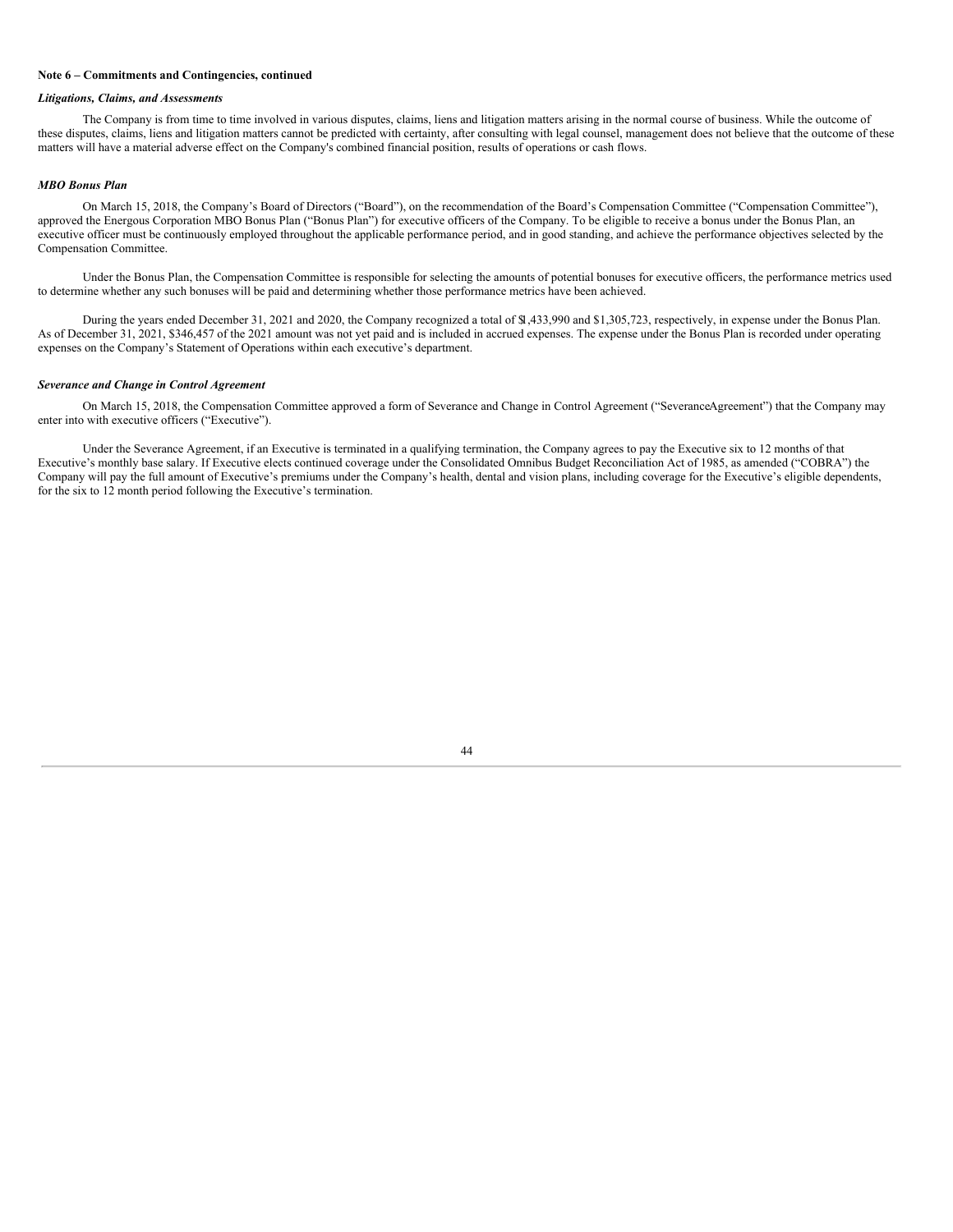**Note 6 – Commitments and Contingencies, continued**

***Litigations, Claims, and Assessments***

The Company is from time to time involved in various disputes, claims, liens and litigation matters arising in the normal course of business. While the outcome of these disputes, claims, liens and litigation matters cannot be predicted with certainty, after consulting with legal counsel, management does not believe that the outcome of these matters will have a material adverse effect on the Company's combined financial position, results of operations or cash flows.

***MBO Bonus Plan***

On March 15, 2018, the Company's Board of Directors ("Board"), on the recommendation of the Board's Compensation Committee ("Compensation Committee"), approved the Energous Corporation MBO Bonus Plan ("Bonus Plan") for executive officers of the Company. To be eligible to receive a bonus under the Bonus Plan, an executive officer must be continuously employed throughout the applicable performance period, and in good standing, and achieve the performance objectives selected by the Compensation Committee.

Under the Bonus Plan, the Compensation Committee is responsible for selecting the amounts of potential bonuses for executive officers, the performance metrics used to determine whether any such bonuses will be paid and determining whether those performance metrics have been achieved.

During the years ended December 31, 2021 and 2020, the Company recognized a total of $1,433,990 and $1,305,723, respectively, in expense under the Bonus Plan. As of December 31, 2021, $346,457 of the 2021 amount was not yet paid and is included in accrued expenses. The expense under the Bonus Plan is recorded under operating expenses on the Company's Statement of Operations within each executive's department.

***Severance and Change in Control Agreement***

On March 15, 2018, the Compensation Committee approved a form of Severance and Change in Control Agreement ("SeveranceAgreement") that the Company may enter into with executive officers ("Executive").

Under the Severance Agreement, if an Executive is terminated in a qualifying termination, the Company agrees to pay the Executive six to 12 months of that Executive's monthly base salary. If Executive elects continued coverage under the Consolidated Omnibus Budget Reconciliation Act of 1985, as amended ("COBRA") the Company will pay the full amount of Executive's premiums under the Company's health, dental and vision plans, including coverage for the Executive's eligible dependents, for the six to 12 month period following the Executive's termination.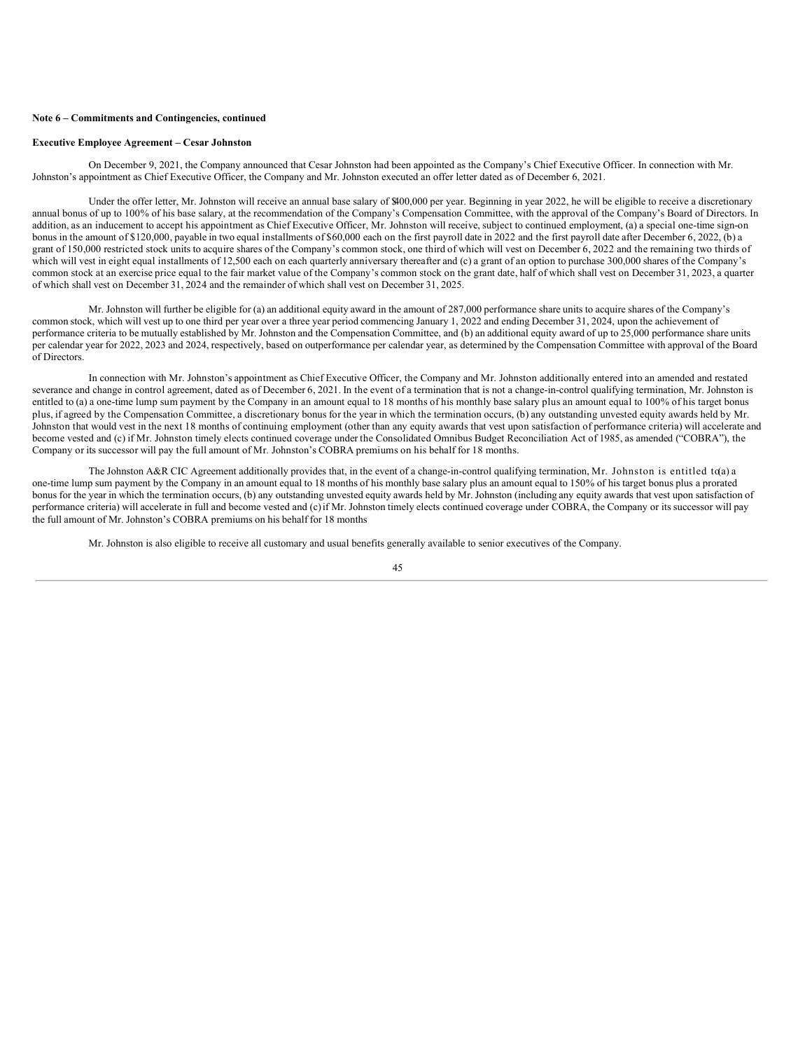**Note 6 – Commitments and Contingencies, continued**

**Executive Employee Agreement – Cesar Johnston**

On December 9, 2021, the Company announced that Cesar Johnston had been appointed as the Company's Chief Executive Officer. In connection with Mr. Johnston's appointment as Chief Executive Officer, the Company and Mr. Johnston executed an offer letter dated as of December 6, 2021.

Under the offer letter, Mr. Johnston will receive an annual base salary of $400,000 per year. Beginning in year 2022, he will be eligible to receive a discretionary annual bonus of up to 100% of his base salary, at the recommendation of the Company's Compensation Committee, with the approval of the Company's Board of Directors. In addition, as an inducement to accept his appointment as Chief Executive Officer, Mr. Johnston will receive, subject to continued employment, (a) a special one-time sign-on bonus in the amount of $120,000, payable in two equal installments of $60,000 each on the first payroll date in 2022 and the first payroll date after December 6, 2022, (b) a grant of 150,000 restricted stock units to acquire shares of the Company's common stock, one third of which will vest on December 6, 2022 and the remaining two thirds of which will vest in eight equal installments of 12,500 each on each quarterly anniversary thereafter and (c) a grant of an option to purchase 300,000 shares of the Company's common stock at an exercise price equal to the fair market value of the Company's common stock on the grant date, half of which shall vest on December 31, 2023, a quarter of which shall vest on December 31, 2024 and the remainder of which shall vest on December 31, 2025.

Mr. Johnston will further be eligible for (a) an additional equity award in the amount of 287,000 performance share units to acquire shares of the Company's common stock, which will vest up to one third per year over a three year period commencing January 1, 2022 and ending December 31, 2024, upon the achievement of performance criteria to be mutually established by Mr. Johnston and the Compensation Committee, and (b) an additional equity award of up to 25,000 performance share units per calendar year for 2022, 2023 and 2024, respectively, based on outperformance per calendar year, as determined by the Compensation Committee with approval of the Board of Directors.

In connection with Mr. Johnston's appointment as Chief Executive Officer, the Company and Mr. Johnston additionally entered into an amended and restated severance and change in control agreement, dated as of December 6, 2021. In the event of a termination that is not a change-in-control qualifying termination, Mr. Johnston is entitled to (a) a one-time lump sum payment by the Company in an amount equal to 18 months of his monthly base salary plus an amount equal to 100% of his target bonus plus, if agreed by the Compensation Committee, a discretionary bonus for the year in which the termination occurs, (b) any outstanding unvested equity awards held by Mr. Johnston that would vest in the next 18 months of continuing employment (other than any equity awards that vest upon satisfaction of performance criteria) will accelerate and become vested and (c) if Mr. Johnston timely elects continued coverage under the Consolidated Omnibus Budget Reconciliation Act of 1985, as amended ("COBRA"), the Company or its successor will pay the full amount of Mr. Johnston's COBRA premiums on his behalf for 18 months.

The Johnston A&R CIC Agreement additionally provides that, in the event of a change-in-control qualifying termination, Mr. Johnston is entitled to (a) a one-time lump sum payment by the Company in an amount equal to 18 months of his monthly base salary plus an amount equal to 150% of his target bonus plus a prorated bonus for the year in which the termination occurs, (b) any outstanding unvested equity awards held by Mr. Johnston (including any equity awards that vest upon satisfaction of performance criteria) will accelerate in full and become vested and (c) if Mr. Johnston timely elects continued coverage under COBRA, the Company or its successor will pay the full amount of Mr. Johnston's COBRA premiums on his behalf for 18 months

Mr. Johnston is also eligible to receive all customary and usual benefits generally available to senior executives of the Company.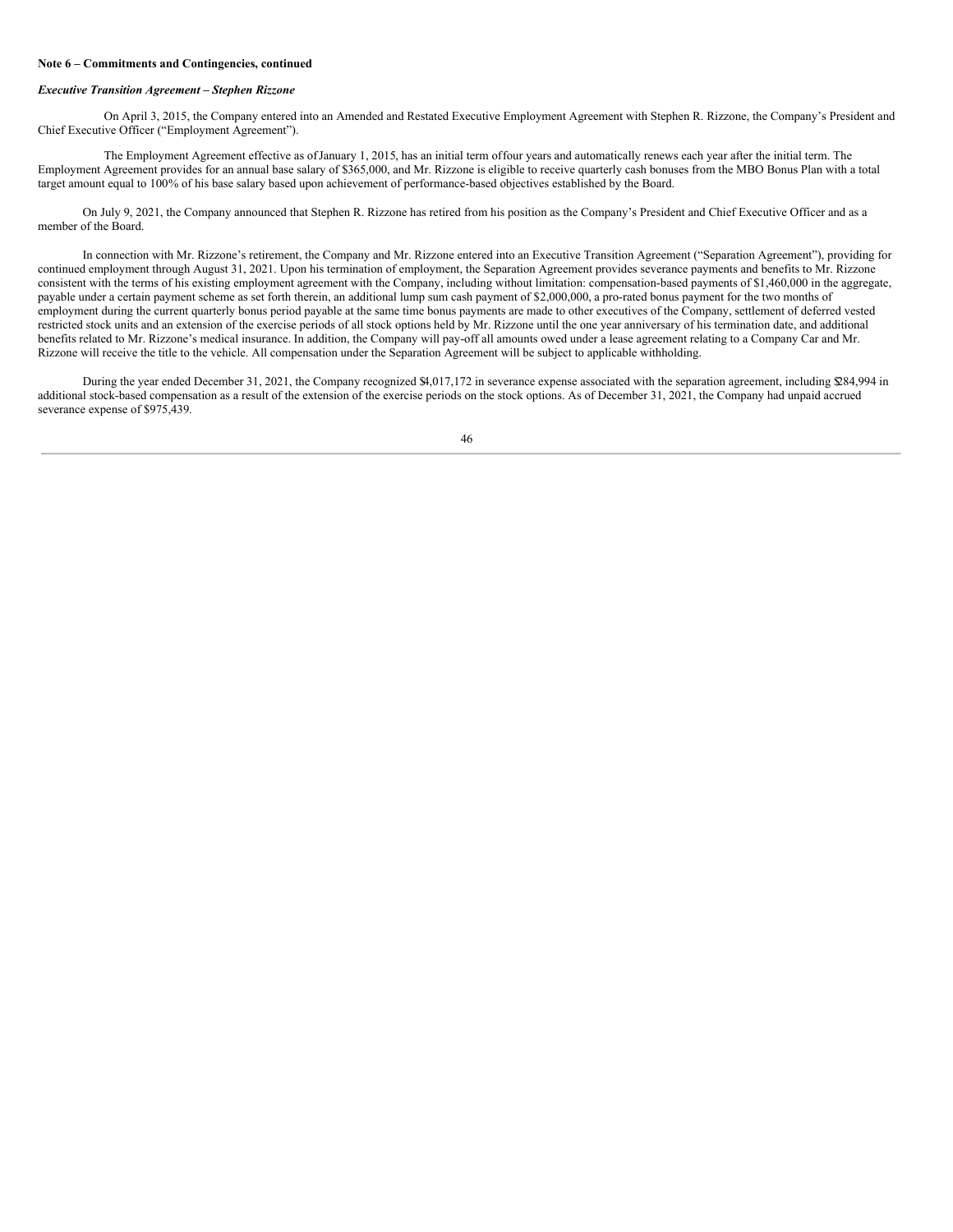**Note 6 – Commitments and Contingencies, continued**

***Executive Transition Agreement – Stephen Rizzone***

On April 3, 2015, the Company entered into an Amended and Restated Executive Employment Agreement with Stephen R. Rizzone, the Company's President and Chief Executive Officer ("Employment Agreement").

The Employment Agreement effective as of January 1, 2015, has an initial term of four years and automatically renews each year after the initial term. The Employment Agreement provides for an annual base salary of $365,000, and Mr. Rizzone is eligible to receive quarterly cash bonuses from the MBO Bonus Plan with a total target amount equal to 100% of his base salary based upon achievement of performance-based objectives established by the Board.

On July 9, 2021, the Company announced that Stephen R. Rizzone has retired from his position as the Company's President and Chief Executive Officer and as a member of the Board.

In connection with Mr. Rizzone's retirement, the Company and Mr. Rizzone entered into an Executive Transition Agreement ("Separation Agreement"), providing for continued employment through August 31, 2021. Upon his termination of employment, the Separation Agreement provides severance payments and benefits to Mr. Rizzone consistent with the terms of his existing employment agreement with the Company, including without limitation: compensation-based payments of $1,460,000 in the aggregate, payable under a certain payment scheme as set forth therein, an additional lump sum cash payment of $2,000,000, a pro-rated bonus payment for the two months of employment during the current quarterly bonus period payable at the same time bonus payments are made to other executives of the Company, settlement of deferred vested restricted stock units and an extension of the exercise periods of all stock options held by Mr. Rizzone until the one year anniversary of his termination date, and additional benefits related to Mr. Rizzone's medical insurance. In addition, the Company will pay-off all amounts owed under a lease agreement relating to a Company Car and Mr. Rizzone will receive the title to the vehicle. All compensation under the Separation Agreement will be subject to applicable withholding.

During the year ended December 31, 2021, the Company recognized $4,017,172 in severance expense associated with the separation agreement, including $284,994 in additional stock-based compensation as a result of the extension of the exercise periods on the stock options. As of December 31, 2021, the Company had unpaid accrued severance expense of $975,439.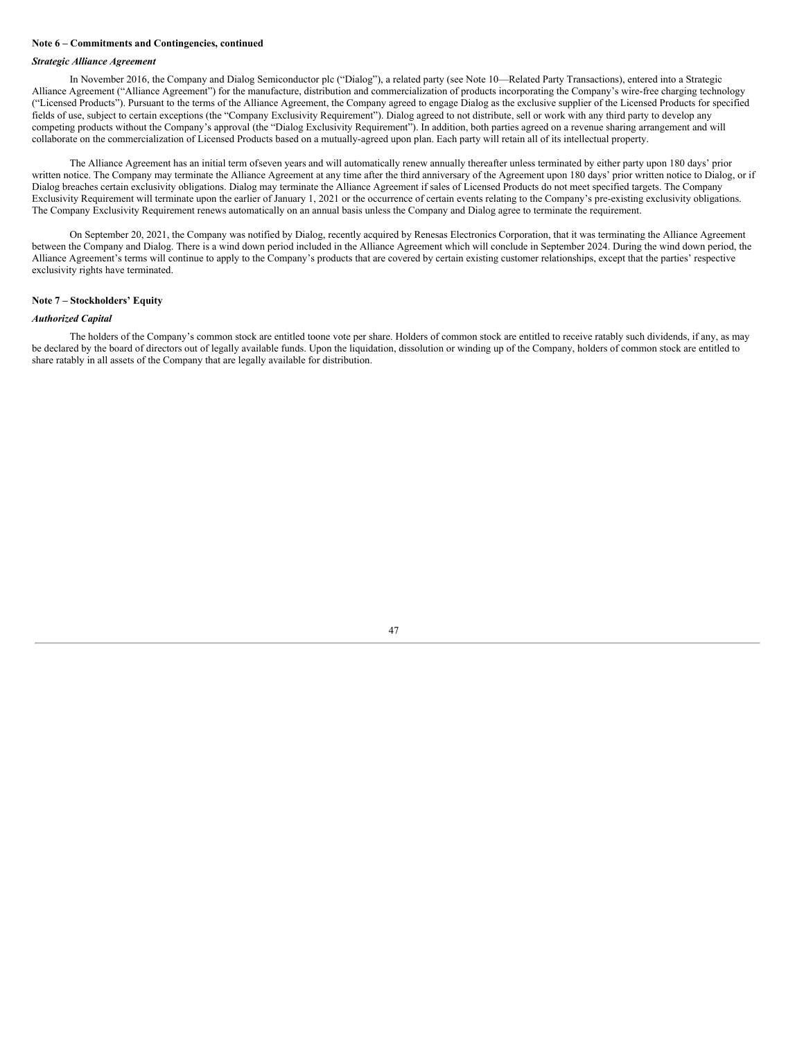**Note 6 – Commitments and Contingencies, continued**

***Strategic Alliance Agreement***

In November 2016, the Company and Dialog Semiconductor plc ("Dialog"), a related party (see Note 10—Related Party Transactions), entered into a Strategic Alliance Agreement ("Alliance Agreement") for the manufacture, distribution and commercialization of products incorporating the Company's wire-free charging technology ("Licensed Products"). Pursuant to the terms of the Alliance Agreement, the Company agreed to engage Dialog as the exclusive supplier of the Licensed Products for specified fields of use, subject to certain exceptions (the "Company Exclusivity Requirement"). Dialog agreed to not distribute, sell or work with any third party to develop any competing products without the Company's approval (the "Dialog Exclusivity Requirement"). In addition, both parties agreed on a revenue sharing arrangement and will collaborate on the commercialization of Licensed Products based on a mutually-agreed upon plan. Each party will retain all of its intellectual property.

The Alliance Agreement has an initial term ofseven years and will automatically renew annually thereafter unless terminated by either party upon 180 days' prior written notice. The Company may terminate the Alliance Agreement at any time after the third anniversary of the Agreement upon 180 days' prior written notice to Dialog, or if Dialog breaches certain exclusivity obligations. Dialog may terminate the Alliance Agreement if sales of Licensed Products do not meet specified targets. The Company Exclusivity Requirement will terminate upon the earlier of January 1, 2021 or the occurrence of certain events relating to the Company's pre-existing exclusivity obligations. The Company Exclusivity Requirement renews automatically on an annual basis unless the Company and Dialog agree to terminate the requirement.

On September 20, 2021, the Company was notified by Dialog, recently acquired by Renesas Electronics Corporation, that it was terminating the Alliance Agreement between the Company and Dialog. There is a wind down period included in the Alliance Agreement which will conclude in September 2024. During the wind down period, the Alliance Agreement's terms will continue to apply to the Company's products that are covered by certain existing customer relationships, except that the parties' respective exclusivity rights have terminated.

**Note 7 – Stockholders' Equity**

***Authorized Capital***

The holders of the Company's common stock are entitled toone vote per share. Holders of common stock are entitled to receive ratably such dividends, if any, as may be declared by the board of directors out of legally available funds. Upon the liquidation, dissolution or winding up of the Company, holders of common stock are entitled to share ratably in all assets of the Company that are legally available for distribution.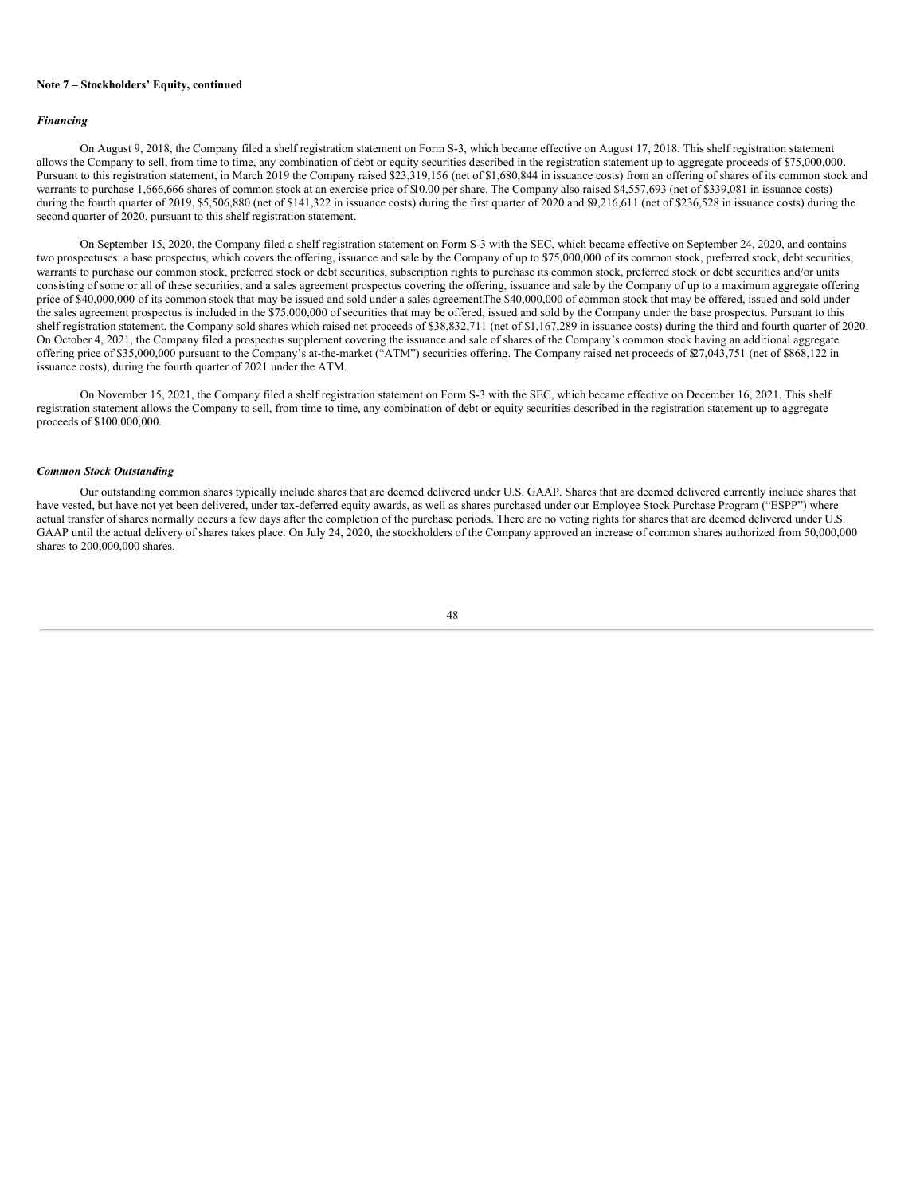**Note 7 – Stockholders' Equity, continued**

***Financing***

On August 9, 2018, the Company filed a shelf registration statement on Form S-3, which became effective on August 17, 2018. This shelf registration statement allows the Company to sell, from time to time, any combination of debt or equity securities described in the registration statement up to aggregate proceeds of $75,000,000. Pursuant to this registration statement, in March 2019 the Company raised $23,319,156 (net of $1,680,844 in issuance costs) from an offering of shares of its common stock and warrants to purchase 1,666,666 shares of common stock at an exercise price of $10.00 per share. The Company also raised $4,557,693 (net of $339,081 in issuance costs) during the fourth quarter of 2019, $5,506,880 (net of $141,322 in issuance costs) during the first quarter of 2020 and $9,216,611 (net of $236,528 in issuance costs) during the second quarter of 2020, pursuant to this shelf registration statement.

On September 15, 2020, the Company filed a shelf registration statement on Form S-3 with the SEC, which became effective on September 24, 2020, and contains two prospectuses: a base prospectus, which covers the offering, issuance and sale by the Company of up to $75,000,000 of its common stock, preferred stock, debt securities, warrants to purchase our common stock, preferred stock or debt securities, subscription rights to purchase its common stock, preferred stock or debt securities and/or units consisting of some or all of these securities; and a sales agreement prospectus covering the offering, issuance and sale by the Company of up to a maximum aggregate offering price of $40,000,000 of its common stock that may be issued and sold under a sales agreement. The $40,000,000 of common stock that may be offered, issued and sold under the sales agreement prospectus is included in the $75,000,000 of securities that may be offered, issued and sold by the Company under the base prospectus. Pursuant to this shelf registration statement, the Company sold shares which raised net proceeds of $38,832,711 (net of $1,167,289 in issuance costs) during the third and fourth quarter of 2020. On October 4, 2021, the Company filed a prospectus supplement covering the issuance and sale of shares of the Company's common stock having an additional aggregate offering price of $35,000,000 pursuant to the Company's at-the-market ("ATM") securities offering. The Company raised net proceeds of $27,043,751 (net of $868,122 in issuance costs), during the fourth quarter of 2021 under the ATM.

On November 15, 2021, the Company filed a shelf registration statement on Form S-3 with the SEC, which became effective on December 16, 2021. This shelf registration statement allows the Company to sell, from time to time, any combination of debt or equity securities described in the registration statement up to aggregate proceeds of $100,000,000.

***Common Stock Outstanding***

Our outstanding common shares typically include shares that are deemed delivered under U.S. GAAP. Shares that are deemed delivered currently include shares that have vested, but have not yet been delivered, under tax-deferred equity awards, as well as shares purchased under our Employee Stock Purchase Program ("ESPP") where actual transfer of shares normally occurs a few days after the completion of the purchase periods. There are no voting rights for shares that are deemed delivered under U.S. GAAP until the actual delivery of shares takes place. On July 24, 2020, the stockholders of the Company approved an increase of common shares authorized from 50,000,000 shares to 200,000,000 shares.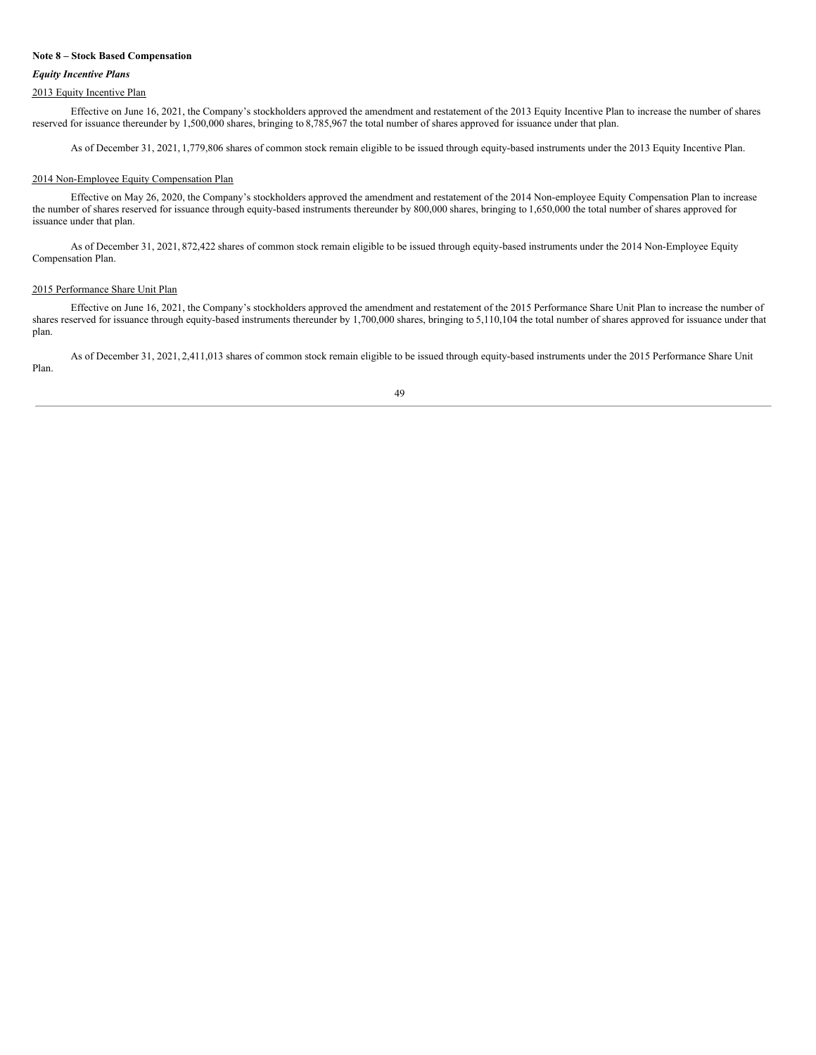**Note 8 – Stock Based Compensation**

***Equity Incentive Plans***

2013 Equity Incentive Plan

Effective on June 16, 2021, the Company's stockholders approved the amendment and restatement of the 2013 Equity Incentive Plan to increase the number of shares reserved for issuance thereunder by 1,500,000 shares, bringing to 8,785,967 the total number of shares approved for issuance under that plan.

As of December 31, 2021, 1,779,806 shares of common stock remain eligible to be issued through equity-based instruments under the 2013 Equity Incentive Plan.

2014 Non-Employee Equity Compensation Plan

Effective on May 26, 2020, the Company's stockholders approved the amendment and restatement of the 2014 Non-employee Equity Compensation Plan to increase the number of shares reserved for issuance through equity-based instruments thereunder by 800,000 shares, bringing to 1,650,000 the total number of shares approved for issuance under that plan.

As of December 31, 2021, 872,422 shares of common stock remain eligible to be issued through equity-based instruments under the 2014 Non-Employee Equity Compensation Plan.

2015 Performance Share Unit Plan

Effective on June 16, 2021, the Company's stockholders approved the amendment and restatement of the 2015 Performance Share Unit Plan to increase the number of shares reserved for issuance through equity-based instruments thereunder by 1,700,000 shares, bringing to 5,110,104 the total number of shares approved for issuance under that plan.

As of December 31, 2021, 2,411,013 shares of common stock remain eligible to be issued through equity-based instruments under the 2015 Performance Share Unit Plan.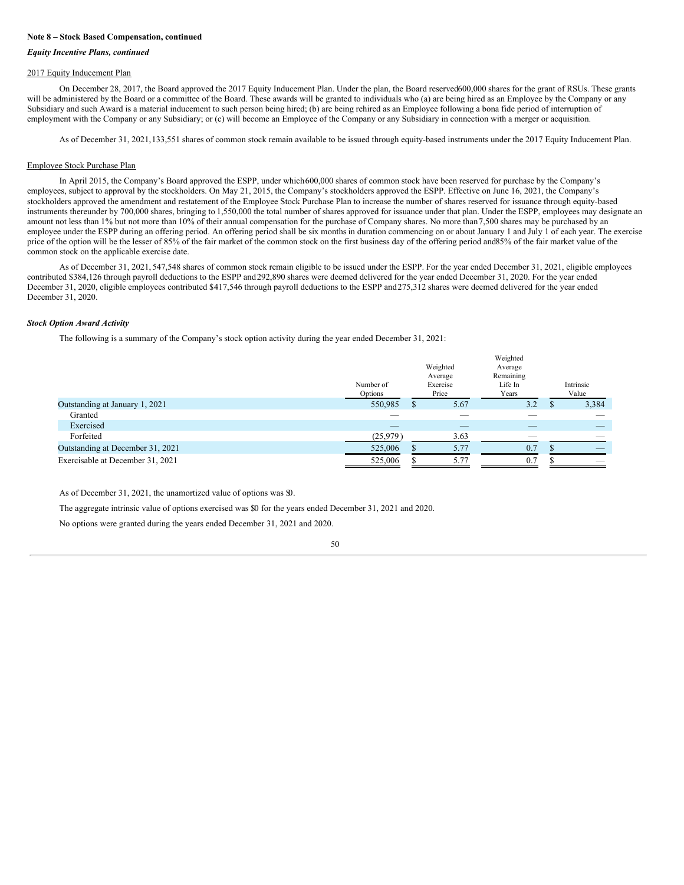**Note 8 – Stock Based Compensation, continued**

***Equity Incentive Plans, continued***

2017 Equity Inducement Plan

On December 28, 2017, the Board approved the 2017 Equity Inducement Plan. Under the plan, the Board reserved600,000 shares for the grant of RSUs. These grants will be administered by the Board or a committee of the Board. These awards will be granted to individuals who (a) are being hired as an Employee by the Company or any Subsidiary and such Award is a material inducement to such person being hired; (b) are being rehired as an Employee following a bona fide period of interruption of employment with the Company or any Subsidiary; or (c) will become an Employee of the Company or any Subsidiary in connection with a merger or acquisition.

As of December 31, 2021,133,551 shares of common stock remain available to be issued through equity-based instruments under the 2017 Equity Inducement Plan.

Employee Stock Purchase Plan

In April 2015, the Company's Board approved the ESPP, under which600,000 shares of common stock have been reserved for purchase by the Company's employees, subject to approval by the stockholders. On May 21, 2015, the Company's stockholders approved the ESPP. Effective on June 16, 2021, the Company's stockholders approved the amendment and restatement of the Employee Stock Purchase Plan to increase the number of shares reserved for issuance through equity-based instruments thereunder by 700,000 shares, bringing to 1,550,000 the total number of shares approved for issuance under that plan. Under the ESPP, employees may designate an amount not less than 1% but not more than 10% of their annual compensation for the purchase of Company shares. No more than7,500 shares may be purchased by an employee under the ESPP during an offering period. An offering period shall be six months in duration commencing on or about January 1 and July 1 of each year. The exercise price of the option will be the lesser of 85% of the fair market of the common stock on the first business day of the offering period and85% of the fair market value of the common stock on the applicable exercise date.

As of December 31, 2021, 547,548 shares of common stock remain eligible to be issued under the ESPP. For the year ended December 31, 2021, eligible employees contributed $384,126 through payroll deductions to the ESPP and292,890 shares were deemed delivered for the year ended December 31, 2020. For the year ended December 31, 2020, eligible employees contributed $417,546 through payroll deductions to the ESPP and275,312 shares were deemed delivered for the year ended December 31, 2020.

***Stock Option Award Activity***

The following is a summary of the Company's stock option activity during the year ended December 31, 2021:

| | Number of Options | Weighted Average Exercise Price | Weighted Average Remaining Life In Years | Intrinsic Value |
|---|---|---|---|---|
| Outstanding at January 1, 2021 | 550,985 | $ 5.67 | 3.2 | $ 3,384 |
| Granted | — | — | — | — |
| Exercised | — | — | — | — |
| Forfeited | (25,979) | 3.63 | — | — |
| Outstanding at December 31, 2021 | 525,006 | $ 5.77 | 0.7 | $ — |
| Exercisable at December 31, 2021 | 525,006 | $ 5.77 | 0.7 | $ — |

As of December 31, 2021, the unamortized value of options was $0.

The aggregate intrinsic value of options exercised was $0 for the years ended December 31, 2021 and 2020.

No options were granted during the years ended December 31, 2021 and 2020.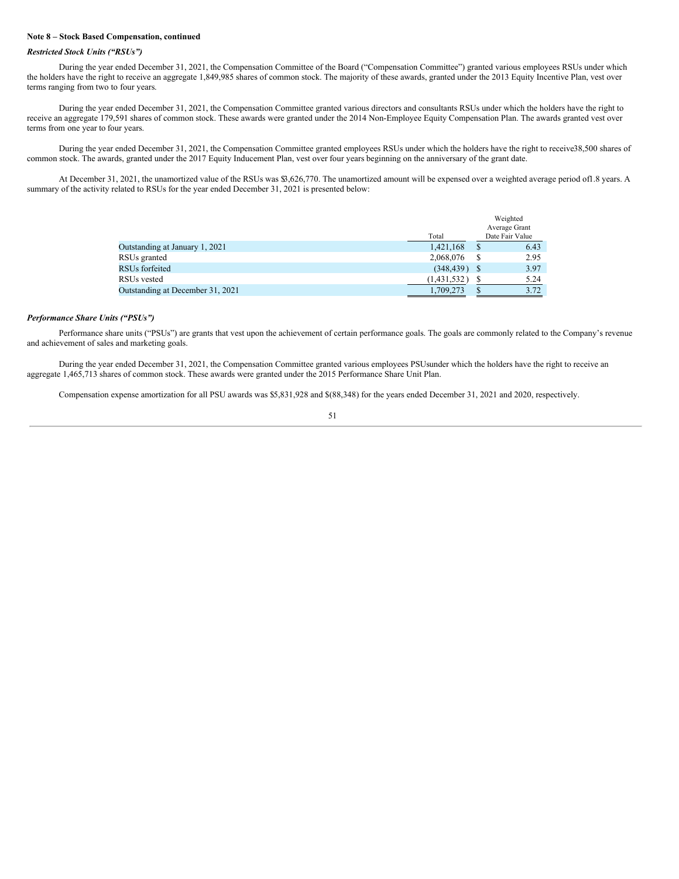**Note 8 – Stock Based Compensation, continued**

***Restricted Stock Units ("RSUs")***

During the year ended December 31, 2021, the Compensation Committee of the Board ("Compensation Committee") granted various employees RSUs under which the holders have the right to receive an aggregate 1,849,985 shares of common stock. The majority of these awards, granted under the 2013 Equity Incentive Plan, vest over terms ranging from two to four years.

During the year ended December 31, 2021, the Compensation Committee granted various directors and consultants RSUs under which the holders have the right to receive an aggregate 179,591 shares of common stock. These awards were granted under the 2014 Non-Employee Equity Compensation Plan. The awards granted vest over terms from one year to four years.

During the year ended December 31, 2021, the Compensation Committee granted employees RSUs under which the holders have the right to receive38,500 shares of common stock. The awards, granted under the 2017 Equity Inducement Plan, vest over four years beginning on the anniversary of the grant date.

At December 31, 2021, the unamortized value of the RSUs was $3,626,770. The unamortized amount will be expensed over a weighted average period of1.8 years. A summary of the activity related to RSUs for the year ended December 31, 2021 is presented below:

| | Total | Weighted Average Grant Date Fair Value |
|---|---|---|
| Outstanding at January 1, 2021 | 1,421,168 | $ 6.43 |
| RSUs granted | 2,068,076 | $ 2.95 |
| RSUs forfeited | (348,439) | $ 3.97 |
| RSUs vested | (1,431,532) | $ 5.24 |
| Outstanding at December 31, 2021 | 1,709,273 | $ 3.72 |

***Performance Share Units ("PSUs")***

Performance share units ("PSUs") are grants that vest upon the achievement of certain performance goals. The goals are commonly related to the Company's revenue and achievement of sales and marketing goals.

During the year ended December 31, 2021, the Compensation Committee granted various employees PSUsunder which the holders have the right to receive an aggregate 1,465,713 shares of common stock. These awards were granted under the 2015 Performance Share Unit Plan.

Compensation expense amortization for all PSU awards was $5,831,928 and $(88,348) for the years ended December 31, 2021 and 2020, respectively.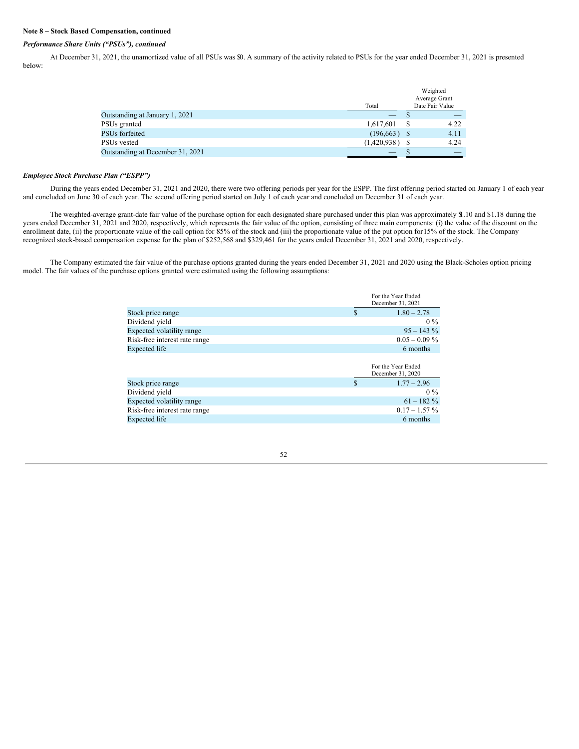**Note 8 – Stock Based Compensation, continued**

***Performance Share Units ("PSUs"), continued***

At December 31, 2021, the unamortized value of all PSUs was $0. A summary of the activity related to PSUs for the year ended December 31, 2021 is presented below:

| | Total | Weighted Average Grant Date Fair Value |
|---|---|---|
| Outstanding at January 1, 2021 | — | $ — |
| PSUs granted | 1,617,601 | $ 4.22 |
| PSUs forfeited | (196,663) | $ 4.11 |
| PSUs vested | (1,420,938) | $ 4.24 |
| Outstanding at December 31, 2021 | — | $ — |

***Employee Stock Purchase Plan ("ESPP")***

During the years ended December 31, 2021 and 2020, there were two offering periods per year for the ESPP. The first offering period started on January 1 of each year and concluded on June 30 of each year. The second offering period started on July 1 of each year and concluded on December 31 of each year.

The weighted-average grant-date fair value of the purchase option for each designated share purchased under this plan was approximately $1.10 and $1.18 during the years ended December 31, 2021 and 2020, respectively, which represents the fair value of the option, consisting of three main components: (i) the value of the discount on the enrollment date, (ii) the proportionate value of the call option for 85% of the stock and (iii) the proportionate value of the put option for 15% of the stock. The Company recognized stock-based compensation expense for the plan of $252,568 and $329,461 for the years ended December 31, 2021 and 2020, respectively.

The Company estimated the fair value of the purchase options granted during the years ended December 31, 2021 and 2020 using the Black-Scholes option pricing model. The fair values of the purchase options granted were estimated using the following assumptions:

| | For the Year Ended December 31, 2021 |
|---|---|
| Stock price range | $ 1.80 – 2.78 |
| Dividend yield | 0 % |
| Expected volatility range | 95 – 143 % |
| Risk-free interest rate range | 0.05 – 0.09 % |
| Expected life | 6 months |

| | For the Year Ended December 31, 2020 |
|---|---|
| Stock price range | $ 1.77 – 2.96 |
| Dividend yield | 0 % |
| Expected volatility range | 61 – 182 % |
| Risk-free interest rate range | 0.17 – 1.57 % |
| Expected life | 6 months |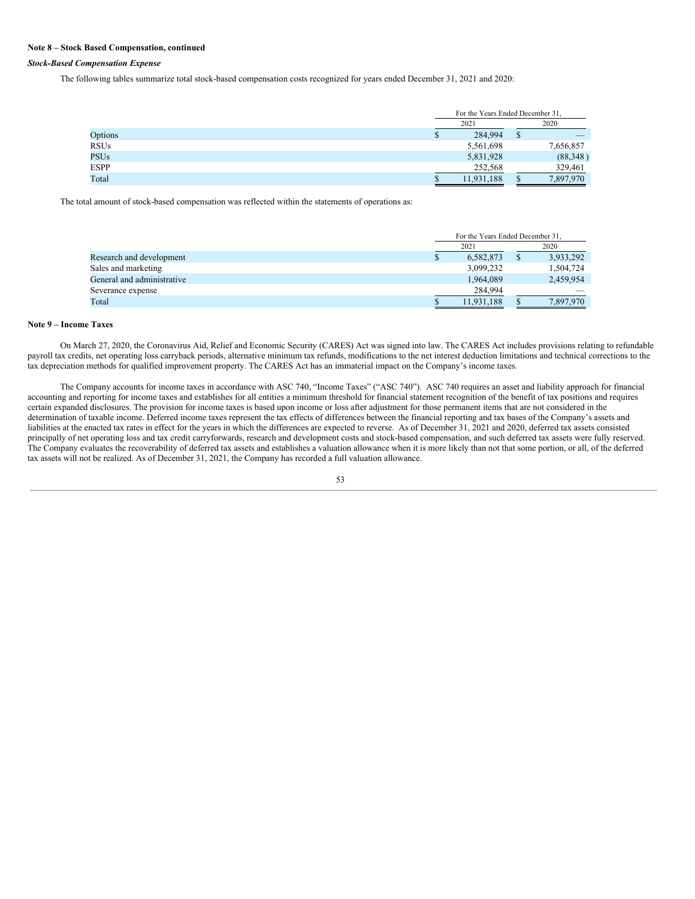**Note 8 – Stock Based Compensation, continued**

***Stock-Based Compensation Expense***

The following tables summarize total stock-based compensation costs recognized for years ended December 31, 2021 and 2020:

| | For the Years Ended December 31, | |
|---|---|---|
| | 2021 | 2020 |
| Options | $ 284,994 | $ — |
| RSUs | 5,561,698 | 7,656,857 |
| PSUs | 5,831,928 | (88,348 ) |
| ESPP | 252,568 | 329,461 |
| Total | $ 11,931,188 | $ 7,897,970 |

The total amount of stock-based compensation was reflected within the statements of operations as:

| | For the Years Ended December 31, | |
|---|---|---|
| | 2021 | 2020 |
| Research and development | $ 6,582,873 | $ 3,933,292 |
| Sales and marketing | 3,099,232 | 1,504,724 |
| General and administrative | 1,964,089 | 2,459,954 |
| Severance expense | 284,994 | — |
| Total | $ 11,931,188 | $ 7,897,970 |

**Note 9 – Income Taxes**

On March 27, 2020, the Coronavirus Aid, Relief and Economic Security (CARES) Act was signed into law. The CARES Act includes provisions relating to refundable payroll tax credits, net operating loss carryback periods, alternative minimum tax refunds, modifications to the net interest deduction limitations and technical corrections to the tax depreciation methods for qualified improvement property. The CARES Act has an immaterial impact on the Company's income taxes.

The Company accounts for income taxes in accordance with ASC 740, "Income Taxes" ("ASC 740"). ASC 740 requires an asset and liability approach for financial accounting and reporting for income taxes and establishes for all entities a minimum threshold for financial statement recognition of the benefit of tax positions and requires certain expanded disclosures. The provision for income taxes is based upon income or loss after adjustment for those permanent items that are not considered in the determination of taxable income. Deferred income taxes represent the tax effects of differences between the financial reporting and tax bases of the Company's assets and liabilities at the enacted tax rates in effect for the years in which the differences are expected to reverse. As of December 31, 2021 and 2020, deferred tax assets consisted principally of net operating loss and tax credit carryforwards, research and development costs and stock-based compensation, and such deferred tax assets were fully reserved. The Company evaluates the recoverability of deferred tax assets and establishes a valuation allowance when it is more likely than not that some portion, or all, of the deferred tax assets will not be realized. As of December 31, 2021, the Company has recorded a full valuation allowance.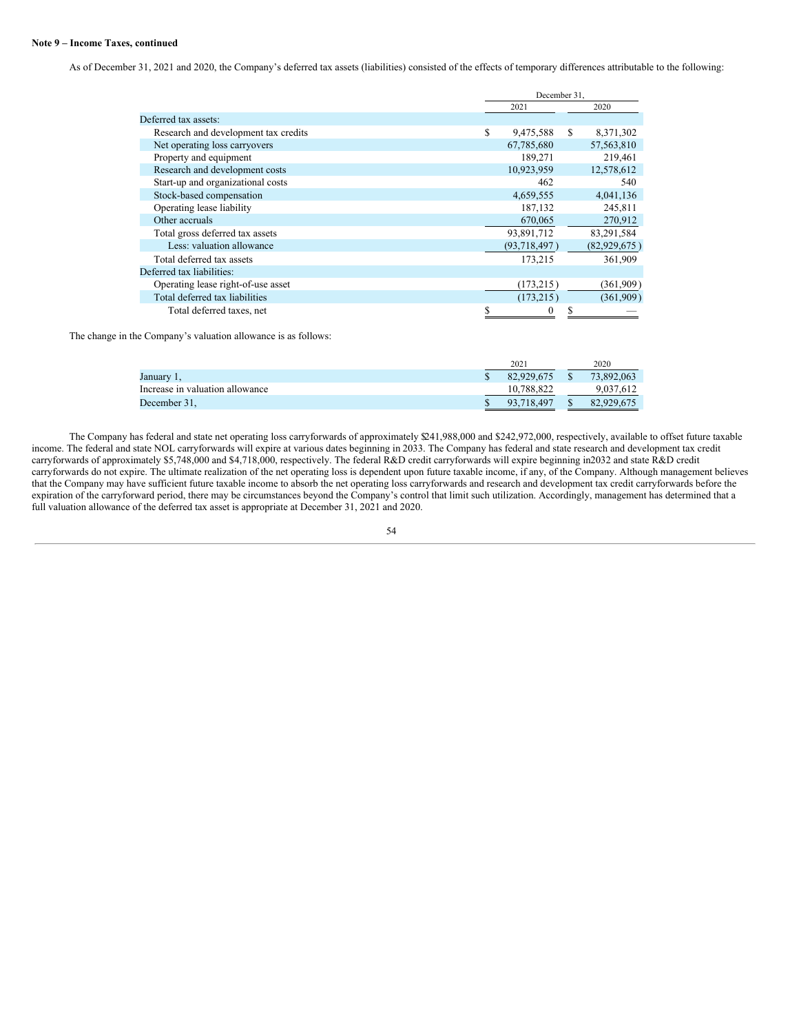**Note 9 – Income Taxes, continued**

As of December 31, 2021 and 2020, the Company's deferred tax assets (liabilities) consisted of the effects of temporary differences attributable to the following:

| | December 31, 2021 | December 31, 2020 |
|---|---|---|
| Deferred tax assets: | | |
| Research and development tax credits | $ 9,475,588 | $ 8,371,302 |
| Net operating loss carryovers | 67,785,680 | 57,563,810 |
| Property and equipment | 189,271 | 219,461 |
| Research and development costs | 10,923,959 | 12,578,612 |
| Start-up and organizational costs | 462 | 540 |
| Stock-based compensation | 4,659,555 | 4,041,136 |
| Operating lease liability | 187,132 | 245,811 |
| Other accruals | 670,065 | 270,912 |
| Total gross deferred tax assets | 93,891,712 | 83,291,584 |
| Less: valuation allowance | (93,718,497) | (82,929,675) |
| Total deferred tax assets | 173,215 | 361,909 |
| Deferred tax liabilities: | | |
| Operating lease right-of-use asset | (173,215) | (361,909) |
| Total deferred tax liabilities | (173,215) | (361,909) |
| Total deferred taxes, net | $ 0 | $ — |

The change in the Company's valuation allowance is as follows:

| | 2021 | 2020 |
|---|---|---|
| January 1, | $ 82,929,675 | $ 73,892,063 |
| Increase in valuation allowance | 10,788,822 | 9,037,612 |
| December 31, | $ 93,718,497 | $ 82,929,675 |

The Company has federal and state net operating loss carryforwards of approximately $241,988,000 and $242,972,000, respectively, available to offset future taxable income. The federal and state NOL carryforwards will expire at various dates beginning in 2033. The Company has federal and state research and development tax credit carryforwards of approximately $5,748,000 and $4,718,000, respectively. The federal R&D credit carryforwards will expire beginning in 2032 and state R&D credit carryforwards do not expire. The ultimate realization of the net operating loss is dependent upon future taxable income, if any, of the Company. Although management believes that the Company may have sufficient future taxable income to absorb the net operating loss carryforwards and research and development tax credit carryforwards before the expiration of the carryforward period, there may be circumstances beyond the Company's control that limit such utilization. Accordingly, management has determined that a full valuation allowance of the deferred tax asset is appropriate at December 31, 2021 and 2020.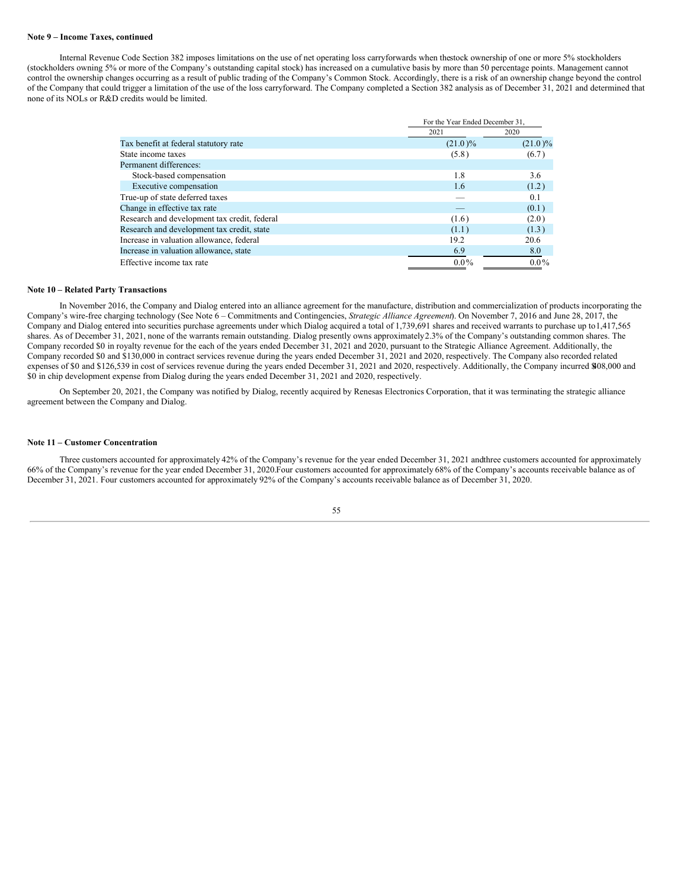**Note 9 – Income Taxes, continued**

Internal Revenue Code Section 382 imposes limitations on the use of net operating loss carryforwards when the stock ownership of one or more 5% stockholders (stockholders owning 5% or more of the Company's outstanding capital stock) has increased on a cumulative basis by more than 50 percentage points. Management cannot control the ownership changes occurring as a result of public trading of the Company's Common Stock. Accordingly, there is a risk of an ownership change beyond the control of the Company that could trigger a limitation of the use of the loss carryforward. The Company completed a Section 382 analysis as of December 31, 2021 and determined that none of its NOLs or R&D credits would be limited.

| | For the Year Ended December 31, | |
|---|---|---|
| | 2021 | 2020 |
| Tax benefit at federal statutory rate | (21.0)% | (21.0)% |
| State income taxes | (5.8) | (6.7) |
| Permanent differences: | | |
| Stock-based compensation | 1.8 | 3.6 |
| Executive compensation | 1.6 | (1.2) |
| True-up of state deferred taxes | — | 0.1 |
| Change in effective tax rate | — | (0.1) |
| Research and development tax credit, federal | (1.6) | (2.0) |
| Research and development tax credit, state | (1.1) | (1.3) |
| Increase in valuation allowance, federal | 19.2 | 20.6 |
| Increase in valuation allowance, state | 6.9 | 8.0 |
| Effective income tax rate | 0.0% | 0.0% |

**Note 10 – Related Party Transactions**

In November 2016, the Company and Dialog entered into an alliance agreement for the manufacture, distribution and commercialization of products incorporating the Company's wire-free charging technology (See Note 6 – Commitments and Contingencies, *Strategic Alliance Agreement*). On November 7, 2016 and June 28, 2017, the Company and Dialog entered into securities purchase agreements under which Dialog acquired a total of 1,739,691 shares and received warrants to purchase up to 1,417,565 shares. As of December 31, 2021, none of the warrants remain outstanding. Dialog presently owns approximately 2.3% of the Company's outstanding common shares. The Company recorded $0 in royalty revenue for the each of the years ended December 31, 2021 and 2020, pursuant to the Strategic Alliance Agreement. Additionally, the Company recorded $0 and $130,000 in contract services revenue during the years ended December 31, 2021 and 2020, respectively. The Company also recorded related expenses of $0 and $126,539 in cost of services revenue during the years ended December 31, 2021 and 2020, respectively. Additionally, the Company incurred $408,000 and $0 in chip development expense from Dialog during the years ended December 31, 2021 and 2020, respectively.

On September 20, 2021, the Company was notified by Dialog, recently acquired by Renesas Electronics Corporation, that it was terminating the strategic alliance agreement between the Company and Dialog.

**Note 11 – Customer Concentration**

Three customers accounted for approximately 42% of the Company's revenue for the year ended December 31, 2021 and three customers accounted for approximately 66% of the Company's revenue for the year ended December 31, 2020. Four customers accounted for approximately 68% of the Company's accounts receivable balance as of December 31, 2021. Four customers accounted for approximately 92% of the Company's accounts receivable balance as of December 31, 2020.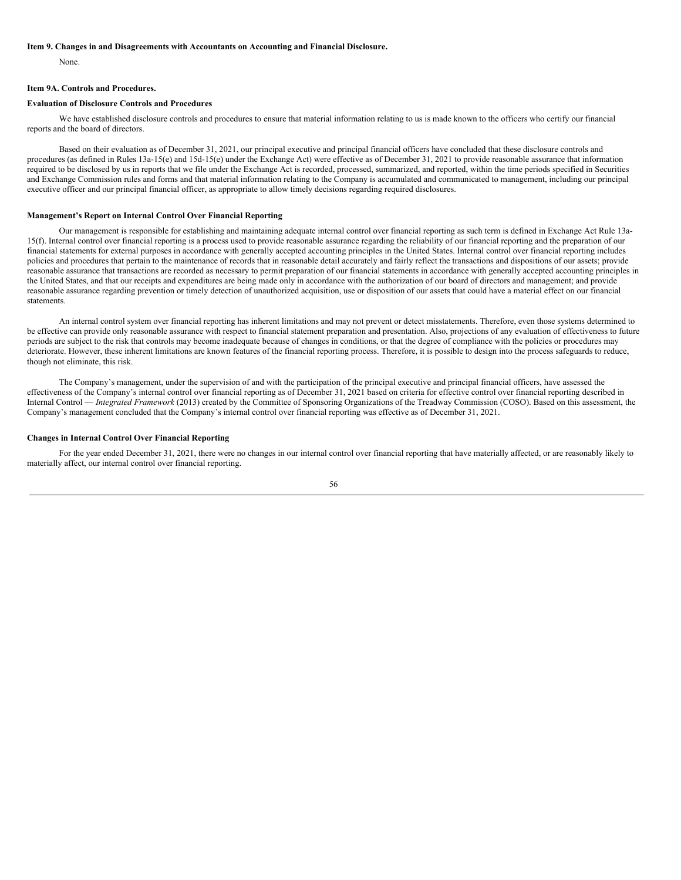**Item 9. Changes in and Disagreements with Accountants on Accounting and Financial Disclosure.**

None.

**Item 9A. Controls and Procedures.**

**Evaluation of Disclosure Controls and Procedures**

We have established disclosure controls and procedures to ensure that material information relating to us is made known to the officers who certify our financial reports and the board of directors.

Based on their evaluation as of December 31, 2021, our principal executive and principal financial officers have concluded that these disclosure controls and procedures (as defined in Rules 13a-15(e) and 15d-15(e) under the Exchange Act) were effective as of December 31, 2021 to provide reasonable assurance that information required to be disclosed by us in reports that we file under the Exchange Act is recorded, processed, summarized, and reported, within the time periods specified in Securities and Exchange Commission rules and forms and that material information relating to the Company is accumulated and communicated to management, including our principal executive officer and our principal financial officer, as appropriate to allow timely decisions regarding required disclosures.

**Management's Report on Internal Control Over Financial Reporting**

Our management is responsible for establishing and maintaining adequate internal control over financial reporting as such term is defined in Exchange Act Rule 13a-15(f). Internal control over financial reporting is a process used to provide reasonable assurance regarding the reliability of our financial reporting and the preparation of our financial statements for external purposes in accordance with generally accepted accounting principles in the United States. Internal control over financial reporting includes policies and procedures that pertain to the maintenance of records that in reasonable detail accurately and fairly reflect the transactions and dispositions of our assets; provide reasonable assurance that transactions are recorded as necessary to permit preparation of our financial statements in accordance with generally accepted accounting principles in the United States, and that our receipts and expenditures are being made only in accordance with the authorization of our board of directors and management; and provide reasonable assurance regarding prevention or timely detection of unauthorized acquisition, use or disposition of our assets that could have a material effect on our financial statements.

An internal control system over financial reporting has inherent limitations and may not prevent or detect misstatements. Therefore, even those systems determined to be effective can provide only reasonable assurance with respect to financial statement preparation and presentation. Also, projections of any evaluation of effectiveness to future periods are subject to the risk that controls may become inadequate because of changes in conditions, or that the degree of compliance with the policies or procedures may deteriorate. However, these inherent limitations are known features of the financial reporting process. Therefore, it is possible to design into the process safeguards to reduce, though not eliminate, this risk.

The Company's management, under the supervision of and with the participation of the principal executive and principal financial officers, have assessed the effectiveness of the Company's internal control over financial reporting as of December 31, 2021 based on criteria for effective control over financial reporting described in Internal Control — *Integrated Framework* (2013) created by the Committee of Sponsoring Organizations of the Treadway Commission (COSO). Based on this assessment, the Company's management concluded that the Company's internal control over financial reporting was effective as of December 31, 2021.

**Changes in Internal Control Over Financial Reporting**

For the year ended December 31, 2021, there were no changes in our internal control over financial reporting that have materially affected, or are reasonably likely to materially affect, our internal control over financial reporting.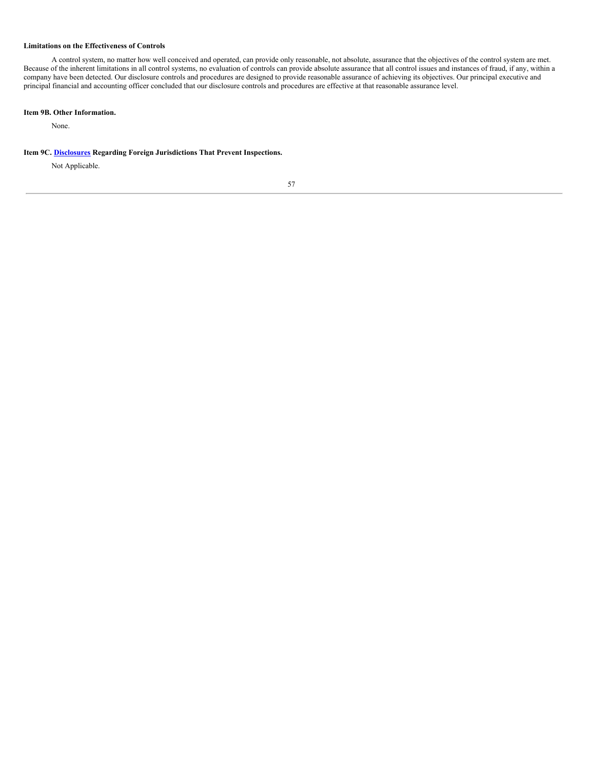**Limitations on the Effectiveness of Controls**

A control system, no matter how well conceived and operated, can provide only reasonable, not absolute, assurance that the objectives of the control system are met. Because of the inherent limitations in all control systems, no evaluation of controls can provide absolute assurance that all control issues and instances of fraud, if any, within a company have been detected. Our disclosure controls and procedures are designed to provide reasonable assurance of achieving its objectives. Our principal executive and principal financial and accounting officer concluded that our disclosure controls and procedures are effective at that reasonable assurance level.

**Item 9B. Other Information.**

None.

**Item 9C. Disclosures Regarding Foreign Jurisdictions That Prevent Inspections.**

Not Applicable.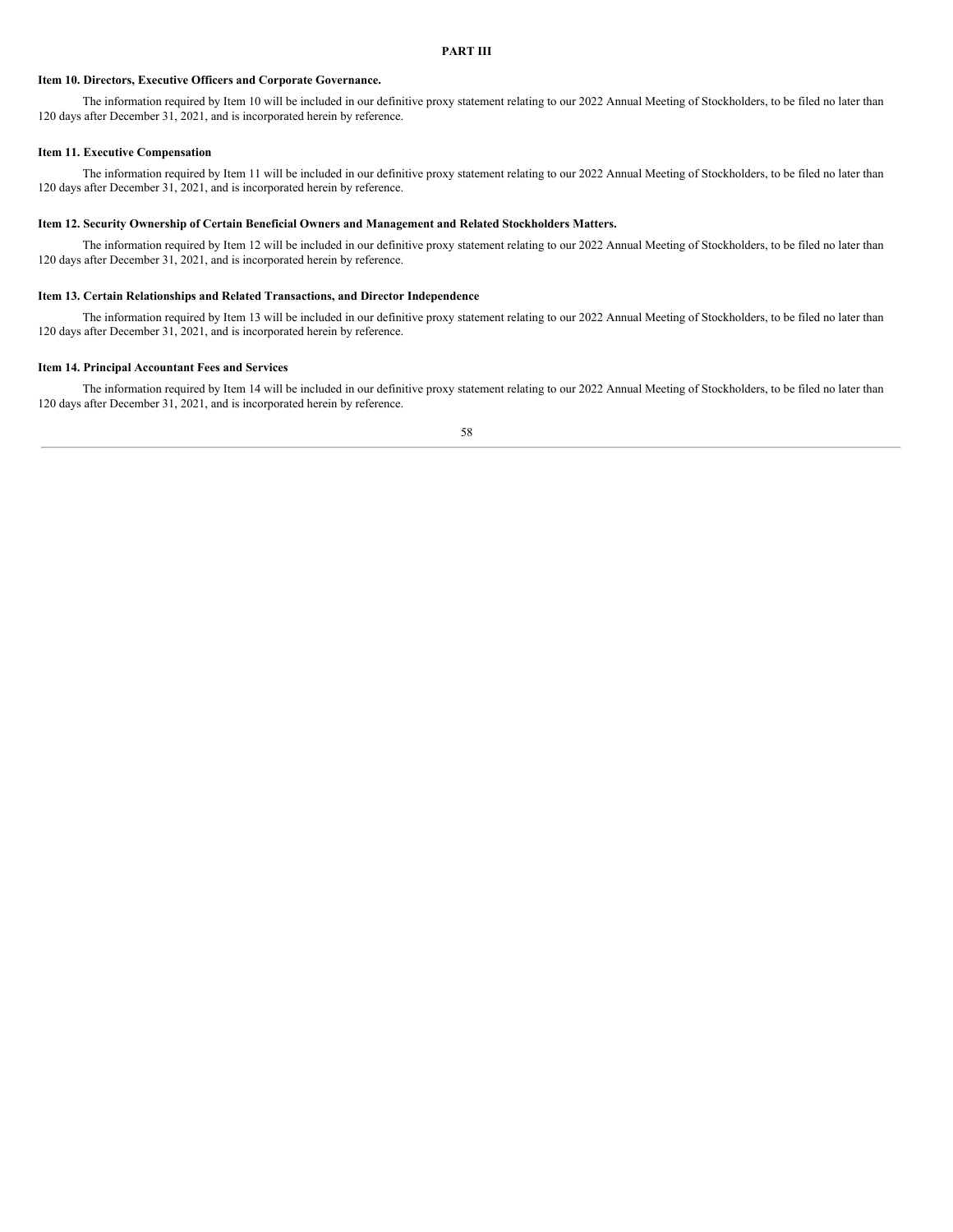## PART III

### Item 10. Directors, Executive Officers and Corporate Governance.

The information required by Item 10 will be included in our definitive proxy statement relating to our 2022 Annual Meeting of Stockholders, to be filed no later than 120 days after December 31, 2021, and is incorporated herein by reference.

### Item 11. Executive Compensation

The information required by Item 11 will be included in our definitive proxy statement relating to our 2022 Annual Meeting of Stockholders, to be filed no later than 120 days after December 31, 2021, and is incorporated herein by reference.

### Item 12. Security Ownership of Certain Beneficial Owners and Management and Related Stockholders Matters.

The information required by Item 12 will be included in our definitive proxy statement relating to our 2022 Annual Meeting of Stockholders, to be filed no later than 120 days after December 31, 2021, and is incorporated herein by reference.

### Item 13. Certain Relationships and Related Transactions, and Director Independence

The information required by Item 13 will be included in our definitive proxy statement relating to our 2022 Annual Meeting of Stockholders, to be filed no later than 120 days after December 31, 2021, and is incorporated herein by reference.

### Item 14. Principal Accountant Fees and Services

The information required by Item 14 will be included in our definitive proxy statement relating to our 2022 Annual Meeting of Stockholders, to be filed no later than 120 days after December 31, 2021, and is incorporated herein by reference.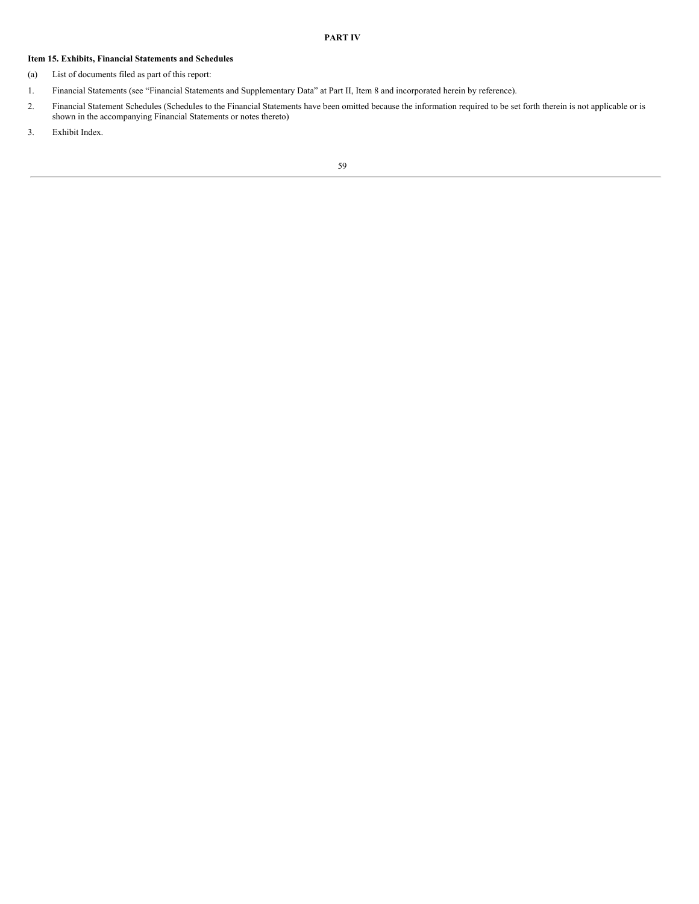# PART IV

## Item 15. Exhibits, Financial Statements and Schedules

(a) List of documents filed as part of this report:

1. Financial Statements (see "Financial Statements and Supplementary Data" at Part II, Item 8 and incorporated herein by reference).
2. Financial Statement Schedules (Schedules to the Financial Statements have been omitted because the information required to be set forth therein is not applicable or is shown in the accompanying Financial Statements or notes thereto)
3. Exhibit Index.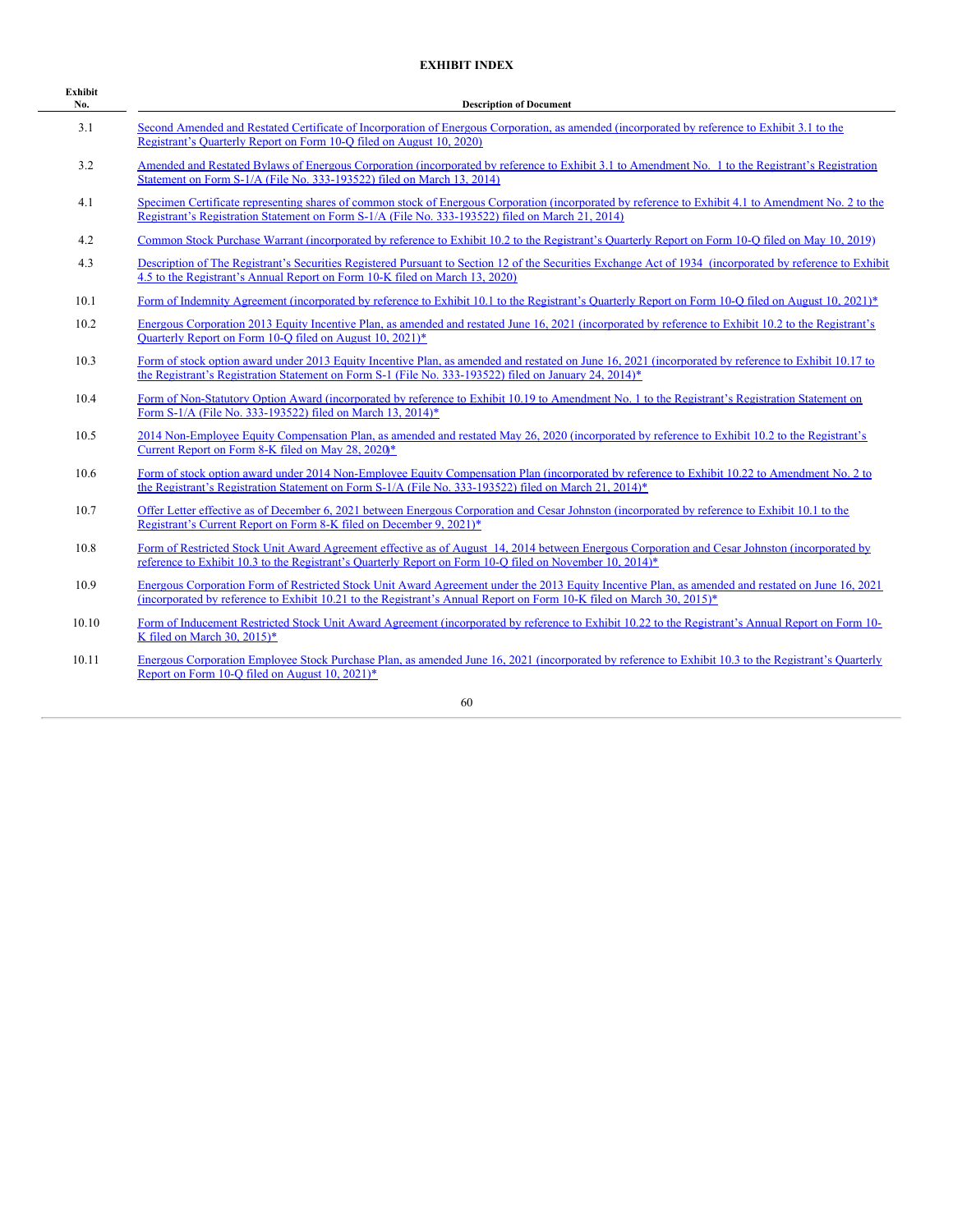# EXHIBIT INDEX

| Exhibit No. | Description of Document |
|---|---|
| 3.1 | Second Amended and Restated Certificate of Incorporation of Energous Corporation, as amended (incorporated by reference to Exhibit 3.1 to the Registrant's Quarterly Report on Form 10-Q filed on August 10, 2020) |
| 3.2 | Amended and Restated Bylaws of Energous Corporation (incorporated by reference to Exhibit 3.1 to Amendment No. 1 to the Registrant's Registration Statement on Form S-1/A (File No. 333-193522) filed on March 13, 2014) |
| 4.1 | Specimen Certificate representing shares of common stock of Energous Corporation (incorporated by reference to Exhibit 4.1 to Amendment No. 2 to the Registrant's Registration Statement on Form S-1/A (File No. 333-193522) filed on March 21, 2014) |
| 4.2 | Common Stock Purchase Warrant (incorporated by reference to Exhibit 10.2 to the Registrant's Quarterly Report on Form 10-Q filed on May 10, 2019) |
| 4.3 | Description of The Registrant's Securities Registered Pursuant to Section 12 of the Securities Exchange Act of 1934 (incorporated by reference to Exhibit 4.5 to the Registrant's Annual Report on Form 10-K filed on March 13, 2020) |
| 10.1 | Form of Indemnity Agreement (incorporated by reference to Exhibit 10.1 to the Registrant's Quarterly Report on Form 10-Q filed on August 10, 2021)* |
| 10.2 | Energous Corporation 2013 Equity Incentive Plan, as amended and restated June 16, 2021 (incorporated by reference to Exhibit 10.2 to the Registrant's Quarterly Report on Form 10-Q filed on August 10, 2021)* |
| 10.3 | Form of stock option award under 2013 Equity Incentive Plan, as amended and restated on June 16, 2021 (incorporated by reference to Exhibit 10.17 to the Registrant's Registration Statement on Form S-1 (File No. 333-193522) filed on January 24, 2014)* |
| 10.4 | Form of Non-Statutory Option Award (incorporated by reference to Exhibit 10.19 to Amendment No. 1 to the Registrant's Registration Statement on Form S-1/A (File No. 333-193522) filed on March 13, 2014)* |
| 10.5 | 2014 Non-Employee Equity Compensation Plan, as amended and restated May 26, 2020 (incorporated by reference to Exhibit 10.2 to the Registrant's Current Report on Form 8-K filed on May 28, 2020)* |
| 10.6 | Form of stock option award under 2014 Non-Employee Equity Compensation Plan (incorporated by reference to Exhibit 10.22 to Amendment No. 2 to the Registrant's Registration Statement on Form S-1/A (File No. 333-193522) filed on March 21, 2014)* |
| 10.7 | Offer Letter effective as of December 6, 2021 between Energous Corporation and Cesar Johnston (incorporated by reference to Exhibit 10.1 to the Registrant's Current Report on Form 8-K filed on December 9, 2021)* |
| 10.8 | Form of Restricted Stock Unit Award Agreement effective as of August 14, 2014 between Energous Corporation and Cesar Johnston (incorporated by reference to Exhibit 10.3 to the Registrant's Quarterly Report on Form 10-Q filed on November 10, 2014)* |
| 10.9 | Energous Corporation Form of Restricted Stock Unit Award Agreement under the 2013 Equity Incentive Plan, as amended and restated on June 16, 2021 (incorporated by reference to Exhibit 10.21 to the Registrant's Annual Report on Form 10-K filed on March 30, 2015)* |
| 10.10 | Form of Inducement Restricted Stock Unit Award Agreement (incorporated by reference to Exhibit 10.22 to the Registrant's Annual Report on Form 10-K filed on March 30, 2015)* |
| 10.11 | Energous Corporation Employee Stock Purchase Plan, as amended June 16, 2021 (incorporated by reference to Exhibit 10.3 to the Registrant's Quarterly Report on Form 10-Q filed on August 10, 2021)* |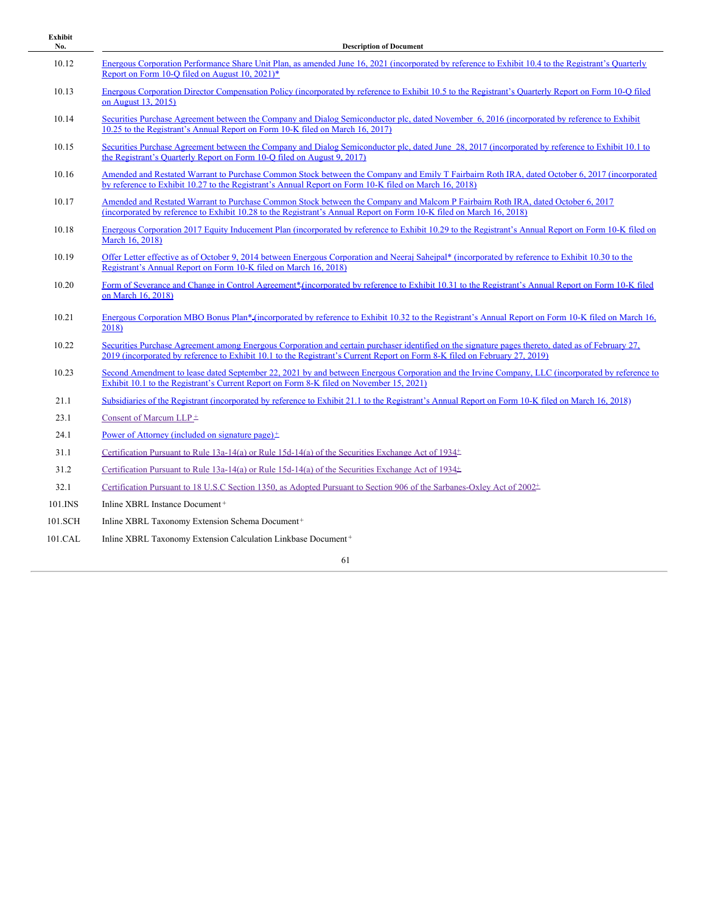| Exhibit No. | Description of Document |
|---|---|
| 10.12 | Energous Corporation Performance Share Unit Plan, as amended June 16, 2021 (incorporated by reference to Exhibit 10.4 to the Registrant's Quarterly Report on Form 10-Q filed on August 10, 2021)* |
| 10.13 | Energous Corporation Director Compensation Policy (incorporated by reference to Exhibit 10.5 to the Registrant's Quarterly Report on Form 10-Q filed on August 13, 2015) |
| 10.14 | Securities Purchase Agreement between the Company and Dialog Semiconductor plc, dated November 6, 2016 (incorporated by reference to Exhibit 10.25 to the Registrant's Annual Report on Form 10-K filed on March 16, 2017) |
| 10.15 | Securities Purchase Agreement between the Company and Dialog Semiconductor plc, dated June 28, 2017 (incorporated by reference to Exhibit 10.1 to the Registrant's Quarterly Report on Form 10-Q filed on August 9, 2017) |
| 10.16 | Amended and Restated Warrant to Purchase Common Stock between the Company and Emily T Fairbairn Roth IRA, dated October 6, 2017 (incorporated by reference to Exhibit 10.27 to the Registrant's Annual Report on Form 10-K filed on March 16, 2018) |
| 10.17 | Amended and Restated Warrant to Purchase Common Stock between the Company and Malcom P Fairbairn Roth IRA, dated October 6, 2017 (incorporated by reference to Exhibit 10.28 to the Registrant's Annual Report on Form 10-K filed on March 16, 2018) |
| 10.18 | Energous Corporation 2017 Equity Inducement Plan (incorporated by reference to Exhibit 10.29 to the Registrant's Annual Report on Form 10-K filed on March 16, 2018) |
| 10.19 | Offer Letter effective as of October 9, 2014 between Energous Corporation and Neeraj Sahejpal* (incorporated by reference to Exhibit 10.30 to the Registrant's Annual Report on Form 10-K filed on March 16, 2018) |
| 10.20 | Form of Severance and Change in Control Agreement* (incorporated by reference to Exhibit 10.31 to the Registrant's Annual Report on Form 10-K filed on March 16, 2018) |
| 10.21 | Energous Corporation MBO Bonus Plan* (incorporated by reference to Exhibit 10.32 to the Registrant's Annual Report on Form 10-K filed on March 16, 2018) |
| 10.22 | Securities Purchase Agreement among Energous Corporation and certain purchaser identified on the signature pages thereto, dated as of February 27, 2019 (incorporated by reference to Exhibit 10.1 to the Registrant's Current Report on Form 8-K filed on February 27, 2019) |
| 10.23 | Second Amendment to lease dated September 22, 2021 by and between Energous Corporation and the Irvine Company, LLC (incorporated by reference to Exhibit 10.1 to the Registrant's Current Report on Form 8-K filed on November 15, 2021) |
| 21.1 | Subsidiaries of the Registrant (incorporated by reference to Exhibit 21.1 to the Registrant's Annual Report on Form 10-K filed on March 16, 2018) |
| 23.1 | Consent of Marcum LLP + |
| 24.1 | Power of Attorney (included on signature page)+ |
| 31.1 | Certification Pursuant to Rule 13a-14(a) or Rule 15d-14(a) of the Securities Exchange Act of 1934+ |
| 31.2 | Certification Pursuant to Rule 13a-14(a) or Rule 15d-14(a) of the Securities Exchange Act of 1934+ |
| 32.1 | Certification Pursuant to 18 U.S.C Section 1350, as Adopted Pursuant to Section 906 of the Sarbanes-Oxley Act of 2002+ |
| 101.INS | Inline XBRL Instance Document+ |
| 101.SCH | Inline XBRL Taxonomy Extension Schema Document+ |
| 101.CAL | Inline XBRL Taxonomy Extension Calculation Linkbase Document+ |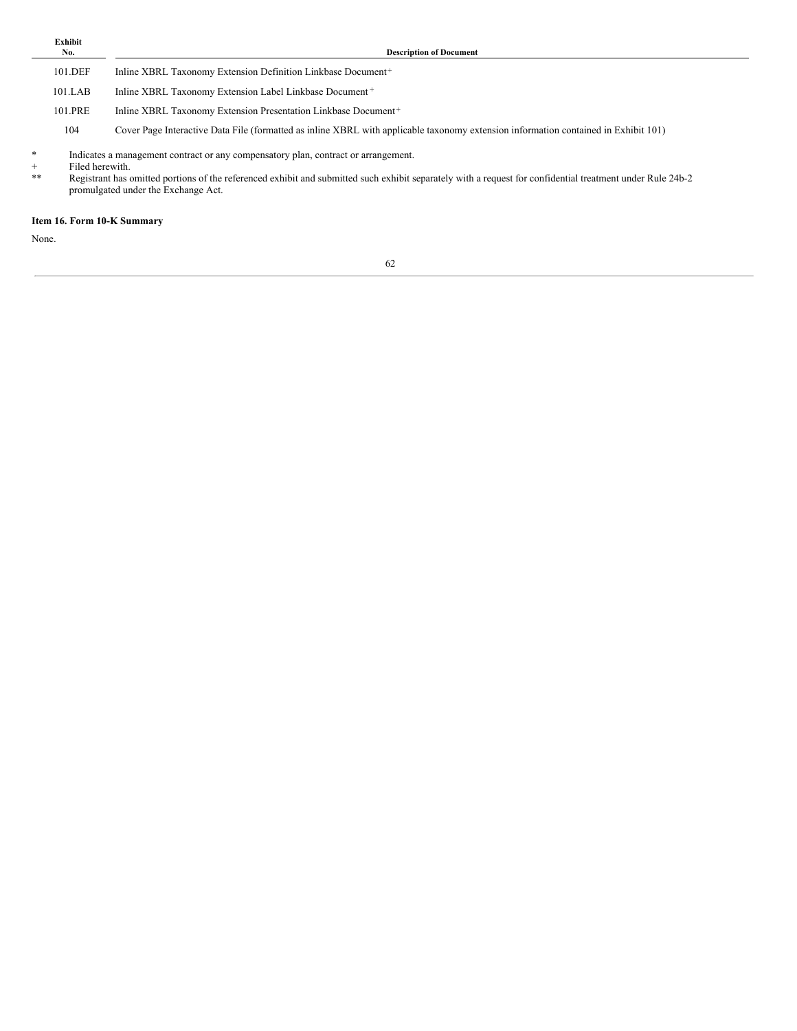| Exhibit No. | Description of Document |
| --- | --- |
| 101.DEF | Inline XBRL Taxonomy Extension Definition Linkbase Document+ |
| 101.LAB | Inline XBRL Taxonomy Extension Label Linkbase Document+ |
| 101.PRE | Inline XBRL Taxonomy Extension Presentation Linkbase Document+ |
| 104 | Cover Page Interactive Data File (formatted as inline XBRL with applicable taxonomy extension information contained in Exhibit 101) |

\* Indicates a management contract or any compensatory plan, contract or arrangement.

\+ Filed herewith.

** Registrant has omitted portions of the referenced exhibit and submitted such exhibit separately with a request for confidential treatment under Rule 24b-2 promulgated under the Exchange Act.

**Item 16. Form 10-K Summary**

None.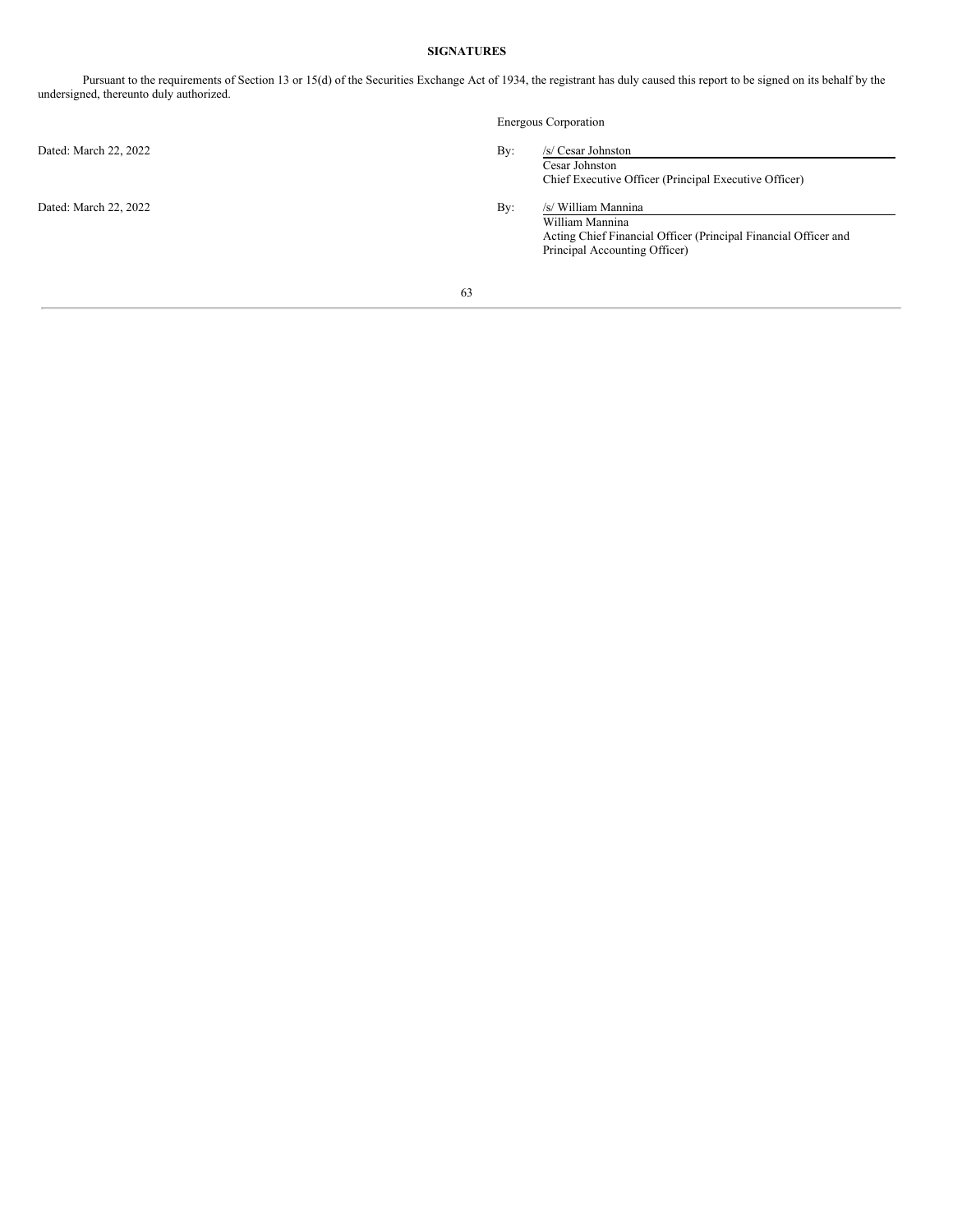**SIGNATURES**

Pursuant to the requirements of Section 13 or 15(d) of the Securities Exchange Act of 1934, the registrant has duly caused this report to be signed on its behalf by the undersigned, thereunto duly authorized.

Energous Corporation

Dated: March 22, 2022

By: /s/ Cesar Johnston
Cesar Johnston
Chief Executive Officer (Principal Executive Officer)

Dated: March 22, 2022

By: /s/ William Mannina
William Mannina
Acting Chief Financial Officer (Principal Financial Officer and Principal Accounting Officer)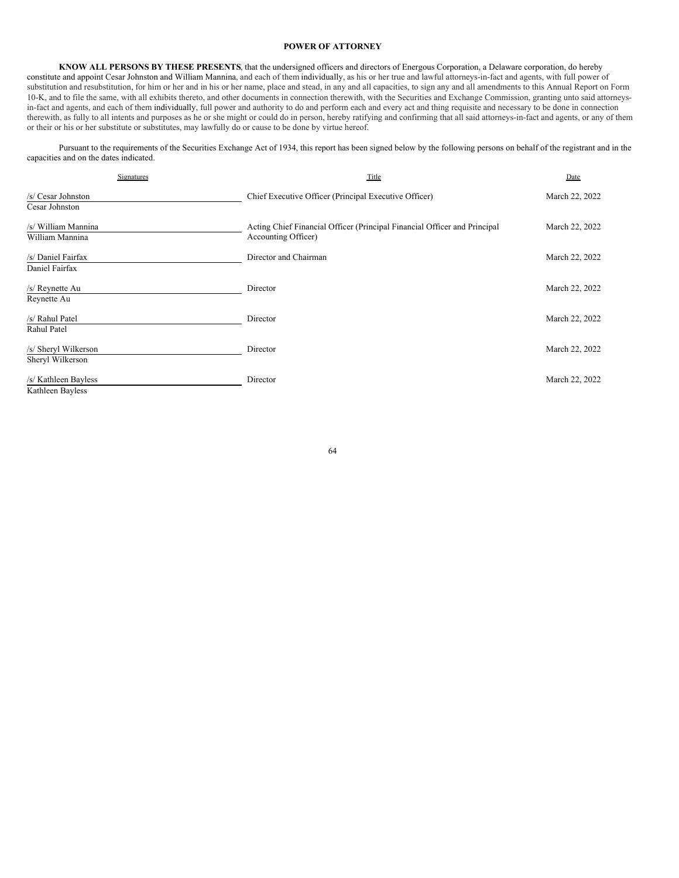## POWER OF ATTORNEY

**KNOW ALL PERSONS BY THESE PRESENTS**, that the undersigned officers and directors of Energous Corporation, a Delaware corporation, do hereby constitute and appoint Cesar Johnston and William Mannina, and each of them individually, as his or her true and lawful attorneys-in-fact and agents, with full power of substitution and resubstitution, for him or her and in his or her name, place and stead, in any and all capacities, to sign any and all amendments to this Annual Report on Form 10-K, and to file the same, with all exhibits thereto, and other documents in connection therewith, with the Securities and Exchange Commission, granting unto said attorneys-in-fact and agents, and each of them individually, full power and authority to do and perform each and every act and thing requisite and necessary to be done in connection therewith, as fully to all intents and purposes as he or she might or could do in person, hereby ratifying and confirming that all said attorneys-in-fact and agents, or any of them or their or his or her substitute or substitutes, may lawfully do or cause to be done by virtue hereof.

Pursuant to the requirements of the Securities Exchange Act of 1934, this report has been signed below by the following persons on behalf of the registrant and in the capacities and on the dates indicated.

| Signatures | Title | Date |
|---|---|---|
| /s/ Cesar Johnston<br>Cesar Johnston | Chief Executive Officer (Principal Executive Officer) | March 22, 2022 |
| /s/ William Mannina<br>William Mannina | Acting Chief Financial Officer (Principal Financial Officer and Principal Accounting Officer) | March 22, 2022 |
| /s/ Daniel Fairfax<br>Daniel Fairfax | Director and Chairman | March 22, 2022 |
| /s/ Reynette Au<br>Reynette Au | Director | March 22, 2022 |
| /s/ Rahul Patel<br>Rahul Patel | Director | March 22, 2022 |
| /s/ Sheryl Wilkerson<br>Sheryl Wilkerson | Director | March 22, 2022 |
| /s/ Kathleen Bayless<br>Kathleen Bayless | Director | March 22, 2022 |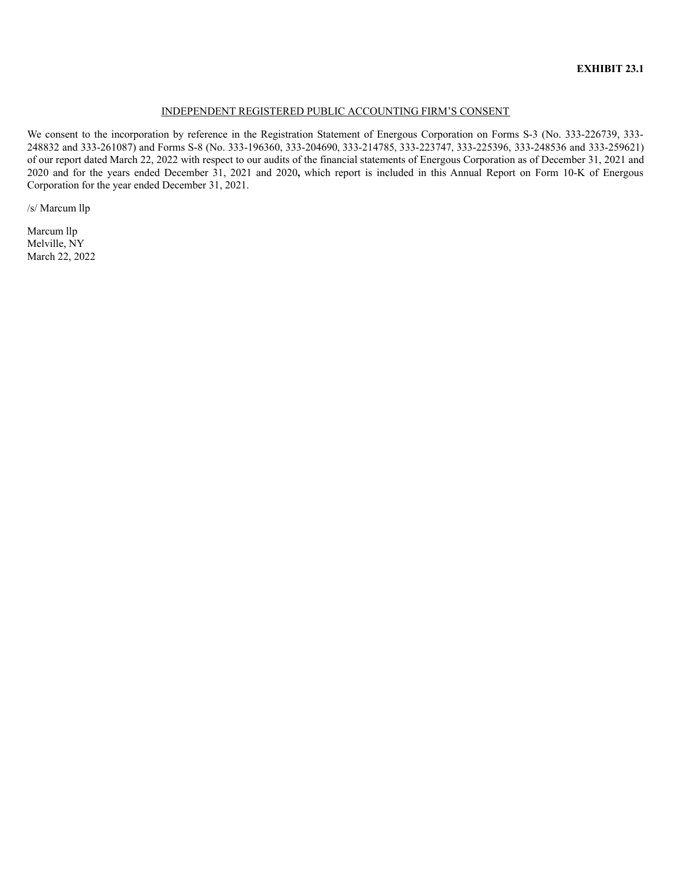**EXHIBIT 23.1**

INDEPENDENT REGISTERED PUBLIC ACCOUNTING FIRM'S CONSENT

We consent to the incorporation by reference in the Registration Statement of Energous Corporation on Forms S-3 (No. 333-226739, 333-248832 and 333-261087) and Forms S-8 (No. 333-196360, 333-204690, 333-214785, 333-223747, 333-225396, 333-248536 and 333-259621) of our report dated March 22, 2022 with respect to our audits of the financial statements of Energous Corporation as of December 31, 2021 and 2020 and for the years ended December 31, 2021 and 2020, which report is included in this Annual Report on Form 10-K of Energous Corporation for the year ended December 31, 2021.

/s/ Marcum llp

Marcum llp
Melville, NY
March 22, 2022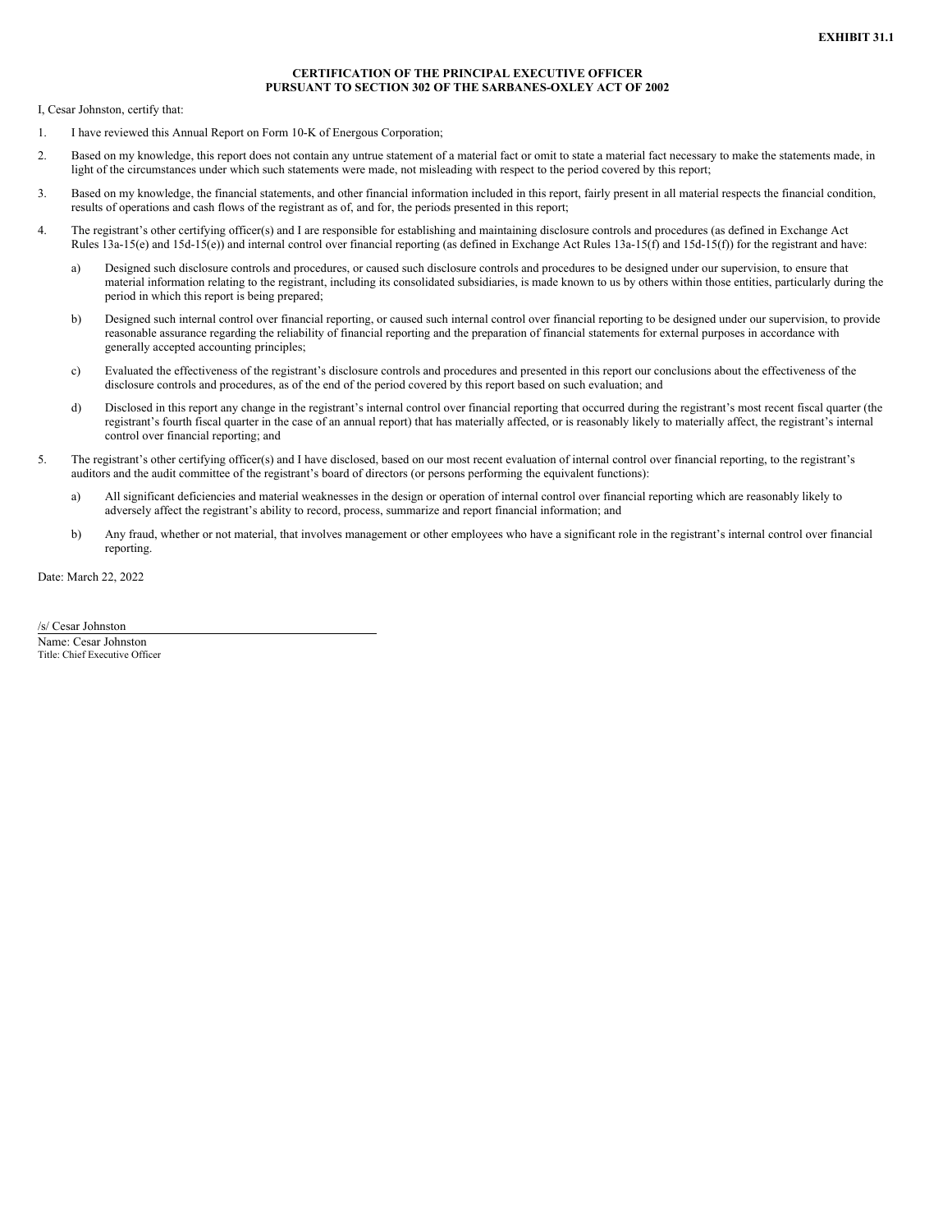**EXHIBIT 31.1**

**CERTIFICATION OF THE PRINCIPAL EXECUTIVE OFFICER**
**PURSUANT TO SECTION 302 OF THE SARBANES-OXLEY ACT OF 2002**

I, Cesar Johnston, certify that:

1. I have reviewed this Annual Report on Form 10-K of Energous Corporation;

2. Based on my knowledge, this report does not contain any untrue statement of a material fact or omit to state a material fact necessary to make the statements made, in light of the circumstances under which such statements were made, not misleading with respect to the period covered by this report;

3. Based on my knowledge, the financial statements, and other financial information included in this report, fairly present in all material respects the financial condition, results of operations and cash flows of the registrant as of, and for, the periods presented in this report;

4. The registrant's other certifying officer(s) and I are responsible for establishing and maintaining disclosure controls and procedures (as defined in Exchange Act Rules 13a-15(e) and 15d-15(e)) and internal control over financial reporting (as defined in Exchange Act Rules 13a-15(f) and 15d-15(f)) for the registrant and have:

   a) Designed such disclosure controls and procedures, or caused such disclosure controls and procedures to be designed under our supervision, to ensure that material information relating to the registrant, including its consolidated subsidiaries, is made known to us by others within those entities, particularly during the period in which this report is being prepared;

   b) Designed such internal control over financial reporting, or caused such internal control over financial reporting to be designed under our supervision, to provide reasonable assurance regarding the reliability of financial reporting and the preparation of financial statements for external purposes in accordance with generally accepted accounting principles;

   c) Evaluated the effectiveness of the registrant's disclosure controls and procedures and presented in this report our conclusions about the effectiveness of the disclosure controls and procedures, as of the end of the period covered by this report based on such evaluation; and

   d) Disclosed in this report any change in the registrant's internal control over financial reporting that occurred during the registrant's most recent fiscal quarter (the registrant's fourth fiscal quarter in the case of an annual report) that has materially affected, or is reasonably likely to materially affect, the registrant's internal control over financial reporting; and

5. The registrant's other certifying officer(s) and I have disclosed, based on our most recent evaluation of internal control over financial reporting, to the registrant's auditors and the audit committee of the registrant's board of directors (or persons performing the equivalent functions):

   a) All significant deficiencies and material weaknesses in the design or operation of internal control over financial reporting which are reasonably likely to adversely affect the registrant's ability to record, process, summarize and report financial information; and

   b) Any fraud, whether or not material, that involves management or other employees who have a significant role in the registrant's internal control over financial reporting.

Date: March 22, 2022

/s/ Cesar Johnston
Name: Cesar Johnston
Title: Chief Executive Officer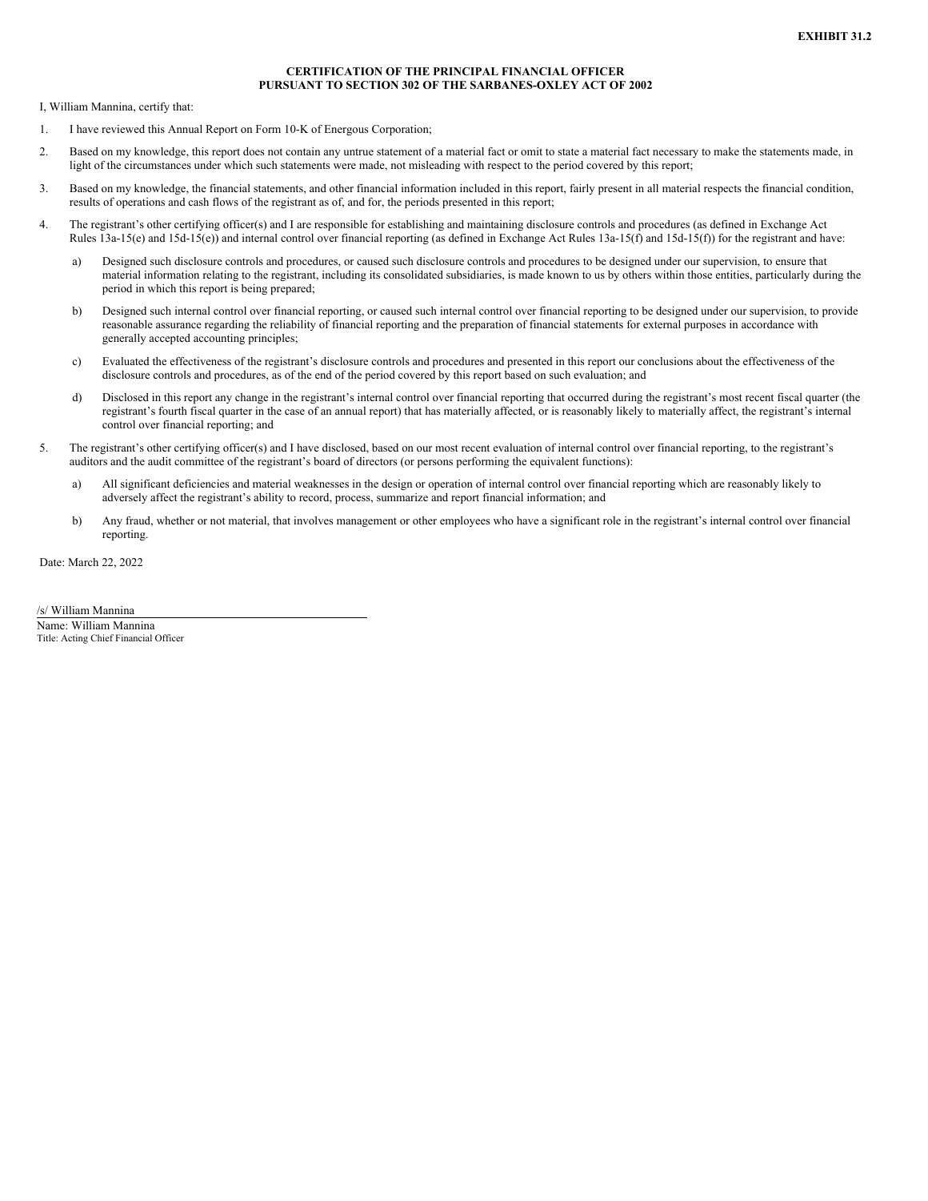**EXHIBIT 31.2**

**CERTIFICATION OF THE PRINCIPAL FINANCIAL OFFICER**
**PURSUANT TO SECTION 302 OF THE SARBANES-OXLEY ACT OF 2002**

I, William Mannina, certify that:

1. I have reviewed this Annual Report on Form 10-K of Energous Corporation;

2. Based on my knowledge, this report does not contain any untrue statement of a material fact or omit to state a material fact necessary to make the statements made, in light of the circumstances under which such statements were made, not misleading with respect to the period covered by this report;

3. Based on my knowledge, the financial statements, and other financial information included in this report, fairly present in all material respects the financial condition, results of operations and cash flows of the registrant as of, and for, the periods presented in this report;

4. The registrant's other certifying officer(s) and I are responsible for establishing and maintaining disclosure controls and procedures (as defined in Exchange Act Rules 13a-15(e) and 15d-15(e)) and internal control over financial reporting (as defined in Exchange Act Rules 13a-15(f) and 15d-15(f)) for the registrant and have:

   a) Designed such disclosure controls and procedures, or caused such disclosure controls and procedures to be designed under our supervision, to ensure that material information relating to the registrant, including its consolidated subsidiaries, is made known to us by others within those entities, particularly during the period in which this report is being prepared;

   b) Designed such internal control over financial reporting, or caused such internal control over financial reporting to be designed under our supervision, to provide reasonable assurance regarding the reliability of financial reporting and the preparation of financial statements for external purposes in accordance with generally accepted accounting principles;

   c) Evaluated the effectiveness of the registrant's disclosure controls and procedures and presented in this report our conclusions about the effectiveness of the disclosure controls and procedures, as of the end of the period covered by this report based on such evaluation; and

   d) Disclosed in this report any change in the registrant's internal control over financial reporting that occurred during the registrant's most recent fiscal quarter (the registrant's fourth fiscal quarter in the case of an annual report) that has materially affected, or is reasonably likely to materially affect, the registrant's internal control over financial reporting; and

5. The registrant's other certifying officer(s) and I have disclosed, based on our most recent evaluation of internal control over financial reporting, to the registrant's auditors and the audit committee of the registrant's board of directors (or persons performing the equivalent functions):

   a) All significant deficiencies and material weaknesses in the design or operation of internal control over financial reporting which are reasonably likely to adversely affect the registrant's ability to record, process, summarize and report financial information; and

   b) Any fraud, whether or not material, that involves management or other employees who have a significant role in the registrant's internal control over financial reporting.

Date: March 22, 2022

/s/ William Mannina
Name: William Mannina
Title: Acting Chief Financial Officer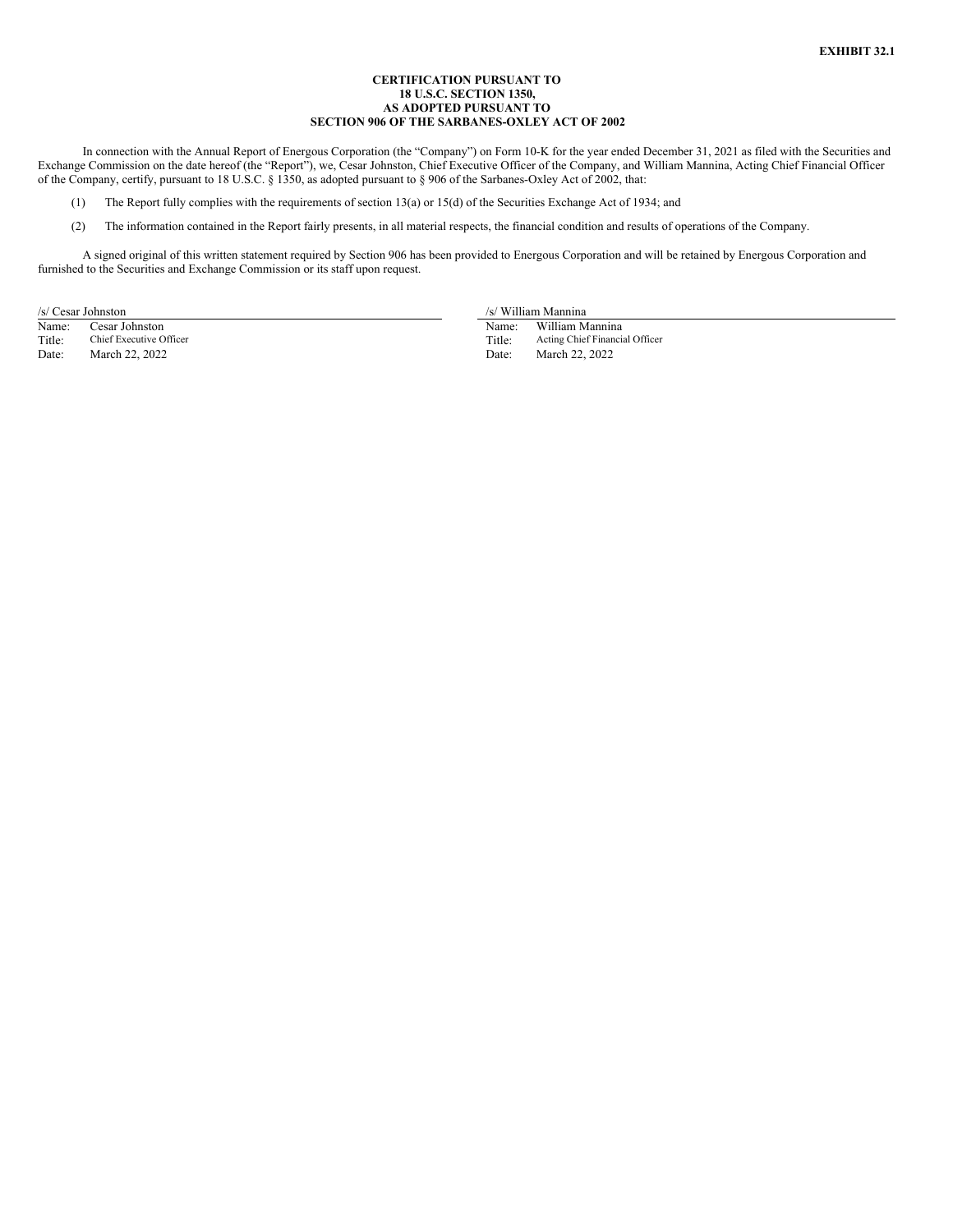**EXHIBIT 32.1**

**CERTIFICATION PURSUANT TO**
**18 U.S.C. SECTION 1350,**
**AS ADOPTED PURSUANT TO**
**SECTION 906 OF THE SARBANES-OXLEY ACT OF 2002**

In connection with the Annual Report of Energous Corporation (the "Company") on Form 10-K for the year ended December 31, 2021 as filed with the Securities and Exchange Commission on the date hereof (the "Report"), we, Cesar Johnston, Chief Executive Officer of the Company, and William Mannina, Acting Chief Financial Officer of the Company, certify, pursuant to 18 U.S.C. § 1350, as adopted pursuant to § 906 of the Sarbanes-Oxley Act of 2002, that:

(1) The Report fully complies with the requirements of section 13(a) or 15(d) of the Securities Exchange Act of 1934; and

(2) The information contained in the Report fairly presents, in all material respects, the financial condition and results of operations of the Company.

A signed original of this written statement required by Section 906 has been provided to Energous Corporation and will be retained by Energous Corporation and furnished to the Securities and Exchange Commission or its staff upon request.

| | | | |
|---|---|---|---|
| /s/ Cesar Johnston | | /s/ William Mannina | |
| Name: | Cesar Johnston | Name: | William Mannina |
| Title: | Chief Executive Officer | Title: | Acting Chief Financial Officer |
| Date: | March 22, 2022 | Date: | March 22, 2022 |